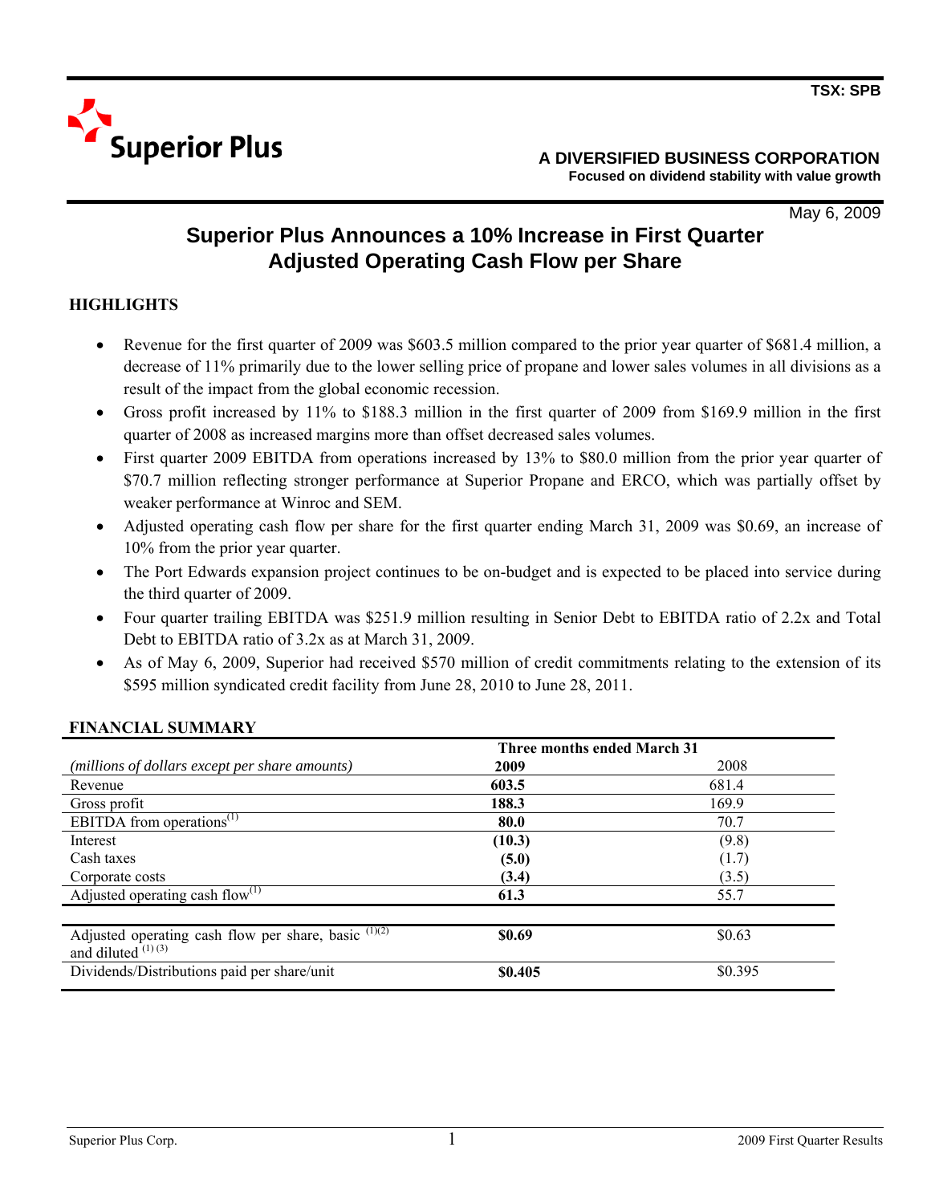TSX: SPB

Superior Plus

**A DIVERSIFIED BUSINESS CORPORATION**
**Focused on dividend stability with value growth**

May 6, 2009

# Superior Plus Announces a 10% Increase in First Quarter Adjusted Operating Cash Flow per Share

## HIGHLIGHTS

- Revenue for the first quarter of 2009 was $603.5 million compared to the prior year quarter of $681.4 million, a decrease of 11% primarily due to the lower selling price of propane and lower sales volumes in all divisions as a result of the impact from the global economic recession.
- Gross profit increased by 11% to $188.3 million in the first quarter of 2009 from $169.9 million in the first quarter of 2008 as increased margins more than offset decreased sales volumes.
- First quarter 2009 EBITDA from operations increased by 13% to $80.0 million from the prior year quarter of $70.7 million reflecting stronger performance at Superior Propane and ERCO, which was partially offset by weaker performance at Winroc and SEM.
- Adjusted operating cash flow per share for the first quarter ending March 31, 2009 was $0.69, an increase of 10% from the prior year quarter.
- The Port Edwards expansion project continues to be on-budget and is expected to be placed into service during the third quarter of 2009.
- Four quarter trailing EBITDA was $251.9 million resulting in Senior Debt to EBITDA ratio of 2.2x and Total Debt to EBITDA ratio of 3.2x as at March 31, 2009.
- As of May 6, 2009, Superior had received $570 million of credit commitments relating to the extension of its $595 million syndicated credit facility from June 28, 2010 to June 28, 2011.

## FINANCIAL SUMMARY

| | Three months ended March 31 | |
|---|---|---|
| *(millions of dollars except per share amounts)* | **2009** | 2008 |
| Revenue | **603.5** | 681.4 |
| Gross profit | **188.3** | 169.9 |
| EBITDA from operations[1] | **80.0** | 70.7 |
| Interest | **(10.3)** | (9.8) |
| Cash taxes | **(5.0)** | (1.7) |
| Corporate costs | **(3.4)** | (3.5) |
| Adjusted operating cash flow[1] | **61.3** | 55.7 |
| | | |
| Adjusted operating cash flow per share, basic [1][2] and diluted [1][3] | **$0.69** | $0.63 |
| Dividends/Distributions paid per share/unit | **$0.405** | $0.395 |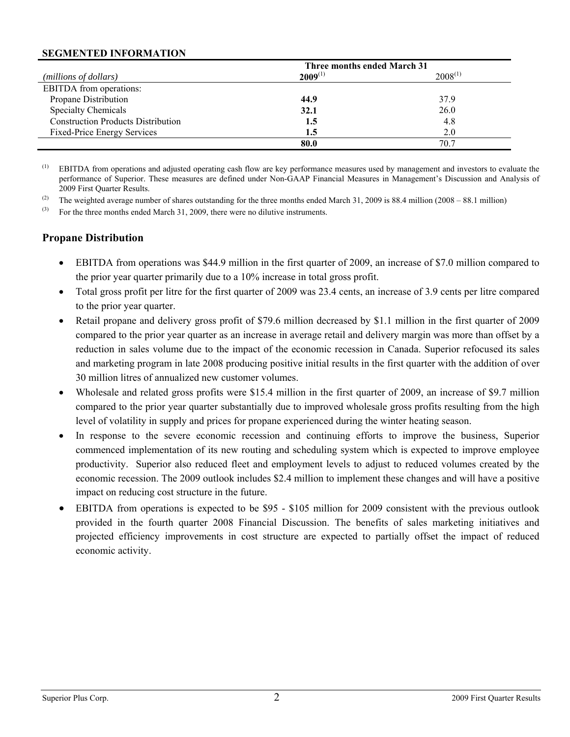**SEGMENTED INFORMATION**

| *(millions of dollars)* | Three months ended March 31 | |
|---|---|---|
| | **2009**[1] | 2008[1] |
| EBITDA from operations: | | |
| Propane Distribution | **44.9** | 37.9 |
| Specialty Chemicals | **32.1** | 26.0 |
| Construction Products Distribution | **1.5** | 4.8 |
| Fixed-Price Energy Services | **1.5** | 2.0 |
| | **80.0** | 70.7 |

(1) EBITDA from operations and adjusted operating cash flow are key performance measures used by management and investors to evaluate the performance of Superior. These measures are defined under Non-GAAP Financial Measures in Management's Discussion and Analysis of 2009 First Quarter Results.

(2) The weighted average number of shares outstanding for the three months ended March 31, 2009 is 88.4 million (2008 – 88.1 million)

(3) For the three months ended March 31, 2009, there were no dilutive instruments.

## Propane Distribution

- EBITDA from operations was $44.9 million in the first quarter of 2009, an increase of $7.0 million compared to the prior year quarter primarily due to a 10% increase in total gross profit.
- Total gross profit per litre for the first quarter of 2009 was 23.4 cents, an increase of 3.9 cents per litre compared to the prior year quarter.
- Retail propane and delivery gross profit of $79.6 million decreased by $1.1 million in the first quarter of 2009 compared to the prior year quarter as an increase in average retail and delivery margin was more than offset by a reduction in sales volume due to the impact of the economic recession in Canada. Superior refocused its sales and marketing program in late 2008 producing positive initial results in the first quarter with the addition of over 30 million litres of annualized new customer volumes.
- Wholesale and related gross profits were $15.4 million in the first quarter of 2009, an increase of $9.7 million compared to the prior year quarter substantially due to improved wholesale gross profits resulting from the high level of volatility in supply and prices for propane experienced during the winter heating season.
- In response to the severe economic recession and continuing efforts to improve the business, Superior commenced implementation of its new routing and scheduling system which is expected to improve employee productivity. Superior also reduced fleet and employment levels to adjust to reduced volumes created by the economic recession. The 2009 outlook includes $2.4 million to implement these changes and will have a positive impact on reducing cost structure in the future.
- EBITDA from operations is expected to be $95 - $105 million for 2009 consistent with the previous outlook provided in the fourth quarter 2008 Financial Discussion. The benefits of sales marketing initiatives and projected efficiency improvements in cost structure are expected to partially offset the impact of reduced economic activity.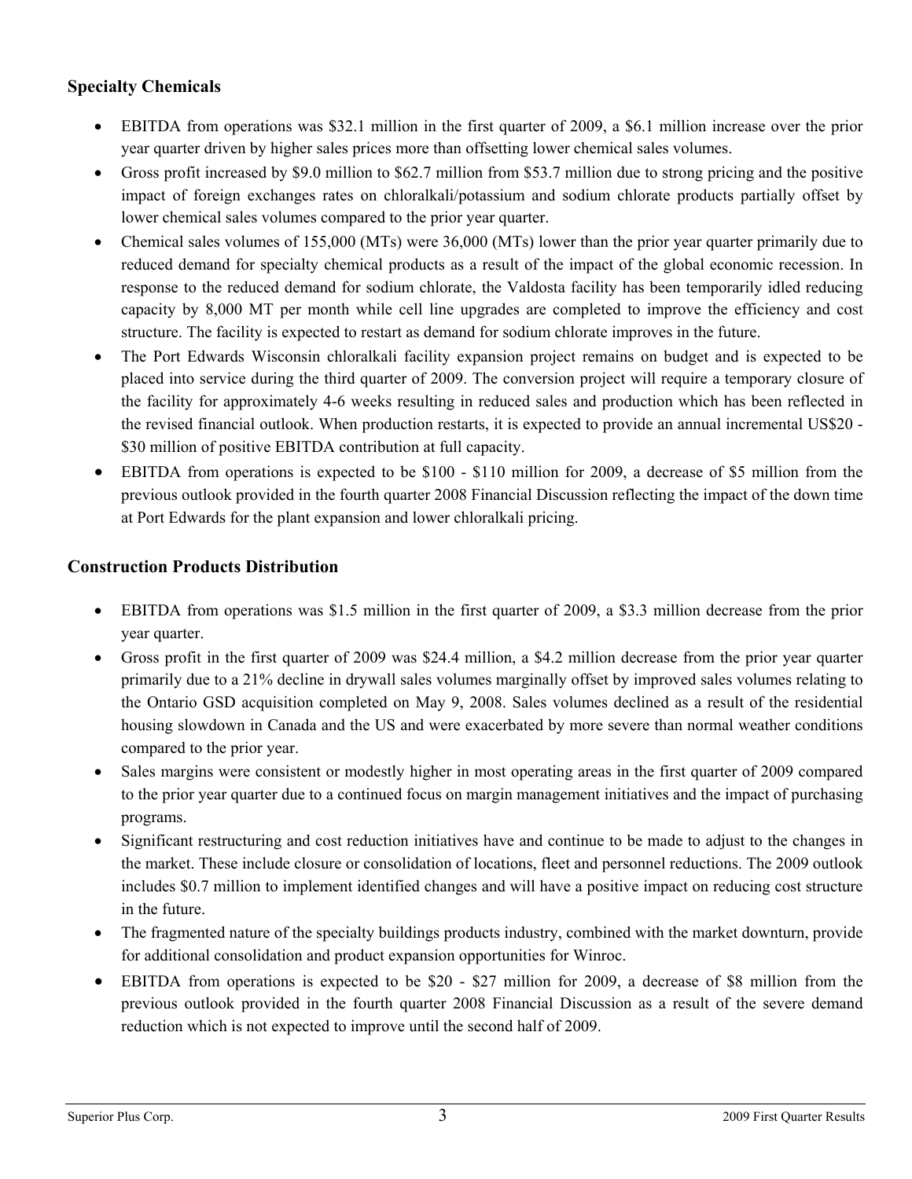## Specialty Chemicals

- EBITDA from operations was $32.1 million in the first quarter of 2009, a $6.1 million increase over the prior year quarter driven by higher sales prices more than offsetting lower chemical sales volumes.
- Gross profit increased by $9.0 million to $62.7 million from $53.7 million due to strong pricing and the positive impact of foreign exchanges rates on chloralkali/potassium and sodium chlorate products partially offset by lower chemical sales volumes compared to the prior year quarter.
- Chemical sales volumes of 155,000 (MTs) were 36,000 (MTs) lower than the prior year quarter primarily due to reduced demand for specialty chemical products as a result of the impact of the global economic recession. In response to the reduced demand for sodium chlorate, the Valdosta facility has been temporarily idled reducing capacity by 8,000 MT per month while cell line upgrades are completed to improve the efficiency and cost structure. The facility is expected to restart as demand for sodium chlorate improves in the future.
- The Port Edwards Wisconsin chloralkali facility expansion project remains on budget and is expected to be placed into service during the third quarter of 2009. The conversion project will require a temporary closure of the facility for approximately 4-6 weeks resulting in reduced sales and production which has been reflected in the revised financial outlook. When production restarts, it is expected to provide an annual incremental US$20 - $30 million of positive EBITDA contribution at full capacity.
- EBITDA from operations is expected to be $100 - $110 million for 2009, a decrease of $5 million from the previous outlook provided in the fourth quarter 2008 Financial Discussion reflecting the impact of the down time at Port Edwards for the plant expansion and lower chloralkali pricing.

## Construction Products Distribution

- EBITDA from operations was $1.5 million in the first quarter of 2009, a $3.3 million decrease from the prior year quarter.
- Gross profit in the first quarter of 2009 was $24.4 million, a $4.2 million decrease from the prior year quarter primarily due to a 21% decline in drywall sales volumes marginally offset by improved sales volumes relating to the Ontario GSD acquisition completed on May 9, 2008. Sales volumes declined as a result of the residential housing slowdown in Canada and the US and were exacerbated by more severe than normal weather conditions compared to the prior year.
- Sales margins were consistent or modestly higher in most operating areas in the first quarter of 2009 compared to the prior year quarter due to a continued focus on margin management initiatives and the impact of purchasing programs.
- Significant restructuring and cost reduction initiatives have and continue to be made to adjust to the changes in the market. These include closure or consolidation of locations, fleet and personnel reductions. The 2009 outlook includes $0.7 million to implement identified changes and will have a positive impact on reducing cost structure in the future.
- The fragmented nature of the specialty buildings products industry, combined with the market downturn, provide for additional consolidation and product expansion opportunities for Winroc.
- EBITDA from operations is expected to be $20 - $27 million for 2009, a decrease of $8 million from the previous outlook provided in the fourth quarter 2008 Financial Discussion as a result of the severe demand reduction which is not expected to improve until the second half of 2009.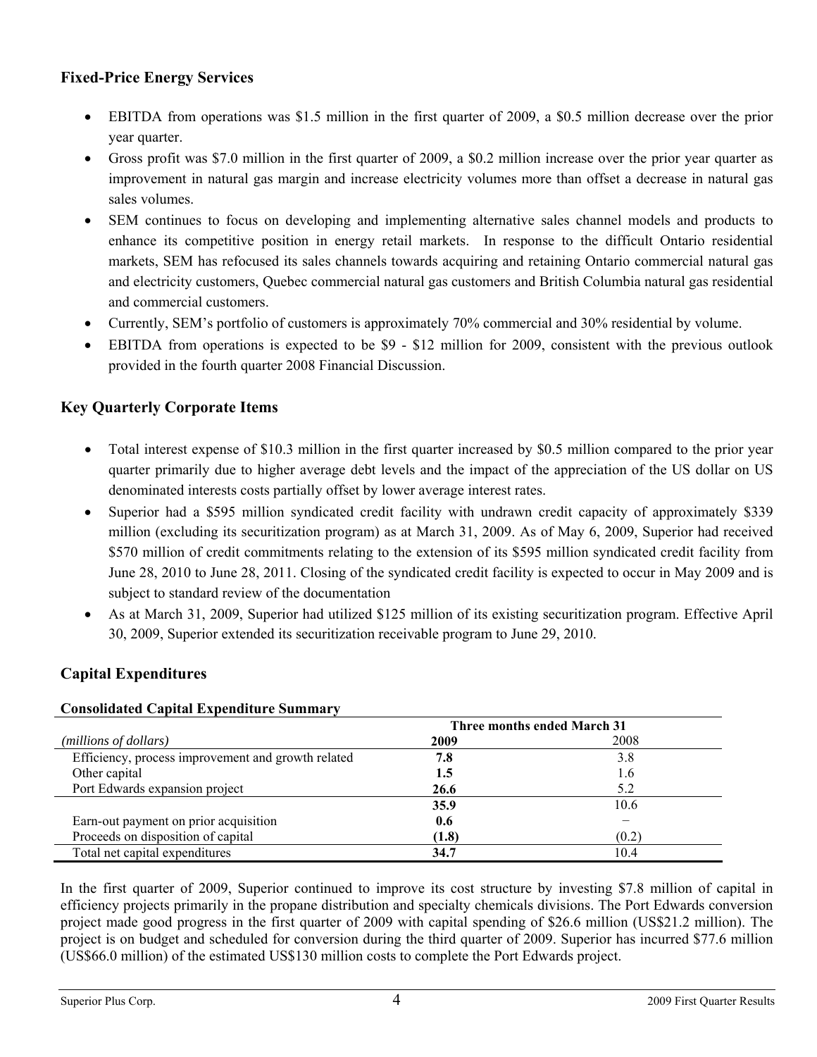## Fixed-Price Energy Services

- EBITDA from operations was $1.5 million in the first quarter of 2009, a $0.5 million decrease over the prior year quarter.
- Gross profit was $7.0 million in the first quarter of 2009, a $0.2 million increase over the prior year quarter as improvement in natural gas margin and increase electricity volumes more than offset a decrease in natural gas sales volumes.
- SEM continues to focus on developing and implementing alternative sales channel models and products to enhance its competitive position in energy retail markets. In response to the difficult Ontario residential markets, SEM has refocused its sales channels towards acquiring and retaining Ontario commercial natural gas and electricity customers, Quebec commercial natural gas customers and British Columbia natural gas residential and commercial customers.
- Currently, SEM's portfolio of customers is approximately 70% commercial and 30% residential by volume.
- EBITDA from operations is expected to be $9 - $12 million for 2009, consistent with the previous outlook provided in the fourth quarter 2008 Financial Discussion.

## Key Quarterly Corporate Items

- Total interest expense of $10.3 million in the first quarter increased by $0.5 million compared to the prior year quarter primarily due to higher average debt levels and the impact of the appreciation of the US dollar on US denominated interests costs partially offset by lower average interest rates.
- Superior had a $595 million syndicated credit facility with undrawn credit capacity of approximately $339 million (excluding its securitization program) as at March 31, 2009. As of May 6, 2009, Superior had received $570 million of credit commitments relating to the extension of its $595 million syndicated credit facility from June 28, 2010 to June 28, 2011. Closing of the syndicated credit facility is expected to occur in May 2009 and is subject to standard review of the documentation
- As at March 31, 2009, Superior had utilized $125 million of its existing securitization program. Effective April 30, 2009, Superior extended its securitization receivable program to June 29, 2010.

## Capital Expenditures

**Consolidated Capital Expenditure Summary**

| | Three months ended March 31 | |
|---|---|---|
| *(millions of dollars)* | **2009** | 2008 |
| Efficiency, process improvement and growth related | **7.8** | 3.8 |
| Other capital | **1.5** | 1.6 |
| Port Edwards expansion project | **26.6** | 5.2 |
| | **35.9** | 10.6 |
| Earn-out payment on prior acquisition | **0.6** | – |
| Proceeds on disposition of capital | **(1.8)** | (0.2) |
| Total net capital expenditures | **34.7** | 10.4 |

In the first quarter of 2009, Superior continued to improve its cost structure by investing $7.8 million of capital in efficiency projects primarily in the propane distribution and specialty chemicals divisions. The Port Edwards conversion project made good progress in the first quarter of 2009 with capital spending of $26.6 million (US$21.2 million). The project is on budget and scheduled for conversion during the third quarter of 2009. Superior has incurred $77.6 million (US$66.0 million) of the estimated US$130 million costs to complete the Port Edwards project.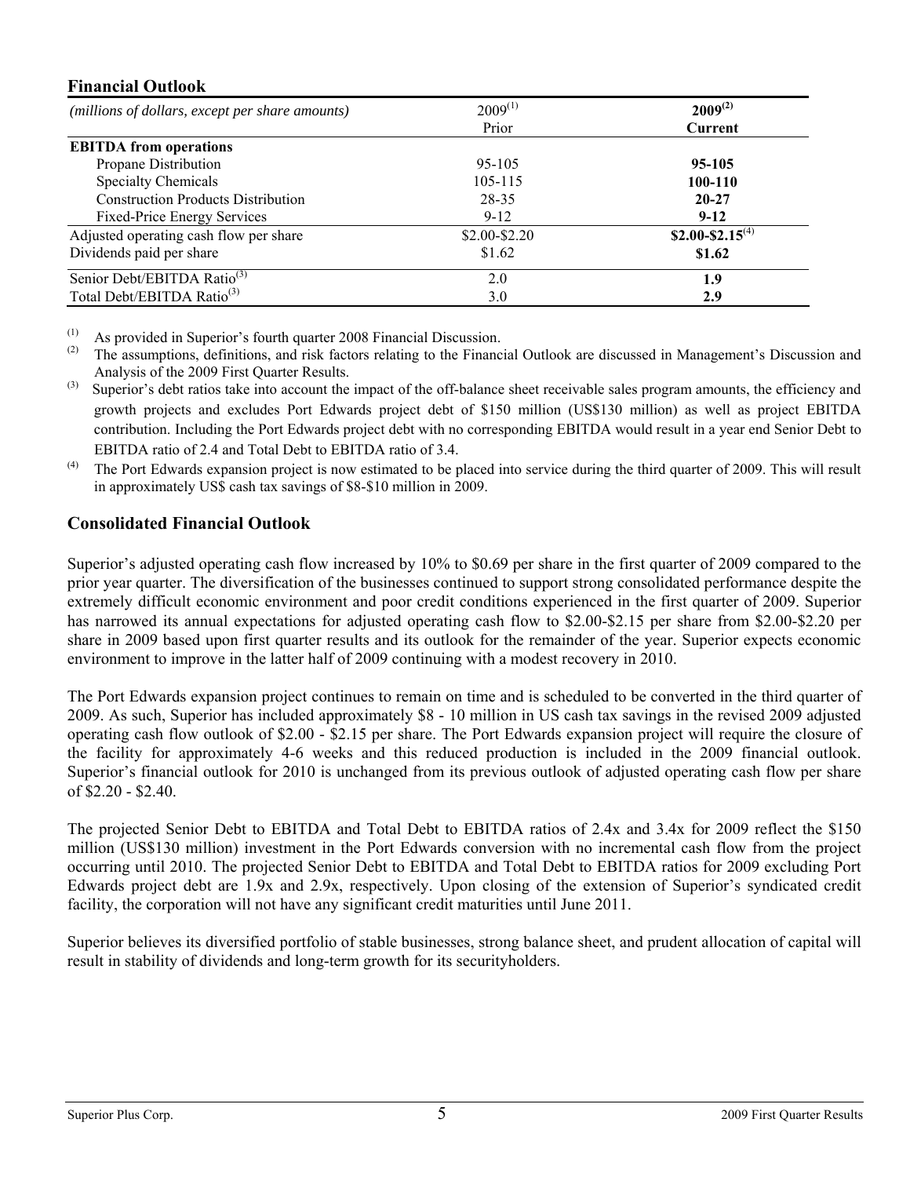## Financial Outlook

| (millions of dollars, except per share amounts) | 2009[1] Prior | **2009[2] Current** |
|---|---|---|
| **EBITDA from operations** | | |
| Propane Distribution | 95-105 | **95-105** |
| Specialty Chemicals | 105-115 | **100-110** |
| Construction Products Distribution | 28-35 | **20-27** |
| Fixed-Price Energy Services | 9-12 | **9-12** |
| Adjusted operating cash flow per share | \$2.00-\$2.20 | **\$2.00-\$2.15[4]** |
| Dividends paid per share | \$1.62 | **\$1.62** |
| Senior Debt/EBITDA Ratio[3] | 2.0 | **1.9** |
| Total Debt/EBITDA Ratio[3] | 3.0 | **2.9** |

(1) As provided in Superior's fourth quarter 2008 Financial Discussion.

(2) The assumptions, definitions, and risk factors relating to the Financial Outlook are discussed in Management's Discussion and Analysis of the 2009 First Quarter Results.

(3) Superior's debt ratios take into account the impact of the off-balance sheet receivable sales program amounts, the efficiency and growth projects and excludes Port Edwards project debt of \$150 million (US\$130 million) as well as project EBITDA contribution. Including the Port Edwards project debt with no corresponding EBITDA would result in a year end Senior Debt to EBITDA ratio of 2.4 and Total Debt to EBITDA ratio of 3.4.

(4) The Port Edwards expansion project is now estimated to be placed into service during the third quarter of 2009. This will result in approximately US\$ cash tax savings of \$8-\$10 million in 2009.

## Consolidated Financial Outlook

Superior's adjusted operating cash flow increased by 10% to \$0.69 per share in the first quarter of 2009 compared to the prior year quarter. The diversification of the businesses continued to support strong consolidated performance despite the extremely difficult economic environment and poor credit conditions experienced in the first quarter of 2009. Superior has narrowed its annual expectations for adjusted operating cash flow to \$2.00-\$2.15 per share from \$2.00-\$2.20 per share in 2009 based upon first quarter results and its outlook for the remainder of the year. Superior expects economic environment to improve in the latter half of 2009 continuing with a modest recovery in 2010.

The Port Edwards expansion project continues to remain on time and is scheduled to be converted in the third quarter of 2009. As such, Superior has included approximately \$8 - 10 million in US cash tax savings in the revised 2009 adjusted operating cash flow outlook of \$2.00 - \$2.15 per share. The Port Edwards expansion project will require the closure of the facility for approximately 4-6 weeks and this reduced production is included in the 2009 financial outlook. Superior's financial outlook for 2010 is unchanged from its previous outlook of adjusted operating cash flow per share of \$2.20 - \$2.40.

The projected Senior Debt to EBITDA and Total Debt to EBITDA ratios of 2.4x and 3.4x for 2009 reflect the \$150 million (US\$130 million) investment in the Port Edwards conversion with no incremental cash flow from the project occurring until 2010. The projected Senior Debt to EBITDA and Total Debt to EBITDA ratios for 2009 excluding Port Edwards project debt are 1.9x and 2.9x, respectively. Upon closing of the extension of Superior's syndicated credit facility, the corporation will not have any significant credit maturities until June 2011.

Superior believes its diversified portfolio of stable businesses, strong balance sheet, and prudent allocation of capital will result in stability of dividends and long-term growth for its securityholders.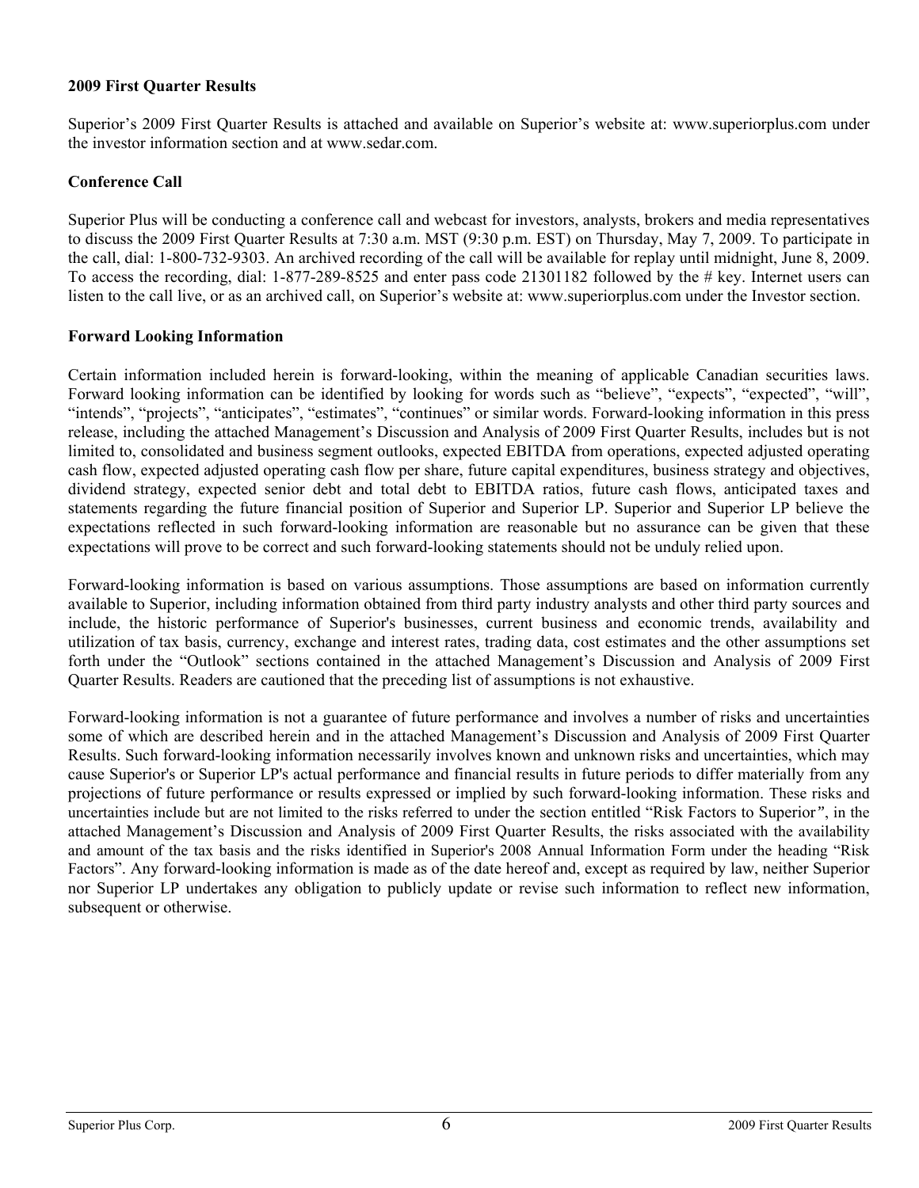### 2009 First Quarter Results

Superior's 2009 First Quarter Results is attached and available on Superior's website at: www.superiorplus.com under the investor information section and at www.sedar.com.

### Conference Call

Superior Plus will be conducting a conference call and webcast for investors, analysts, brokers and media representatives to discuss the 2009 First Quarter Results at 7:30 a.m. MST (9:30 p.m. EST) on Thursday, May 7, 2009. To participate in the call, dial: 1-800-732-9303. An archived recording of the call will be available for replay until midnight, June 8, 2009. To access the recording, dial: 1-877-289-8525 and enter pass code 21301182 followed by the # key. Internet users can listen to the call live, or as an archived call, on Superior's website at: www.superiorplus.com under the Investor section.

### Forward Looking Information

Certain information included herein is forward-looking, within the meaning of applicable Canadian securities laws. Forward looking information can be identified by looking for words such as "believe", "expects", "expected", "will", "intends", "projects", "anticipates", "estimates", "continues" or similar words. Forward-looking information in this press release, including the attached Management's Discussion and Analysis of 2009 First Quarter Results, includes but is not limited to, consolidated and business segment outlooks, expected EBITDA from operations, expected adjusted operating cash flow, expected adjusted operating cash flow per share, future capital expenditures, business strategy and objectives, dividend strategy, expected senior debt and total debt to EBITDA ratios, future cash flows, anticipated taxes and statements regarding the future financial position of Superior and Superior LP. Superior and Superior LP believe the expectations reflected in such forward-looking information are reasonable but no assurance can be given that these expectations will prove to be correct and such forward-looking statements should not be unduly relied upon.

Forward-looking information is based on various assumptions. Those assumptions are based on information currently available to Superior, including information obtained from third party industry analysts and other third party sources and include, the historic performance of Superior's businesses, current business and economic trends, availability and utilization of tax basis, currency, exchange and interest rates, trading data, cost estimates and the other assumptions set forth under the "Outlook" sections contained in the attached Management's Discussion and Analysis of 2009 First Quarter Results. Readers are cautioned that the preceding list of assumptions is not exhaustive.

Forward-looking information is not a guarantee of future performance and involves a number of risks and uncertainties some of which are described herein and in the attached Management's Discussion and Analysis of 2009 First Quarter Results. Such forward-looking information necessarily involves known and unknown risks and uncertainties, which may cause Superior's or Superior LP's actual performance and financial results in future periods to differ materially from any projections of future performance or results expressed or implied by such forward-looking information. These risks and uncertainties include but are not limited to the risks referred to under the section entitled "Risk Factors to Superior", in the attached Management's Discussion and Analysis of 2009 First Quarter Results, the risks associated with the availability and amount of the tax basis and the risks identified in Superior's 2008 Annual Information Form under the heading "Risk Factors". Any forward-looking information is made as of the date hereof and, except as required by law, neither Superior nor Superior LP undertakes any obligation to publicly update or revise such information to reflect new information, subsequent or otherwise.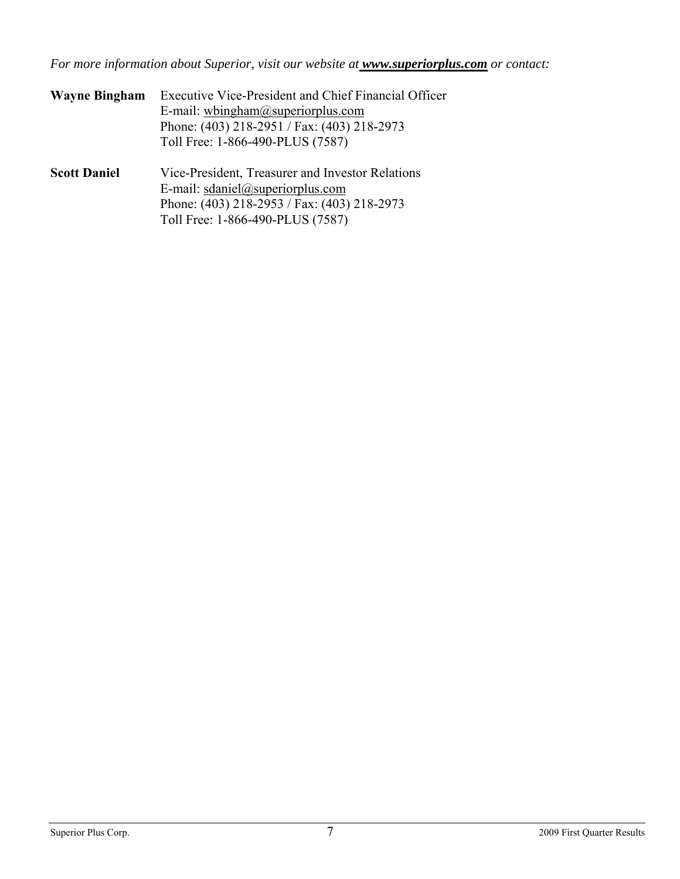*For more information about Superior, visit our website at* ***www.superiorplus.com*** *or contact:*

**Wayne Bingham** Executive Vice-President and Chief Financial Officer
E-mail: wbingham@superiorplus.com
Phone: (403) 218-2951 / Fax: (403) 218-2973
Toll Free: 1-866-490-PLUS (7587)

**Scott Daniel** Vice-President, Treasurer and Investor Relations
E-mail: sdaniel@superiorplus.com
Phone: (403) 218-2953 / Fax: (403) 218-2973
Toll Free: 1-866-490-PLUS (7587)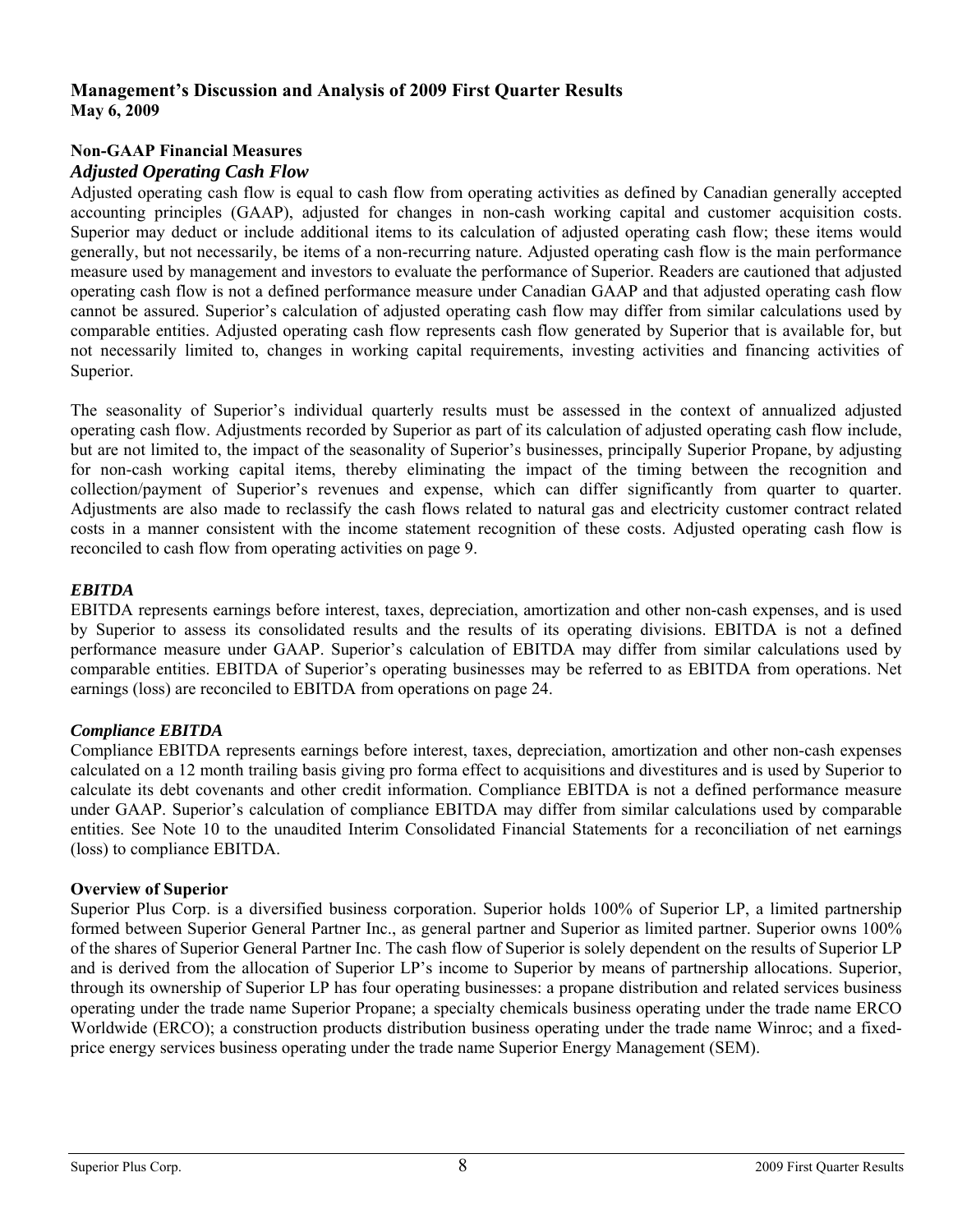**Management's Discussion and Analysis of 2009 First Quarter Results**
**May 6, 2009**

**Non-GAAP Financial Measures**

***Adjusted Operating Cash Flow***

Adjusted operating cash flow is equal to cash flow from operating activities as defined by Canadian generally accepted accounting principles (GAAP), adjusted for changes in non-cash working capital and customer acquisition costs. Superior may deduct or include additional items to its calculation of adjusted operating cash flow; these items would generally, but not necessarily, be items of a non-recurring nature. Adjusted operating cash flow is the main performance measure used by management and investors to evaluate the performance of Superior. Readers are cautioned that adjusted operating cash flow is not a defined performance measure under Canadian GAAP and that adjusted operating cash flow cannot be assured. Superior's calculation of adjusted operating cash flow may differ from similar calculations used by comparable entities. Adjusted operating cash flow represents cash flow generated by Superior that is available for, but not necessarily limited to, changes in working capital requirements, investing activities and financing activities of Superior.

The seasonality of Superior's individual quarterly results must be assessed in the context of annualized adjusted operating cash flow. Adjustments recorded by Superior as part of its calculation of adjusted operating cash flow include, but are not limited to, the impact of the seasonality of Superior's businesses, principally Superior Propane, by adjusting for non-cash working capital items, thereby eliminating the impact of the timing between the recognition and collection/payment of Superior's revenues and expense, which can differ significantly from quarter to quarter. Adjustments are also made to reclassify the cash flows related to natural gas and electricity customer contract related costs in a manner consistent with the income statement recognition of these costs. Adjusted operating cash flow is reconciled to cash flow from operating activities on page 9.

***EBITDA***

EBITDA represents earnings before interest, taxes, depreciation, amortization and other non-cash expenses, and is used by Superior to assess its consolidated results and the results of its operating divisions. EBITDA is not a defined performance measure under GAAP. Superior's calculation of EBITDA may differ from similar calculations used by comparable entities. EBITDA of Superior's operating businesses may be referred to as EBITDA from operations. Net earnings (loss) are reconciled to EBITDA from operations on page 24.

***Compliance EBITDA***

Compliance EBITDA represents earnings before interest, taxes, depreciation, amortization and other non-cash expenses calculated on a 12 month trailing basis giving pro forma effect to acquisitions and divestitures and is used by Superior to calculate its debt covenants and other credit information. Compliance EBITDA is not a defined performance measure under GAAP. Superior's calculation of compliance EBITDA may differ from similar calculations used by comparable entities. See Note 10 to the unaudited Interim Consolidated Financial Statements for a reconciliation of net earnings (loss) to compliance EBITDA.

**Overview of Superior**

Superior Plus Corp. is a diversified business corporation. Superior holds 100% of Superior LP, a limited partnership formed between Superior General Partner Inc., as general partner and Superior as limited partner. Superior owns 100% of the shares of Superior General Partner Inc. The cash flow of Superior is solely dependent on the results of Superior LP and is derived from the allocation of Superior LP's income to Superior by means of partnership allocations. Superior, through its ownership of Superior LP has four operating businesses: a propane distribution and related services business operating under the trade name Superior Propane; a specialty chemicals business operating under the trade name ERCO Worldwide (ERCO); a construction products distribution business operating under the trade name Winroc; and a fixed-price energy services business operating under the trade name Superior Energy Management (SEM).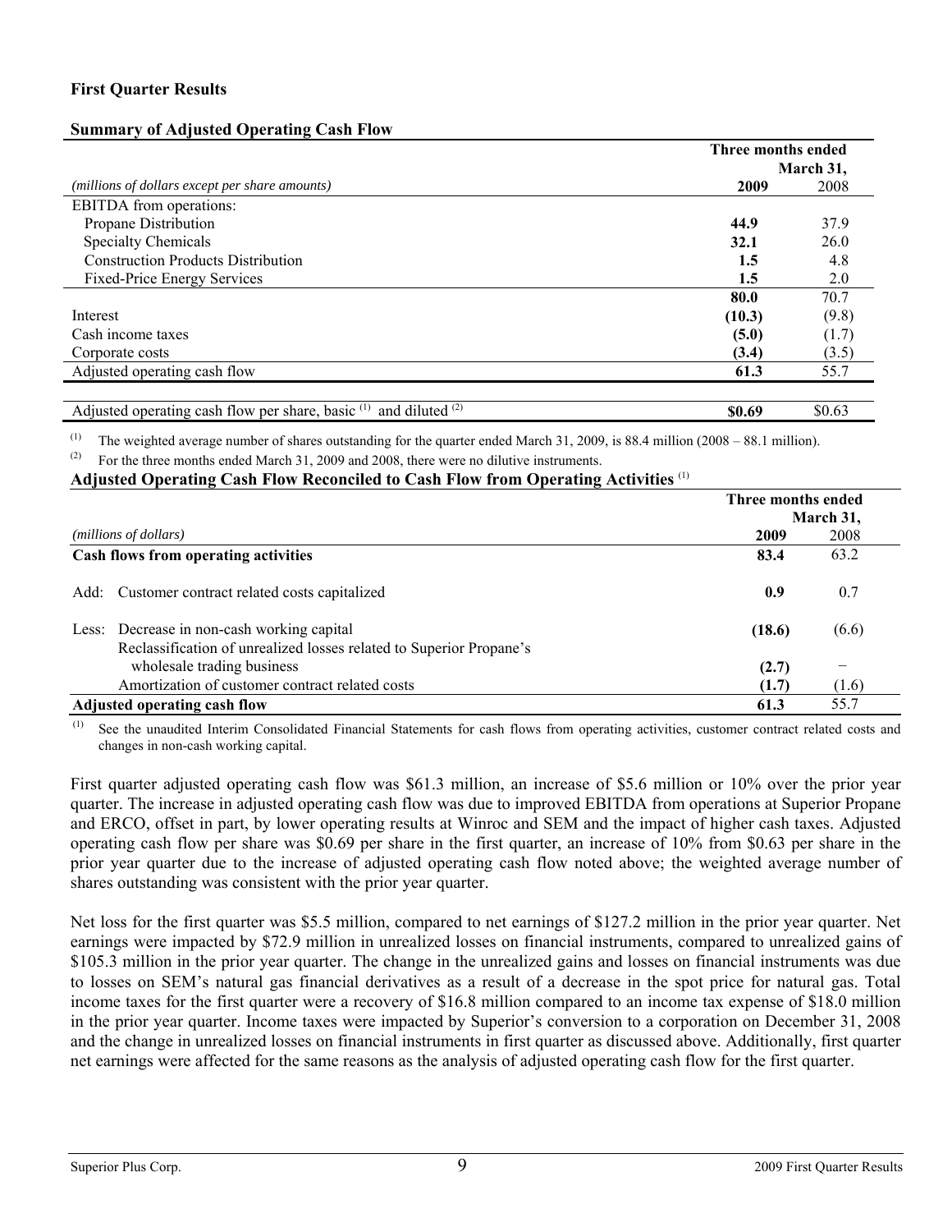**First Quarter Results**

**Summary of Adjusted Operating Cash Flow**

| *(millions of dollars except per share amounts)* | Three months ended March 31, 2009 | 2008 |
|---|---|---|
| EBITDA from operations: | | |
| Propane Distribution | **44.9** | 37.9 |
| Specialty Chemicals | **32.1** | 26.0 |
| Construction Products Distribution | **1.5** | 4.8 |
| Fixed-Price Energy Services | **1.5** | 2.0 |
| | **80.0** | 70.7 |
| Interest | **(10.3)** | (9.8) |
| Cash income taxes | **(5.0)** | (1.7) |
| Corporate costs | **(3.4)** | (3.5) |
| Adjusted operating cash flow | **61.3** | 55.7 |
| Adjusted operating cash flow per share, basic [(1)] and diluted [(2)] | **$0.69** | $0.63 |

(1) The weighted average number of shares outstanding for the quarter ended March 31, 2009, is 88.4 million (2008 – 88.1 million).

(2) For the three months ended March 31, 2009 and 2008, there were no dilutive instruments.

**Adjusted Operating Cash Flow Reconciled to Cash Flow from Operating Activities** [(1)]

| *(millions of dollars)* | Three months ended March 31, 2009 | 2008 |
|---|---|---|
| **Cash flows from operating activities** | **83.4** | 63.2 |
| Add: Customer contract related costs capitalized | **0.9** | 0.7 |
| Less: Decrease in non-cash working capital | **(18.6)** | (6.6) |
| Reclassification of unrealized losses related to Superior Propane's wholesale trading business | **(2.7)** | – |
| Amortization of customer contract related costs | **(1.7)** | (1.6) |
| **Adjusted operating cash flow** | **61.3** | 55.7 |

(1) See the unaudited Interim Consolidated Financial Statements for cash flows from operating activities, customer contract related costs and changes in non-cash working capital.

First quarter adjusted operating cash flow was $61.3 million, an increase of $5.6 million or 10% over the prior year quarter. The increase in adjusted operating cash flow was due to improved EBITDA from operations at Superior Propane and ERCO, offset in part, by lower operating results at Winroc and SEM and the impact of higher cash taxes. Adjusted operating cash flow per share was $0.69 per share in the first quarter, an increase of 10% from $0.63 per share in the prior year quarter due to the increase of adjusted operating cash flow noted above; the weighted average number of shares outstanding was consistent with the prior year quarter.

Net loss for the first quarter was $5.5 million, compared to net earnings of $127.2 million in the prior year quarter. Net earnings were impacted by $72.9 million in unrealized losses on financial instruments, compared to unrealized gains of $105.3 million in the prior year quarter. The change in the unrealized gains and losses on financial instruments was due to losses on SEM's natural gas financial derivatives as a result of a decrease in the spot price for natural gas. Total income taxes for the first quarter were a recovery of $16.8 million compared to an income tax expense of $18.0 million in the prior year quarter. Income taxes were impacted by Superior's conversion to a corporation on December 31, 2008 and the change in unrealized losses on financial instruments in first quarter as discussed above. Additionally, first quarter net earnings were affected for the same reasons as the analysis of adjusted operating cash flow for the first quarter.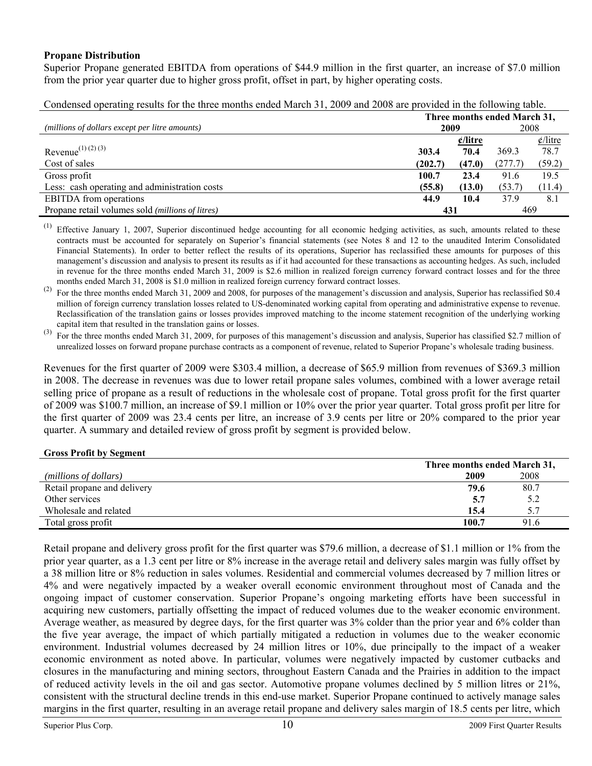**Propane Distribution**

Superior Propane generated EBITDA from operations of $44.9 million in the first quarter, an increase of $7.0 million from the prior year quarter due to higher gross profit, offset in part, by higher operating costs.

Condensed operating results for the three months ended March 31, 2009 and 2008 are provided in the following table.

| *(millions of dollars except per litre amounts)* | Three months ended March 31, | | | |
|---|---|---|---|---|
| | **2009** | | 2008 | |
| | | **¢/litre** | | ¢/litre |
| Revenue[(1) (2) (3)] | **303.4** | **70.4** | 369.3 | 78.7 |
| Cost of sales | **(202.7)** | **(47.0)** | (277.7) | (59.2) |
| Gross profit | **100.7** | **23.4** | 91.6 | 19.5 |
| Less: cash operating and administration costs | **(55.8)** | **(13.0)** | (53.7) | (11.4) |
| EBITDA from operations | **44.9** | **10.4** | 37.9 | 8.1 |
| Propane retail volumes sold *(millions of litres)* | **431** | | 469 | |

(1) Effective January 1, 2007, Superior discontinued hedge accounting for all economic hedging activities, as such, amounts related to these contracts must be accounted for separately on Superior's financial statements (see Notes 8 and 12 to the unaudited Interim Consolidated Financial Statements). In order to better reflect the results of its operations, Superior has reclassified these amounts for purposes of this management's discussion and analysis to present its results as if it had accounted for these transactions as accounting hedges. As such, included in revenue for the three months ended March 31, 2009 is $2.6 million in realized foreign currency forward contract losses and for the three months ended March 31, 2008 is $1.0 million in realized foreign currency forward contract losses.

(2) For the three months ended March 31, 2009 and 2008, for purposes of the management's discussion and analysis, Superior has reclassified $0.4 million of foreign currency translation losses related to US-denominated working capital from operating and administrative expense to revenue. Reclassification of the translation gains or losses provides improved matching to the income statement recognition of the underlying working capital item that resulted in the translation gains or losses.

(3) For the three months ended March 31, 2009, for purposes of this management's discussion and analysis, Superior has classified $2.7 million of unrealized losses on forward propane purchase contracts as a component of revenue, related to Superior Propane's wholesale trading business.

Revenues for the first quarter of 2009 were $303.4 million, a decrease of $65.9 million from revenues of $369.3 million in 2008. The decrease in revenues was due to lower retail propane sales volumes, combined with a lower average retail selling price of propane as a result of reductions in the wholesale cost of propane. Total gross profit for the first quarter of 2009 was $100.7 million, an increase of $9.1 million or 10% over the prior year quarter. Total gross profit per litre for the first quarter of 2009 was 23.4 cents per litre, an increase of 3.9 cents per litre or 20% compared to the prior year quarter. A summary and detailed review of gross profit by segment is provided below.

**Gross Profit by Segment**

| *(millions of dollars)* | Three months ended March 31, | |
|---|---|---|
| | **2009** | 2008 |
| Retail propane and delivery | **79.6** | 80.7 |
| Other services | **5.7** | 5.2 |
| Wholesale and related | **15.4** | 5.7 |
| Total gross profit | **100.7** | 91.6 |

Retail propane and delivery gross profit for the first quarter was $79.6 million, a decrease of $1.1 million or 1% from the prior year quarter, as a 1.3 cent per litre or 8% increase in the average retail and delivery sales margin was fully offset by a 38 million litre or 8% reduction in sales volumes. Residential and commercial volumes decreased by 7 million litres or 4% and were negatively impacted by a weaker overall economic environment throughout most of Canada and the ongoing impact of customer conservation. Superior Propane's ongoing marketing efforts have been successful in acquiring new customers, partially offsetting the impact of reduced volumes due to the weaker economic environment. Average weather, as measured by degree days, for the first quarter was 3% colder than the prior year and 6% colder than the five year average, the impact of which partially mitigated a reduction in volumes due to the weaker economic environment. Industrial volumes decreased by 24 million litres or 10%, due principally to the impact of a weaker economic environment as noted above. In particular, volumes were negatively impacted by customer cutbacks and closures in the manufacturing and mining sectors, throughout Eastern Canada and the Prairies in addition to the impact of reduced activity levels in the oil and gas sector. Automotive propane volumes declined by 5 million litres or 21%, consistent with the structural decline trends in this end-use market. Superior Propane continued to actively manage sales margins in the first quarter, resulting in an average retail propane and delivery sales margin of 18.5 cents per litre, which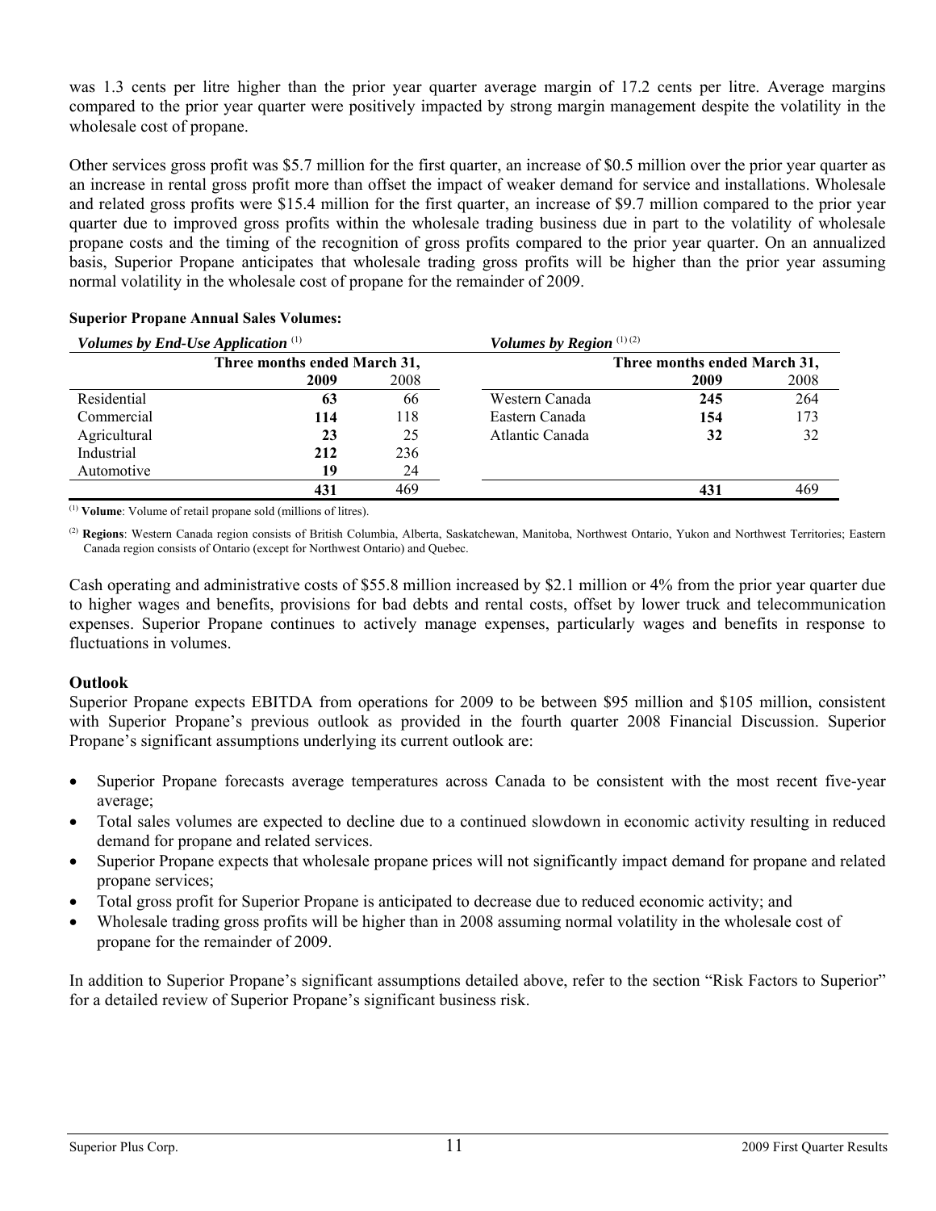was 1.3 cents per litre higher than the prior year quarter average margin of 17.2 cents per litre. Average margins compared to the prior year quarter were positively impacted by strong margin management despite the volatility in the wholesale cost of propane.

Other services gross profit was $5.7 million for the first quarter, an increase of $0.5 million over the prior year quarter as an increase in rental gross profit more than offset the impact of weaker demand for service and installations. Wholesale and related gross profits were $15.4 million for the first quarter, an increase of $9.7 million compared to the prior year quarter due to improved gross profits within the wholesale trading business due in part to the volatility of wholesale propane costs and the timing of the recognition of gross profits compared to the prior year quarter. On an annualized basis, Superior Propane anticipates that wholesale trading gross profits will be higher than the prior year assuming normal volatility in the wholesale cost of propane for the remainder of 2009.

**Superior Propane Annual Sales Volumes:**

| *Volumes by End-Use Application* [1] | | | *Volumes by Region* [1] [2] | | |
|---|---|---|---|---|---|
| | Three months ended March 31, | | | Three months ended March 31, | |
| | **2009** | 2008 | | **2009** | 2008 |
| Residential | **63** | 66 | Western Canada | **245** | 264 |
| Commercial | **114** | 118 | Eastern Canada | **154** | 173 |
| Agricultural | **23** | 25 | Atlantic Canada | **32** | 32 |
| Industrial | **212** | 236 | | | |
| Automotive | **19** | 24 | | | |
| | **431** | 469 | | **431** | 469 |

[1] **Volume**: Volume of retail propane sold (millions of litres).

[2] **Regions**: Western Canada region consists of British Columbia, Alberta, Saskatchewan, Manitoba, Northwest Ontario, Yukon and Northwest Territories; Eastern Canada region consists of Ontario (except for Northwest Ontario) and Quebec.

Cash operating and administrative costs of $55.8 million increased by $2.1 million or 4% from the prior year quarter due to higher wages and benefits, provisions for bad debts and rental costs, offset by lower truck and telecommunication expenses. Superior Propane continues to actively manage expenses, particularly wages and benefits in response to fluctuations in volumes.

**Outlook**

Superior Propane expects EBITDA from operations for 2009 to be between $95 million and $105 million, consistent with Superior Propane's previous outlook as provided in the fourth quarter 2008 Financial Discussion. Superior Propane's significant assumptions underlying its current outlook are:

- Superior Propane forecasts average temperatures across Canada to be consistent with the most recent five-year average;
- Total sales volumes are expected to decline due to a continued slowdown in economic activity resulting in reduced demand for propane and related services.
- Superior Propane expects that wholesale propane prices will not significantly impact demand for propane and related propane services;
- Total gross profit for Superior Propane is anticipated to decrease due to reduced economic activity; and
- Wholesale trading gross profits will be higher than in 2008 assuming normal volatility in the wholesale cost of propane for the remainder of 2009.

In addition to Superior Propane's significant assumptions detailed above, refer to the section "Risk Factors to Superior" for a detailed review of Superior Propane's significant business risk.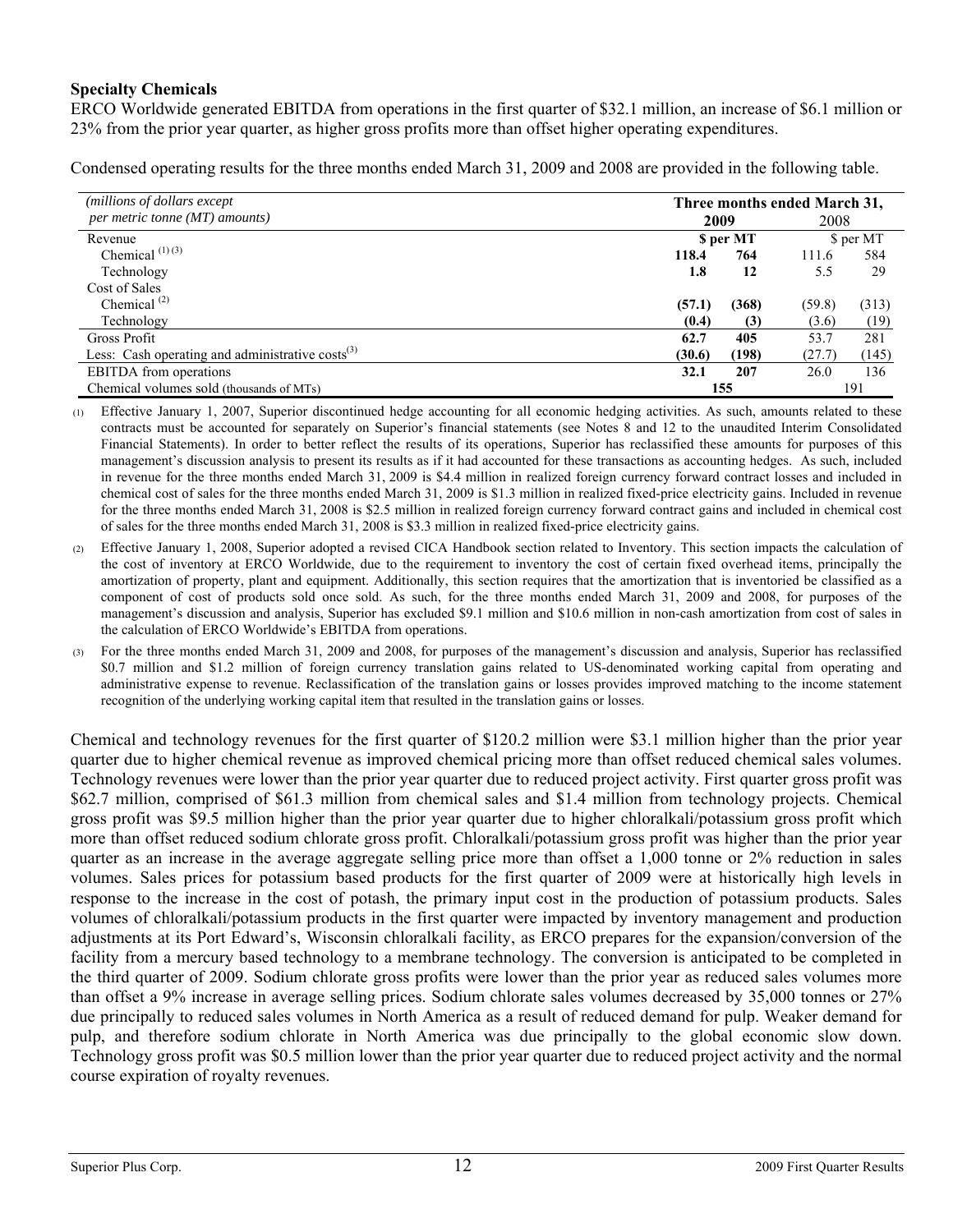### Specialty Chemicals

ERCO Worldwide generated EBITDA from operations in the first quarter of $32.1 million, an increase of $6.1 million or 23% from the prior year quarter, as higher gross profits more than offset higher operating expenditures.

Condensed operating results for the three months ended March 31, 2009 and 2008 are provided in the following table.

| *(millions of dollars except per metric tonne (MT) amounts)* | **Three months ended March 31,** | | | |
|---|---|---|---|---|
| | **2009** | | 2008 | |
| Revenue | | **$ per MT** | | $ per MT |
| Chemical [(1) (3)] | **118.4** | **764** | 111.6 | 584 |
| Technology | **1.8** | **12** | 5.5 | 29 |
| Cost of Sales | | | | |
| Chemical [(2)] | **(57.1)** | **(368)** | (59.8) | (313) |
| Technology | **(0.4)** | **(3)** | (3.6) | (19) |
| Gross Profit | **62.7** | **405** | 53.7 | 281 |
| Less: Cash operating and administrative costs[(3)] | **(30.6)** | **(198)** | (27.7) | (145) |
| EBITDA from operations | **32.1** | **207** | 26.0 | 136 |
| Chemical volumes sold (thousands of MTs) | **155** | | 191 | |

(1) Effective January 1, 2007, Superior discontinued hedge accounting for all economic hedging activities. As such, amounts related to these contracts must be accounted for separately on Superior's financial statements (see Notes 8 and 12 to the unaudited Interim Consolidated Financial Statements). In order to better reflect the results of its operations, Superior has reclassified these amounts for purposes of this management's discussion analysis to present its results as if it had accounted for these transactions as accounting hedges. As such, included in revenue for the three months ended March 31, 2009 is $4.4 million in realized foreign currency forward contract losses and included in chemical cost of sales for the three months ended March 31, 2009 is $1.3 million in realized fixed-price electricity gains. Included in revenue for the three months ended March 31, 2008 is $2.5 million in realized foreign currency forward contract gains and included in chemical cost of sales for the three months ended March 31, 2008 is $3.3 million in realized fixed-price electricity gains.

(2) Effective January 1, 2008, Superior adopted a revised CICA Handbook section related to Inventory. This section impacts the calculation of the cost of inventory at ERCO Worldwide, due to the requirement to inventory the cost of certain fixed overhead items, principally the amortization of property, plant and equipment. Additionally, this section requires that the amortization that is inventoried be classified as a component of cost of products sold once sold. As such, for the three months ended March 31, 2009 and 2008, for purposes of the management's discussion and analysis, Superior has excluded $9.1 million and $10.6 million in non-cash amortization from cost of sales in the calculation of ERCO Worldwide's EBITDA from operations.

(3) For the three months ended March 31, 2009 and 2008, for purposes of the management's discussion and analysis, Superior has reclassified $0.7 million and $1.2 million of foreign currency translation gains related to US-denominated working capital from operating and administrative expense to revenue. Reclassification of the translation gains or losses provides improved matching to the income statement recognition of the underlying working capital item that resulted in the translation gains or losses.

Chemical and technology revenues for the first quarter of $120.2 million were $3.1 million higher than the prior year quarter due to higher chemical revenue as improved chemical pricing more than offset reduced chemical sales volumes. Technology revenues were lower than the prior year quarter due to reduced project activity. First quarter gross profit was $62.7 million, comprised of $61.3 million from chemical sales and $1.4 million from technology projects. Chemical gross profit was $9.5 million higher than the prior year quarter due to higher chloralkali/potassium gross profit which more than offset reduced sodium chlorate gross profit. Chloralkali/potassium gross profit was higher than the prior year quarter as an increase in the average aggregate selling price more than offset a 1,000 tonne or 2% reduction in sales volumes. Sales prices for potassium based products for the first quarter of 2009 were at historically high levels in response to the increase in the cost of potash, the primary input cost in the production of potassium products. Sales volumes of chloralkali/potassium products in the first quarter were impacted by inventory management and production adjustments at its Port Edward's, Wisconsin chloralkali facility, as ERCO prepares for the expansion/conversion of the facility from a mercury based technology to a membrane technology. The conversion is anticipated to be completed in the third quarter of 2009. Sodium chlorate gross profits were lower than the prior year as reduced sales volumes more than offset a 9% increase in average selling prices. Sodium chlorate sales volumes decreased by 35,000 tonnes or 27% due principally to reduced sales volumes in North America as a result of reduced demand for pulp. Weaker demand for pulp, and therefore sodium chlorate in North America was due principally to the global economic slow down. Technology gross profit was $0.5 million lower than the prior year quarter due to reduced project activity and the normal course expiration of royalty revenues.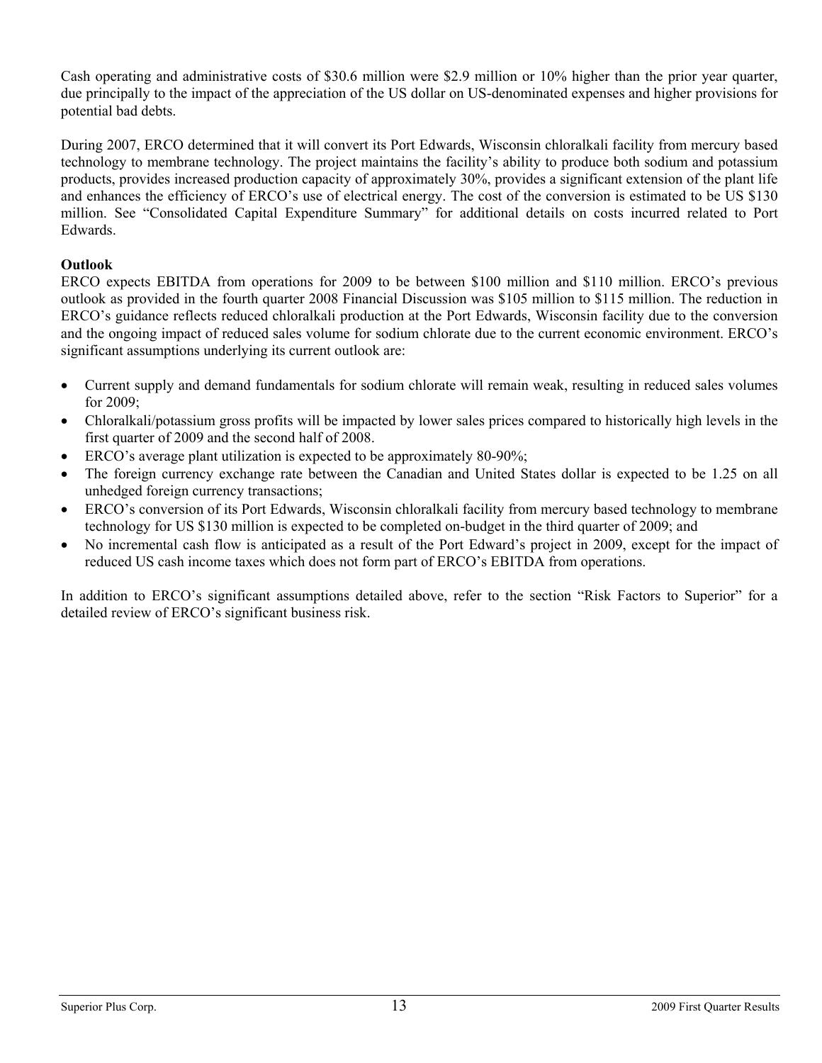Cash operating and administrative costs of $30.6 million were $2.9 million or 10% higher than the prior year quarter, due principally to the impact of the appreciation of the US dollar on US-denominated expenses and higher provisions for potential bad debts.

During 2007, ERCO determined that it will convert its Port Edwards, Wisconsin chloralkali facility from mercury based technology to membrane technology. The project maintains the facility's ability to produce both sodium and potassium products, provides increased production capacity of approximately 30%, provides a significant extension of the plant life and enhances the efficiency of ERCO's use of electrical energy. The cost of the conversion is estimated to be US $130 million. See "Consolidated Capital Expenditure Summary" for additional details on costs incurred related to Port Edwards.

**Outlook**

ERCO expects EBITDA from operations for 2009 to be between $100 million and $110 million. ERCO's previous outlook as provided in the fourth quarter 2008 Financial Discussion was $105 million to $115 million. The reduction in ERCO's guidance reflects reduced chloralkali production at the Port Edwards, Wisconsin facility due to the conversion and the ongoing impact of reduced sales volume for sodium chlorate due to the current economic environment. ERCO's significant assumptions underlying its current outlook are:

- Current supply and demand fundamentals for sodium chlorate will remain weak, resulting in reduced sales volumes for 2009;
- Chloralkali/potassium gross profits will be impacted by lower sales prices compared to historically high levels in the first quarter of 2009 and the second half of 2008.
- ERCO's average plant utilization is expected to be approximately 80-90%;
- The foreign currency exchange rate between the Canadian and United States dollar is expected to be 1.25 on all unhedged foreign currency transactions;
- ERCO's conversion of its Port Edwards, Wisconsin chloralkali facility from mercury based technology to membrane technology for US $130 million is expected to be completed on-budget in the third quarter of 2009; and
- No incremental cash flow is anticipated as a result of the Port Edward's project in 2009, except for the impact of reduced US cash income taxes which does not form part of ERCO's EBITDA from operations.

In addition to ERCO's significant assumptions detailed above, refer to the section "Risk Factors to Superior" for a detailed review of ERCO's significant business risk.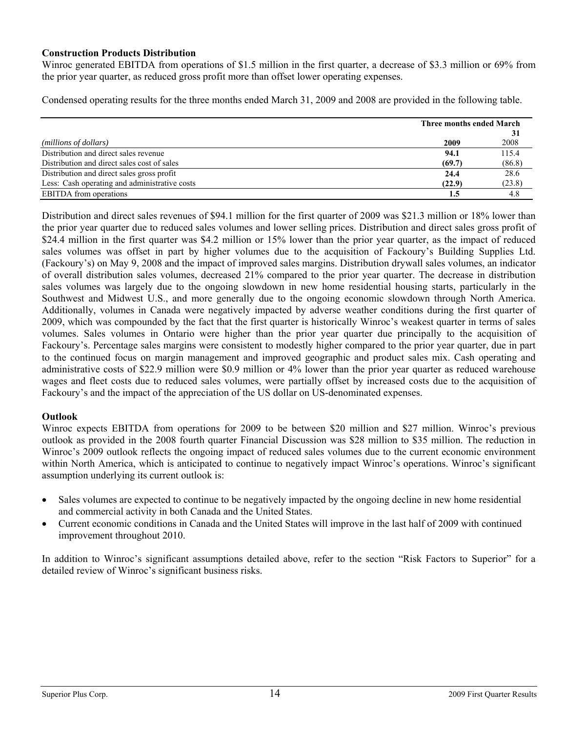## Construction Products Distribution

Winroc generated EBITDA from operations of $1.5 million in the first quarter, a decrease of $3.3 million or 69% from the prior year quarter, as reduced gross profit more than offset lower operating expenses.

Condensed operating results for the three months ended March 31, 2009 and 2008 are provided in the following table.

| | Three months ended March 31 | |
|---|---|---|
| *(millions of dollars)* | **2009** | 2008 |
| Distribution and direct sales revenue | **94.1** | 115.4 |
| Distribution and direct sales cost of sales | **(69.7)** | (86.8) |
| Distribution and direct sales gross profit | **24.4** | 28.6 |
| Less: Cash operating and administrative costs | **(22.9)** | (23.8) |
| EBITDA from operations | **1.5** | 4.8 |

Distribution and direct sales revenues of $94.1 million for the first quarter of 2009 was $21.3 million or 18% lower than the prior year quarter due to reduced sales volumes and lower selling prices. Distribution and direct sales gross profit of $24.4 million in the first quarter was $4.2 million or 15% lower than the prior year quarter, as the impact of reduced sales volumes was offset in part by higher volumes due to the acquisition of Fackoury's Building Supplies Ltd. (Fackoury's) on May 9, 2008 and the impact of improved sales margins. Distribution drywall sales volumes, an indicator of overall distribution sales volumes, decreased 21% compared to the prior year quarter. The decrease in distribution sales volumes was largely due to the ongoing slowdown in new home residential housing starts, particularly in the Southwest and Midwest U.S., and more generally due to the ongoing economic slowdown through North America. Additionally, volumes in Canada were negatively impacted by adverse weather conditions during the first quarter of 2009, which was compounded by the fact that the first quarter is historically Winroc's weakest quarter in terms of sales volumes. Sales volumes in Ontario were higher than the prior year quarter due principally to the acquisition of Fackoury's. Percentage sales margins were consistent to modestly higher compared to the prior year quarter, due in part to the continued focus on margin management and improved geographic and product sales mix. Cash operating and administrative costs of $22.9 million were $0.9 million or 4% lower than the prior year quarter as reduced warehouse wages and fleet costs due to reduced sales volumes, were partially offset by increased costs due to the acquisition of Fackoury's and the impact of the appreciation of the US dollar on US-denominated expenses.

## Outlook

Winroc expects EBITDA from operations for 2009 to be between $20 million and $27 million. Winroc's previous outlook as provided in the 2008 fourth quarter Financial Discussion was $28 million to $35 million. The reduction in Winroc's 2009 outlook reflects the ongoing impact of reduced sales volumes due to the current economic environment within North America, which is anticipated to continue to negatively impact Winroc's operations. Winroc's significant assumption underlying its current outlook is:

- Sales volumes are expected to continue to be negatively impacted by the ongoing decline in new home residential and commercial activity in both Canada and the United States.
- Current economic conditions in Canada and the United States will improve in the last half of 2009 with continued improvement throughout 2010.

In addition to Winroc's significant assumptions detailed above, refer to the section "Risk Factors to Superior" for a detailed review of Winroc's significant business risks.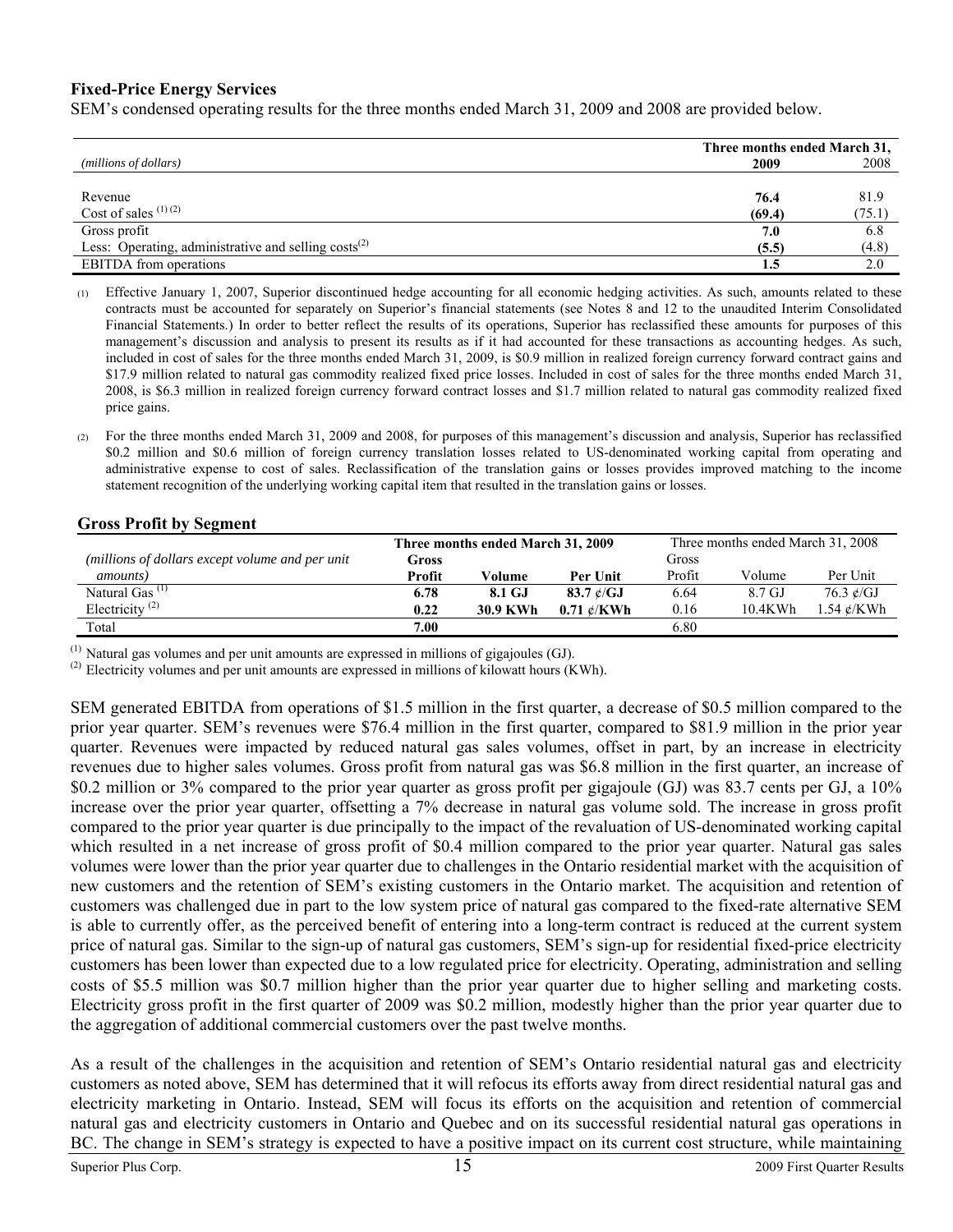### Fixed-Price Energy Services

SEM's condensed operating results for the three months ended March 31, 2009 and 2008 are provided below.

| *(millions of dollars)* | Three months ended March 31, 2009 | 2008 |
|---|---|---|
| Revenue | **76.4** | 81.9 |
| Cost of sales [(1) (2)] | **(69.4)** | (75.1) |
| Gross profit | **7.0** | 6.8 |
| Less: Operating, administrative and selling costs[(2)] | **(5.5)** | (4.8) |
| EBITDA from operations | **1.5** | 2.0 |

(1) Effective January 1, 2007, Superior discontinued hedge accounting for all economic hedging activities. As such, amounts related to these contracts must be accounted for separately on Superior's financial statements (see Notes 8 and 12 to the unaudited Interim Consolidated Financial Statements.) In order to better reflect the results of its operations, Superior has reclassified these amounts for purposes of this management's discussion and analysis to present its results as if it had accounted for these transactions as accounting hedges. As such, included in cost of sales for the three months ended March 31, 2009, is $0.9 million in realized foreign currency forward contract gains and $17.9 million related to natural gas commodity realized fixed price losses. Included in cost of sales for the three months ended March 31, 2008, is $6.3 million in realized foreign currency forward contract losses and $1.7 million related to natural gas commodity realized fixed price gains.

(2) For the three months ended March 31, 2009 and 2008, for purposes of this management's discussion and analysis, Superior has reclassified $0.2 million and $0.6 million of foreign currency translation losses related to US-denominated working capital from operating and administrative expense to cost of sales. Reclassification of the translation gains or losses provides improved matching to the income statement recognition of the underlying working capital item that resulted in the translation gains or losses.

### Gross Profit by Segment

| *(millions of dollars except volume and per unit amounts)* | Three months ended March 31, 2009 Gross Profit | Volume | Per Unit | Three months ended March 31, 2008 Gross Profit | Volume | Per Unit |
|---|---|---|---|---|---|---|
| Natural Gas [(1)] | **6.78** | **8.1 GJ** | **83.7 ¢/GJ** | 6.64 | 8.7 GJ | 76.3 ¢/GJ |
| Electricity [(2)] | **0.22** | **30.9 KWh** | **0.71 ¢/KWh** | 0.16 | 10.4KWh | 1.54 ¢/KWh |
| Total | **7.00** | | | 6.80 | | |

(1) Natural gas volumes and per unit amounts are expressed in millions of gigajoules (GJ).
(2) Electricity volumes and per unit amounts are expressed in millions of kilowatt hours (KWh).

SEM generated EBITDA from operations of $1.5 million in the first quarter, a decrease of $0.5 million compared to the prior year quarter. SEM's revenues were $76.4 million in the first quarter, compared to $81.9 million in the prior year quarter. Revenues were impacted by reduced natural gas sales volumes, offset in part, by an increase in electricity revenues due to higher sales volumes. Gross profit from natural gas was $6.8 million in the first quarter, an increase of $0.2 million or 3% compared to the prior year quarter as gross profit per gigajoule (GJ) was 83.7 cents per GJ, a 10% increase over the prior year quarter, offsetting a 7% decrease in natural gas volume sold. The increase in gross profit compared to the prior year quarter is due principally to the impact of the revaluation of US-denominated working capital which resulted in a net increase of gross profit of $0.4 million compared to the prior year quarter. Natural gas sales volumes were lower than the prior year quarter due to challenges in the Ontario residential market with the acquisition of new customers and the retention of SEM's existing customers in the Ontario market. The acquisition and retention of customers was challenged due in part to the low system price of natural gas compared to the fixed-rate alternative SEM is able to currently offer, as the perceived benefit of entering into a long-term contract is reduced at the current system price of natural gas. Similar to the sign-up of natural gas customers, SEM's sign-up for residential fixed-price electricity customers has been lower than expected due to a low regulated price for electricity. Operating, administration and selling costs of $5.5 million was $0.7 million higher than the prior year quarter due to higher selling and marketing costs. Electricity gross profit in the first quarter of 2009 was $0.2 million, modestly higher than the prior year quarter due to the aggregation of additional commercial customers over the past twelve months.

As a result of the challenges in the acquisition and retention of SEM's Ontario residential natural gas and electricity customers as noted above, SEM has determined that it will refocus its efforts away from direct residential natural gas and electricity marketing in Ontario. Instead, SEM will focus its efforts on the acquisition and retention of commercial natural gas and electricity customers in Ontario and Quebec and on its successful residential natural gas operations in BC. The change in SEM's strategy is expected to have a positive impact on its current cost structure, while maintaining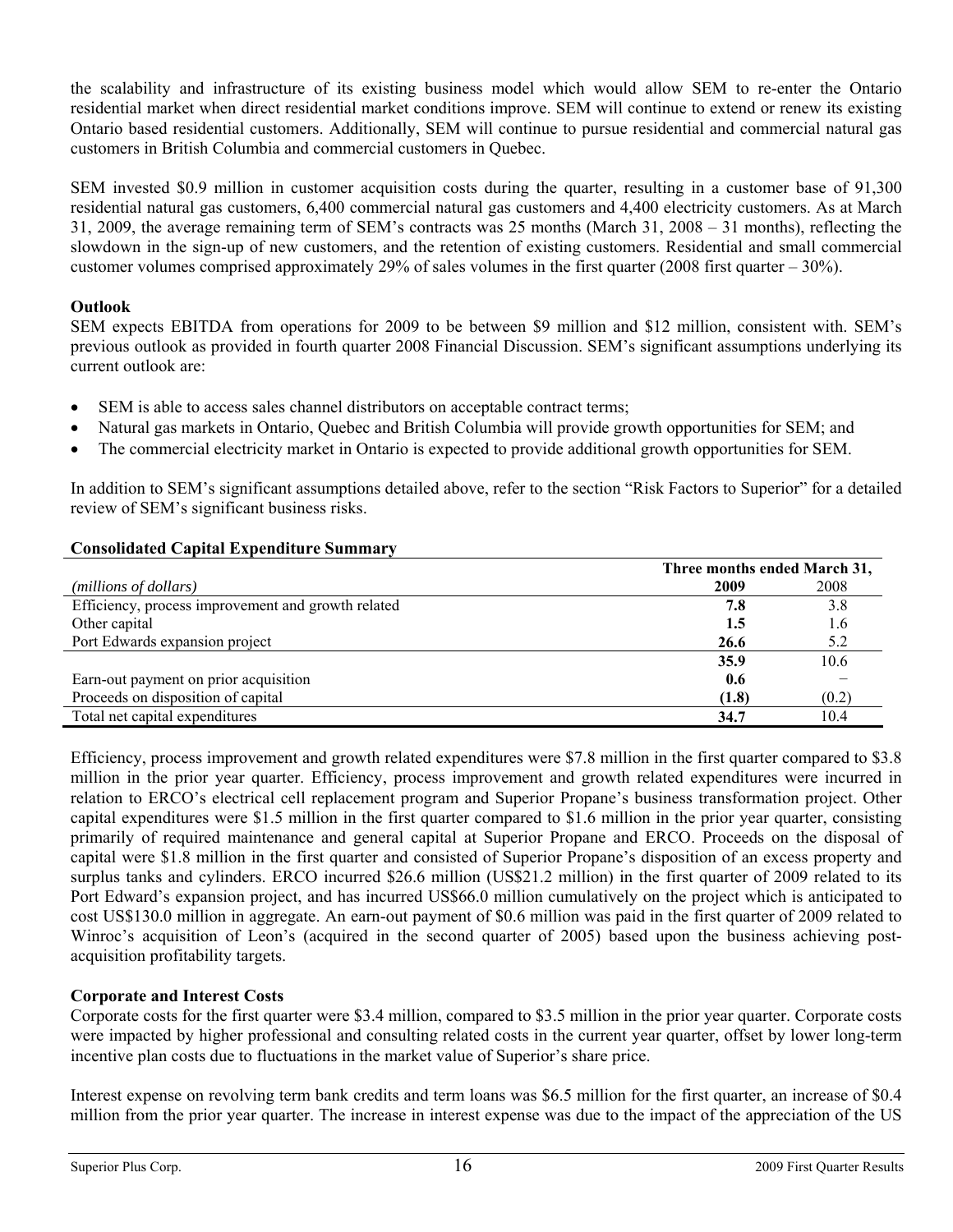the scalability and infrastructure of its existing business model which would allow SEM to re-enter the Ontario residential market when direct residential market conditions improve. SEM will continue to extend or renew its existing Ontario based residential customers. Additionally, SEM will continue to pursue residential and commercial natural gas customers in British Columbia and commercial customers in Quebec.

SEM invested $0.9 million in customer acquisition costs during the quarter, resulting in a customer base of 91,300 residential natural gas customers, 6,400 commercial natural gas customers and 4,400 electricity customers. As at March 31, 2009, the average remaining term of SEM's contracts was 25 months (March 31, 2008 – 31 months), reflecting the slowdown in the sign-up of new customers, and the retention of existing customers. Residential and small commercial customer volumes comprised approximately 29% of sales volumes in the first quarter (2008 first quarter – 30%).

**Outlook**

SEM expects EBITDA from operations for 2009 to be between $9 million and $12 million, consistent with. SEM's previous outlook as provided in fourth quarter 2008 Financial Discussion. SEM's significant assumptions underlying its current outlook are:

- SEM is able to access sales channel distributors on acceptable contract terms;
- Natural gas markets in Ontario, Quebec and British Columbia will provide growth opportunities for SEM; and
- The commercial electricity market in Ontario is expected to provide additional growth opportunities for SEM.

In addition to SEM's significant assumptions detailed above, refer to the section "Risk Factors to Superior" for a detailed review of SEM's significant business risks.

**Consolidated Capital Expenditure Summary**

| | Three months ended March 31, | |
|---|---|---|
| *(millions of dollars)* | **2009** | 2008 |
| Efficiency, process improvement and growth related | **7.8** | 3.8 |
| Other capital | **1.5** | 1.6 |
| Port Edwards expansion project | **26.6** | 5.2 |
| | **35.9** | 10.6 |
| Earn-out payment on prior acquisition | **0.6** | − |
| Proceeds on disposition of capital | **(1.8)** | (0.2) |
| Total net capital expenditures | **34.7** | 10.4 |

Efficiency, process improvement and growth related expenditures were $7.8 million in the first quarter compared to $3.8 million in the prior year quarter. Efficiency, process improvement and growth related expenditures were incurred in relation to ERCO's electrical cell replacement program and Superior Propane's business transformation project. Other capital expenditures were $1.5 million in the first quarter compared to $1.6 million in the prior year quarter, consisting primarily of required maintenance and general capital at Superior Propane and ERCO. Proceeds on the disposal of capital were $1.8 million in the first quarter and consisted of Superior Propane's disposition of an excess property and surplus tanks and cylinders. ERCO incurred $26.6 million (US$21.2 million) in the first quarter of 2009 related to its Port Edward's expansion project, and has incurred US$66.0 million cumulatively on the project which is anticipated to cost US$130.0 million in aggregate. An earn-out payment of $0.6 million was paid in the first quarter of 2009 related to Winroc's acquisition of Leon's (acquired in the second quarter of 2005) based upon the business achieving post-acquisition profitability targets.

**Corporate and Interest Costs**

Corporate costs for the first quarter were $3.4 million, compared to $3.5 million in the prior year quarter. Corporate costs were impacted by higher professional and consulting related costs in the current year quarter, offset by lower long-term incentive plan costs due to fluctuations in the market value of Superior's share price.

Interest expense on revolving term bank credits and term loans was $6.5 million for the first quarter, an increase of $0.4 million from the prior year quarter. The increase in interest expense was due to the impact of the appreciation of the US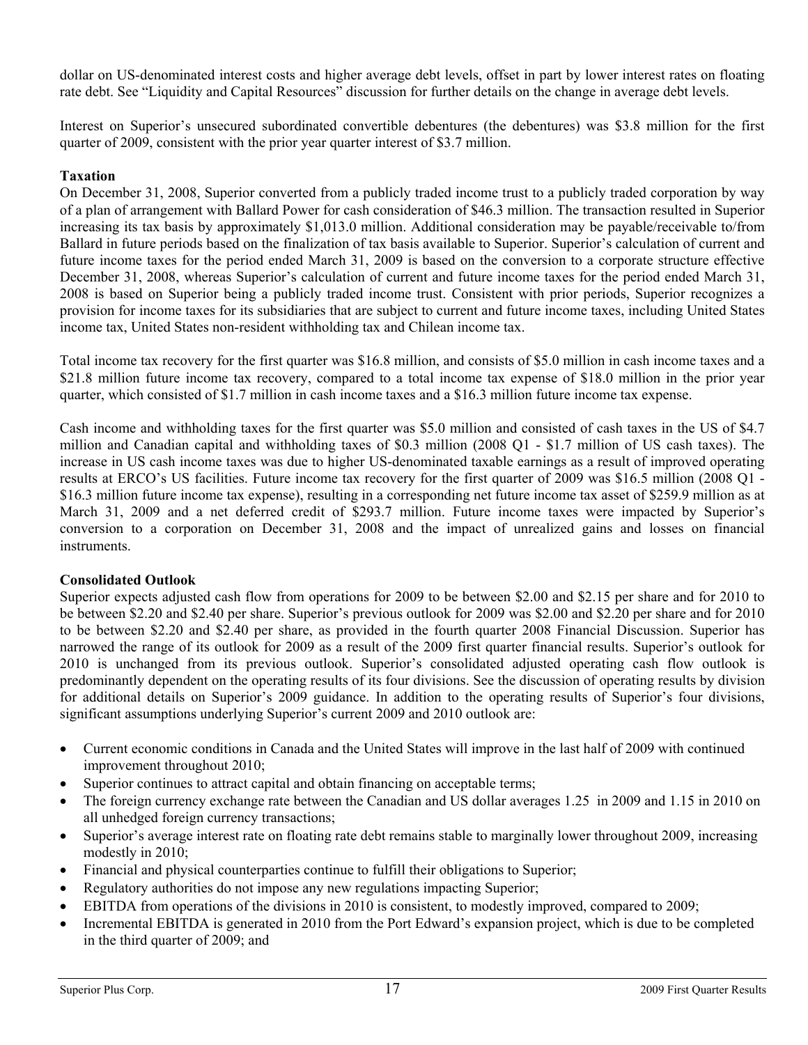dollar on US-denominated interest costs and higher average debt levels, offset in part by lower interest rates on floating rate debt. See "Liquidity and Capital Resources" discussion for further details on the change in average debt levels.

Interest on Superior's unsecured subordinated convertible debentures (the debentures) was $3.8 million for the first quarter of 2009, consistent with the prior year quarter interest of $3.7 million.

**Taxation**

On December 31, 2008, Superior converted from a publicly traded income trust to a publicly traded corporation by way of a plan of arrangement with Ballard Power for cash consideration of $46.3 million. The transaction resulted in Superior increasing its tax basis by approximately $1,013.0 million. Additional consideration may be payable/receivable to/from Ballard in future periods based on the finalization of tax basis available to Superior. Superior's calculation of current and future income taxes for the period ended March 31, 2009 is based on the conversion to a corporate structure effective December 31, 2008, whereas Superior's calculation of current and future income taxes for the period ended March 31, 2008 is based on Superior being a publicly traded income trust. Consistent with prior periods, Superior recognizes a provision for income taxes for its subsidiaries that are subject to current and future income taxes, including United States income tax, United States non-resident withholding tax and Chilean income tax.

Total income tax recovery for the first quarter was $16.8 million, and consists of $5.0 million in cash income taxes and a $21.8 million future income tax recovery, compared to a total income tax expense of $18.0 million in the prior year quarter, which consisted of $1.7 million in cash income taxes and a $16.3 million future income tax expense.

Cash income and withholding taxes for the first quarter was $5.0 million and consisted of cash taxes in the US of $4.7 million and Canadian capital and withholding taxes of $0.3 million (2008 Q1 - $1.7 million of US cash taxes). The increase in US cash income taxes was due to higher US-denominated taxable earnings as a result of improved operating results at ERCO's US facilities. Future income tax recovery for the first quarter of 2009 was $16.5 million (2008 Q1 - $16.3 million future income tax expense), resulting in a corresponding net future income tax asset of $259.9 million as at March 31, 2009 and a net deferred credit of $293.7 million. Future income taxes were impacted by Superior's conversion to a corporation on December 31, 2008 and the impact of unrealized gains and losses on financial instruments.

**Consolidated Outlook**

Superior expects adjusted cash flow from operations for 2009 to be between $2.00 and $2.15 per share and for 2010 to be between $2.20 and $2.40 per share. Superior's previous outlook for 2009 was $2.00 and $2.20 per share and for 2010 to be between $2.20 and $2.40 per share, as provided in the fourth quarter 2008 Financial Discussion. Superior has narrowed the range of its outlook for 2009 as a result of the 2009 first quarter financial results. Superior's outlook for 2010 is unchanged from its previous outlook. Superior's consolidated adjusted operating cash flow outlook is predominantly dependent on the operating results of its four divisions. See the discussion of operating results by division for additional details on Superior's 2009 guidance. In addition to the operating results of Superior's four divisions, significant assumptions underlying Superior's current 2009 and 2010 outlook are:

- Current economic conditions in Canada and the United States will improve in the last half of 2009 with continued improvement throughout 2010;
- Superior continues to attract capital and obtain financing on acceptable terms;
- The foreign currency exchange rate between the Canadian and US dollar averages 1.25 in 2009 and 1.15 in 2010 on all unhedged foreign currency transactions;
- Superior's average interest rate on floating rate debt remains stable to marginally lower throughout 2009, increasing modestly in 2010;
- Financial and physical counterparties continue to fulfill their obligations to Superior;
- Regulatory authorities do not impose any new regulations impacting Superior;
- EBITDA from operations of the divisions in 2010 is consistent, to modestly improved, compared to 2009;
- Incremental EBITDA is generated in 2010 from the Port Edward's expansion project, which is due to be completed in the third quarter of 2009; and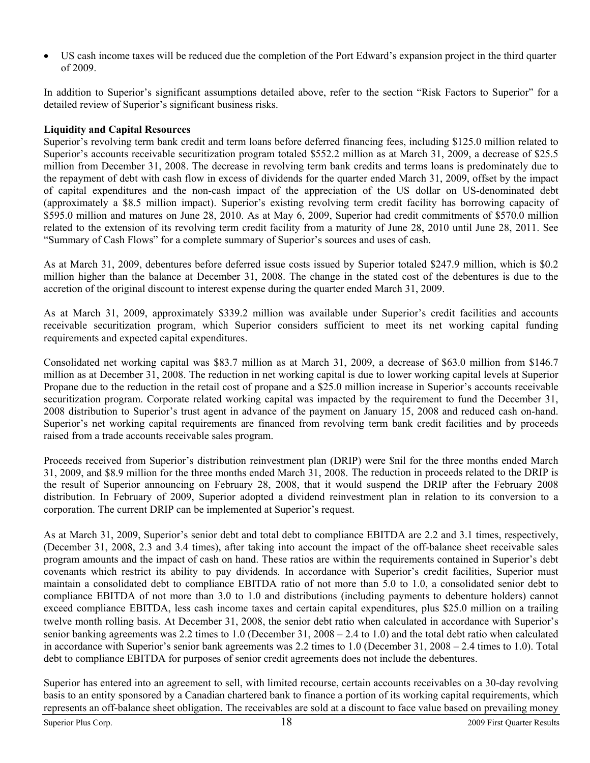- US cash income taxes will be reduced due the completion of the Port Edward's expansion project in the third quarter of 2009.

In addition to Superior's significant assumptions detailed above, refer to the section "Risk Factors to Superior" for a detailed review of Superior's significant business risks.

**Liquidity and Capital Resources**

Superior's revolving term bank credit and term loans before deferred financing fees, including $125.0 million related to Superior's accounts receivable securitization program totaled $552.2 million as at March 31, 2009, a decrease of $25.5 million from December 31, 2008. The decrease in revolving term bank credits and terms loans is predominately due to the repayment of debt with cash flow in excess of dividends for the quarter ended March 31, 2009, offset by the impact of capital expenditures and the non-cash impact of the appreciation of the US dollar on US-denominated debt (approximately a $8.5 million impact). Superior's existing revolving term credit facility has borrowing capacity of $595.0 million and matures on June 28, 2010. As at May 6, 2009, Superior had credit commitments of $570.0 million related to the extension of its revolving term credit facility from a maturity of June 28, 2010 until June 28, 2011. See "Summary of Cash Flows" for a complete summary of Superior's sources and uses of cash.

As at March 31, 2009, debentures before deferred issue costs issued by Superior totaled $247.9 million, which is $0.2 million higher than the balance at December 31, 2008. The change in the stated cost of the debentures is due to the accretion of the original discount to interest expense during the quarter ended March 31, 2009.

As at March 31, 2009, approximately $339.2 million was available under Superior's credit facilities and accounts receivable securitization program, which Superior considers sufficient to meet its net working capital funding requirements and expected capital expenditures.

Consolidated net working capital was $83.7 million as at March 31, 2009, a decrease of $63.0 million from $146.7 million as at December 31, 2008. The reduction in net working capital is due to lower working capital levels at Superior Propane due to the reduction in the retail cost of propane and a $25.0 million increase in Superior's accounts receivable securitization program. Corporate related working capital was impacted by the requirement to fund the December 31, 2008 distribution to Superior's trust agent in advance of the payment on January 15, 2008 and reduced cash on-hand. Superior's net working capital requirements are financed from revolving term bank credit facilities and by proceeds raised from a trade accounts receivable sales program.

Proceeds received from Superior's distribution reinvestment plan (DRIP) were $nil for the three months ended March 31, 2009, and $8.9 million for the three months ended March 31, 2008. The reduction in proceeds related to the DRIP is the result of Superior announcing on February 28, 2008, that it would suspend the DRIP after the February 2008 distribution. In February of 2009, Superior adopted a dividend reinvestment plan in relation to its conversion to a corporation. The current DRIP can be implemented at Superior's request.

As at March 31, 2009, Superior's senior debt and total debt to compliance EBITDA are 2.2 and 3.1 times, respectively, (December 31, 2008, 2.3 and 3.4 times), after taking into account the impact of the off-balance sheet receivable sales program amounts and the impact of cash on hand. These ratios are within the requirements contained in Superior's debt covenants which restrict its ability to pay dividends. In accordance with Superior's credit facilities, Superior must maintain a consolidated debt to compliance EBITDA ratio of not more than 5.0 to 1.0, a consolidated senior debt to compliance EBITDA of not more than 3.0 to 1.0 and distributions (including payments to debenture holders) cannot exceed compliance EBITDA, less cash income taxes and certain capital expenditures, plus $25.0 million on a trailing twelve month rolling basis. At December 31, 2008, the senior debt ratio when calculated in accordance with Superior's senior banking agreements was 2.2 times to 1.0 (December 31, 2008 – 2.4 to 1.0) and the total debt ratio when calculated in accordance with Superior's senior bank agreements was 2.2 times to 1.0 (December 31, 2008 – 2.4 times to 1.0). Total debt to compliance EBITDA for purposes of senior credit agreements does not include the debentures.

Superior has entered into an agreement to sell, with limited recourse, certain accounts receivables on a 30-day revolving basis to an entity sponsored by a Canadian chartered bank to finance a portion of its working capital requirements, which represents an off-balance sheet obligation. The receivables are sold at a discount to face value based on prevailing money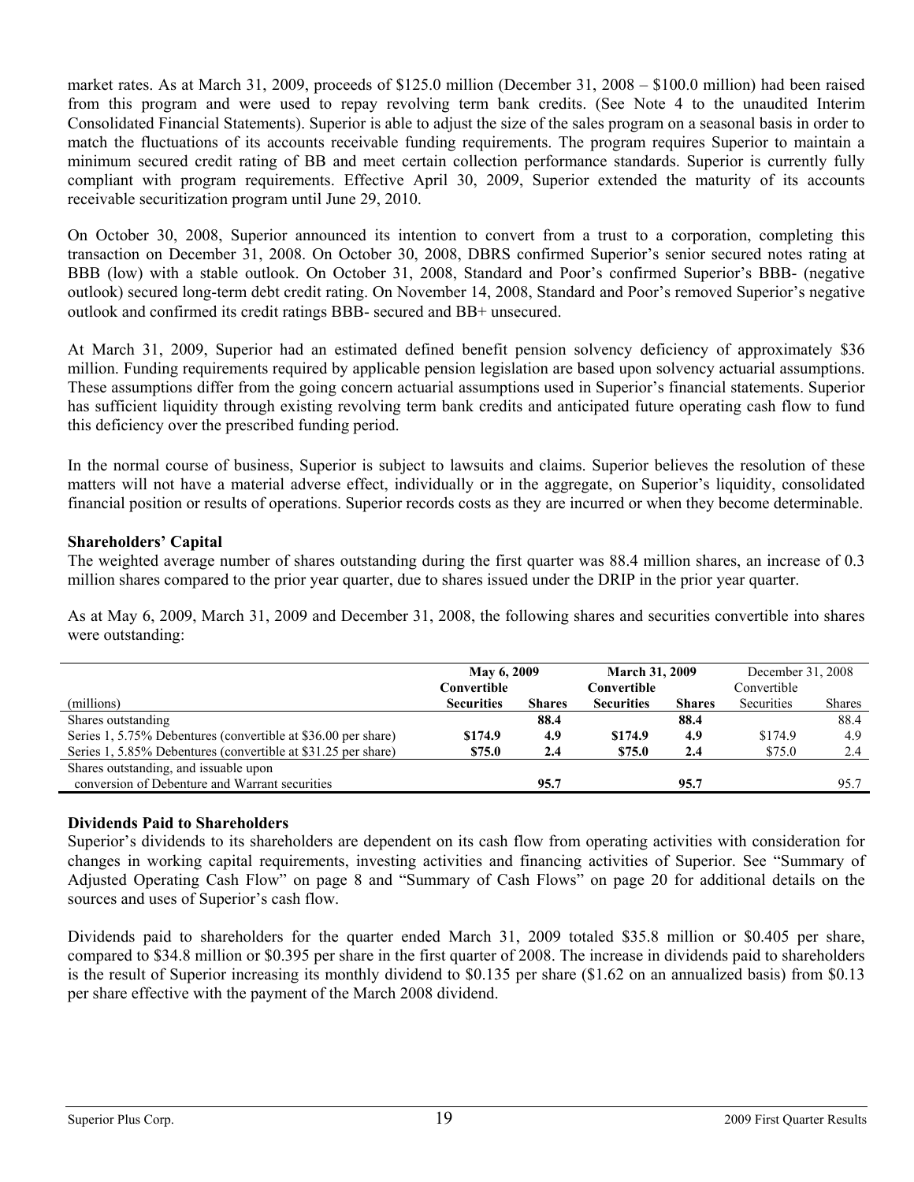market rates. As at March 31, 2009, proceeds of $125.0 million (December 31, 2008 – $100.0 million) had been raised from this program and were used to repay revolving term bank credits. (See Note 4 to the unaudited Interim Consolidated Financial Statements). Superior is able to adjust the size of the sales program on a seasonal basis in order to match the fluctuations of its accounts receivable funding requirements. The program requires Superior to maintain a minimum secured credit rating of BB and meet certain collection performance standards. Superior is currently fully compliant with program requirements. Effective April 30, 2009, Superior extended the maturity of its accounts receivable securitization program until June 29, 2010.

On October 30, 2008, Superior announced its intention to convert from a trust to a corporation, completing this transaction on December 31, 2008. On October 30, 2008, DBRS confirmed Superior's senior secured notes rating at BBB (low) with a stable outlook. On October 31, 2008, Standard and Poor's confirmed Superior's BBB- (negative outlook) secured long-term debt credit rating. On November 14, 2008, Standard and Poor's removed Superior's negative outlook and confirmed its credit ratings BBB- secured and BB+ unsecured.

At March 31, 2009, Superior had an estimated defined benefit pension solvency deficiency of approximately $36 million. Funding requirements required by applicable pension legislation are based upon solvency actuarial assumptions. These assumptions differ from the going concern actuarial assumptions used in Superior's financial statements. Superior has sufficient liquidity through existing revolving term bank credits and anticipated future operating cash flow to fund this deficiency over the prescribed funding period.

In the normal course of business, Superior is subject to lawsuits and claims. Superior believes the resolution of these matters will not have a material adverse effect, individually or in the aggregate, on Superior's liquidity, consolidated financial position or results of operations. Superior records costs as they are incurred or when they become determinable.

**Shareholders' Capital**

The weighted average number of shares outstanding during the first quarter was 88.4 million shares, an increase of 0.3 million shares compared to the prior year quarter, due to shares issued under the DRIP in the prior year quarter.

As at May 6, 2009, March 31, 2009 and December 31, 2008, the following shares and securities convertible into shares were outstanding:

| | **May 6, 2009** | | **March 31, 2009** | | December 31, 2008 | |
|---|---|---|---|---|---|---|
| (millions) | **Convertible Securities** | **Shares** | **Convertible Securities** | **Shares** | Convertible Securities | Shares |
| Shares outstanding | | **88.4** | | **88.4** | | 88.4 |
| Series 1, 5.75% Debentures (convertible at $36.00 per share) | **$174.9** | **4.9** | **$174.9** | **4.9** | $174.9 | 4.9 |
| Series 1, 5.85% Debentures (convertible at $31.25 per share) | **$75.0** | **2.4** | **$75.0** | **2.4** | $75.0 | 2.4 |
| Shares outstanding, and issuable upon conversion of Debenture and Warrant securities | | **95.7** | | **95.7** | | 95.7 |

**Dividends Paid to Shareholders**

Superior's dividends to its shareholders are dependent on its cash flow from operating activities with consideration for changes in working capital requirements, investing activities and financing activities of Superior. See "Summary of Adjusted Operating Cash Flow" on page 8 and "Summary of Cash Flows" on page 20 for additional details on the sources and uses of Superior's cash flow.

Dividends paid to shareholders for the quarter ended March 31, 2009 totaled $35.8 million or $0.405 per share, compared to $34.8 million or $0.395 per share in the first quarter of 2008. The increase in dividends paid to shareholders is the result of Superior increasing its monthly dividend to $0.135 per share ($1.62 on an annualized basis) from $0.13 per share effective with the payment of the March 2008 dividend.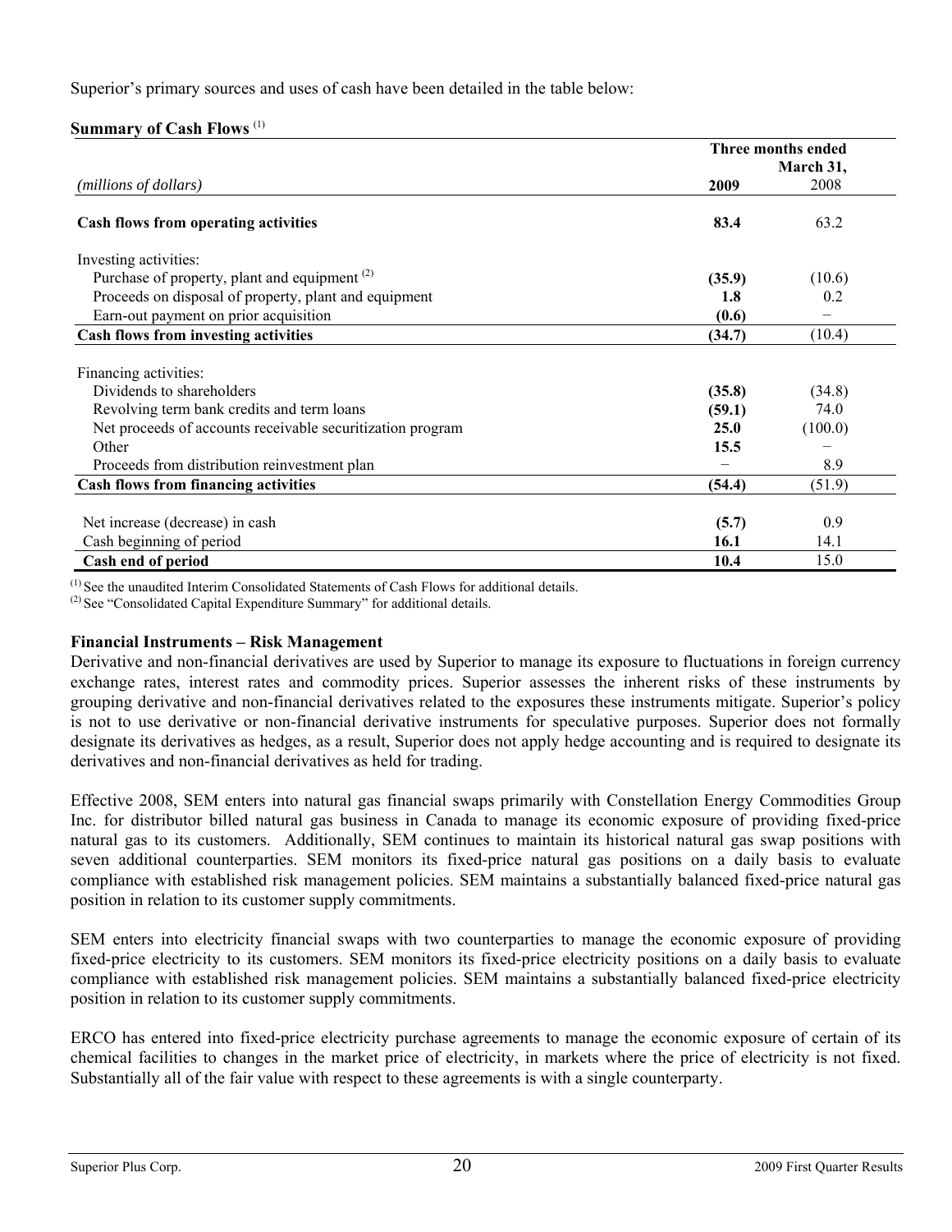Superior's primary sources and uses of cash have been detailed in the table below:

**Summary of Cash Flows** [(1)]

| | Three months ended March 31, | |
|---|---|---|
| *(millions of dollars)* | **2009** | 2008 |
| **Cash flows from operating activities** | **83.4** | 63.2 |
| Investing activities: | | |
| Purchase of property, plant and equipment [(2)] | **(35.9)** | (10.6) |
| Proceeds on disposal of property, plant and equipment | **1.8** | 0.2 |
| Earn-out payment on prior acquisition | **(0.6)** | – |
| **Cash flows from investing activities** | **(34.7)** | (10.4) |
| Financing activities: | | |
| Dividends to shareholders | **(35.8)** | (34.8) |
| Revolving term bank credits and term loans | **(59.1)** | 74.0 |
| Net proceeds of accounts receivable securitization program | **25.0** | (100.0) |
| Other | **15.5** | – |
| Proceeds from distribution reinvestment plan | – | 8.9 |
| **Cash flows from financing activities** | **(54.4)** | (51.9) |
| Net increase (decrease) in cash | **(5.7)** | 0.9 |
| Cash beginning of period | **16.1** | 14.1 |
| **Cash end of period** | **10.4** | 15.0 |

(1) See the unaudited Interim Consolidated Statements of Cash Flows for additional details.
(2) See "Consolidated Capital Expenditure Summary" for additional details.

**Financial Instruments – Risk Management**

Derivative and non-financial derivatives are used by Superior to manage its exposure to fluctuations in foreign currency exchange rates, interest rates and commodity prices. Superior assesses the inherent risks of these instruments by grouping derivative and non-financial derivatives related to the exposures these instruments mitigate. Superior's policy is not to use derivative or non-financial derivative instruments for speculative purposes. Superior does not formally designate its derivatives as hedges, as a result, Superior does not apply hedge accounting and is required to designate its derivatives and non-financial derivatives as held for trading.

Effective 2008, SEM enters into natural gas financial swaps primarily with Constellation Energy Commodities Group Inc. for distributor billed natural gas business in Canada to manage its economic exposure of providing fixed-price natural gas to its customers. Additionally, SEM continues to maintain its historical natural gas swap positions with seven additional counterparties. SEM monitors its fixed-price natural gas positions on a daily basis to evaluate compliance with established risk management policies. SEM maintains a substantially balanced fixed-price natural gas position in relation to its customer supply commitments.

SEM enters into electricity financial swaps with two counterparties to manage the economic exposure of providing fixed-price electricity to its customers. SEM monitors its fixed-price electricity positions on a daily basis to evaluate compliance with established risk management policies. SEM maintains a substantially balanced fixed-price electricity position in relation to its customer supply commitments.

ERCO has entered into fixed-price electricity purchase agreements to manage the economic exposure of certain of its chemical facilities to changes in the market price of electricity, in markets where the price of electricity is not fixed. Substantially all of the fair value with respect to these agreements is with a single counterparty.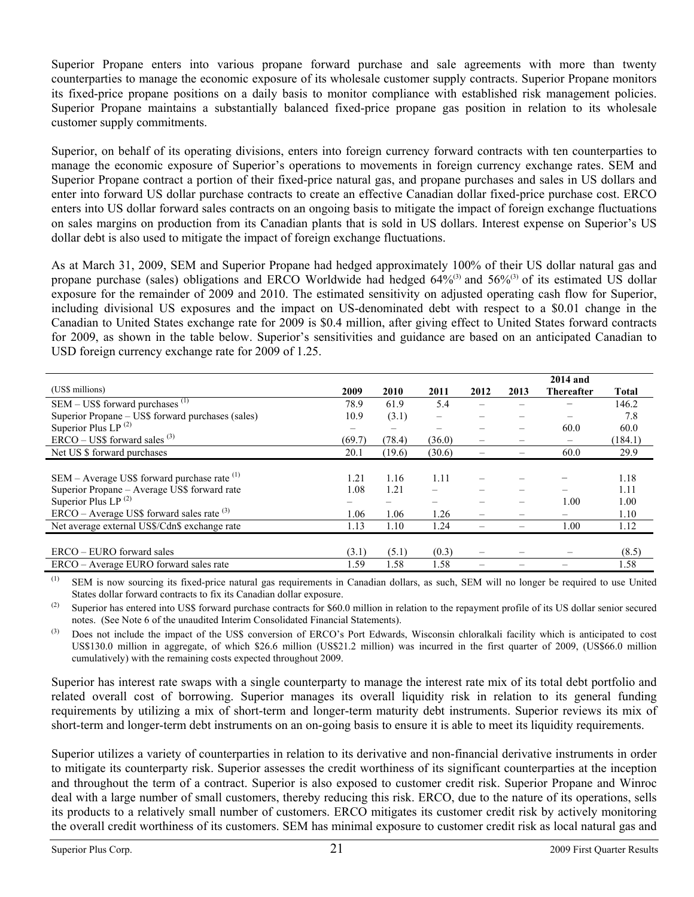Superior Propane enters into various propane forward purchase and sale agreements with more than twenty counterparties to manage the economic exposure of its wholesale customer supply contracts. Superior Propane monitors its fixed-price propane positions on a daily basis to monitor compliance with established risk management policies. Superior Propane maintains a substantially balanced fixed-price propane gas position in relation to its wholesale customer supply commitments.

Superior, on behalf of its operating divisions, enters into foreign currency forward contracts with ten counterparties to manage the economic exposure of Superior's operations to movements in foreign currency exchange rates. SEM and Superior Propane contract a portion of their fixed-price natural gas, and propane purchases and sales in US dollars and enter into forward US dollar purchase contracts to create an effective Canadian dollar fixed-price purchase cost. ERCO enters into US dollar forward sales contracts on an ongoing basis to mitigate the impact of foreign exchange fluctuations on sales margins on production from its Canadian plants that is sold in US dollars. Interest expense on Superior's US dollar debt is also used to mitigate the impact of foreign exchange fluctuations.

As at March 31, 2009, SEM and Superior Propane had hedged approximately 100% of their US dollar natural gas and propane purchase (sales) obligations and ERCO Worldwide had hedged 64%[3] and 56%[3] of its estimated US dollar exposure for the remainder of 2009 and 2010. The estimated sensitivity on adjusted operating cash flow for Superior, including divisional US exposures and the impact on US-denominated debt with respect to a $0.01 change in the Canadian to United States exchange rate for 2009 is $0.4 million, after giving effect to United States forward contracts for 2009, as shown in the table below. Superior's sensitivities and guidance are based on an anticipated Canadian to USD foreign currency exchange rate for 2009 of 1.25.

| (US$ millions) | 2009 | 2010 | 2011 | 2012 | 2013 | 2014 and Thereafter | Total |
|---|---|---|---|---|---|---|---|
| SEM – US$ forward purchases [1] | 78.9 | 61.9 | 5.4 | – | – | – | 146.2 |
| Superior Propane – US$ forward purchases (sales) | 10.9 | (3.1) | – | – | – | – | 7.8 |
| Superior Plus LP [2] | – | – | – | – | – | 60.0 | 60.0 |
| ERCO – US$ forward sales [3] | (69.7) | (78.4) | (36.0) | – | – | – | (184.1) |
| Net US $ forward purchases | 20.1 | (19.6) | (30.6) | – | – | 60.0 | 29.9 |
| | | | | | | | |
| SEM – Average US$ forward purchase rate [1] | 1.21 | 1.16 | 1.11 | – | – | – | 1.18 |
| Superior Propane – Average US$ forward rate | 1.08 | 1.21 | – | – | – | – | 1.11 |
| Superior Plus LP [2] | – | – | – | – | – | 1.00 | 1.00 |
| ERCO – Average US$ forward sales rate [3] | 1.06 | 1.06 | 1.26 | – | – | – | 1.10 |
| Net average external US$/Cdn$ exchange rate | 1.13 | 1.10 | 1.24 | – | – | 1.00 | 1.12 |
| | | | | | | | |
| ERCO – EURO forward sales | (3.1) | (5.1) | (0.3) | – | – | – | (8.5) |
| ERCO – Average EURO forward sales rate | 1.59 | 1.58 | 1.58 | – | – | – | 1.58 |

(1) SEM is now sourcing its fixed-price natural gas requirements in Canadian dollars, as such, SEM will no longer be required to use United States dollar forward contracts to fix its Canadian dollar exposure.

(2) Superior has entered into US$ forward purchase contracts for $60.0 million in relation to the repayment profile of its US dollar senior secured notes. (See Note 6 of the unaudited Interim Consolidated Financial Statements).

(3) Does not include the impact of the US$ conversion of ERCO's Port Edwards, Wisconsin chloralkali facility which is anticipated to cost US$130.0 million in aggregate, of which $26.6 million (US$21.2 million) was incurred in the first quarter of 2009, (US$66.0 million cumulatively) with the remaining costs expected throughout 2009.

Superior has interest rate swaps with a single counterparty to manage the interest rate mix of its total debt portfolio and related overall cost of borrowing. Superior manages its overall liquidity risk in relation to its general funding requirements by utilizing a mix of short-term and longer-term maturity debt instruments. Superior reviews its mix of short-term and longer-term debt instruments on an on-going basis to ensure it is able to meet its liquidity requirements.

Superior utilizes a variety of counterparties in relation to its derivative and non-financial derivative instruments in order to mitigate its counterparty risk. Superior assesses the credit worthiness of its significant counterparties at the inception and throughout the term of a contract. Superior is also exposed to customer credit risk. Superior Propane and Winroc deal with a large number of small customers, thereby reducing this risk. ERCO, due to the nature of its operations, sells its products to a relatively small number of customers. ERCO mitigates its customer credit risk by actively monitoring the overall credit worthiness of its customers. SEM has minimal exposure to customer credit risk as local natural gas and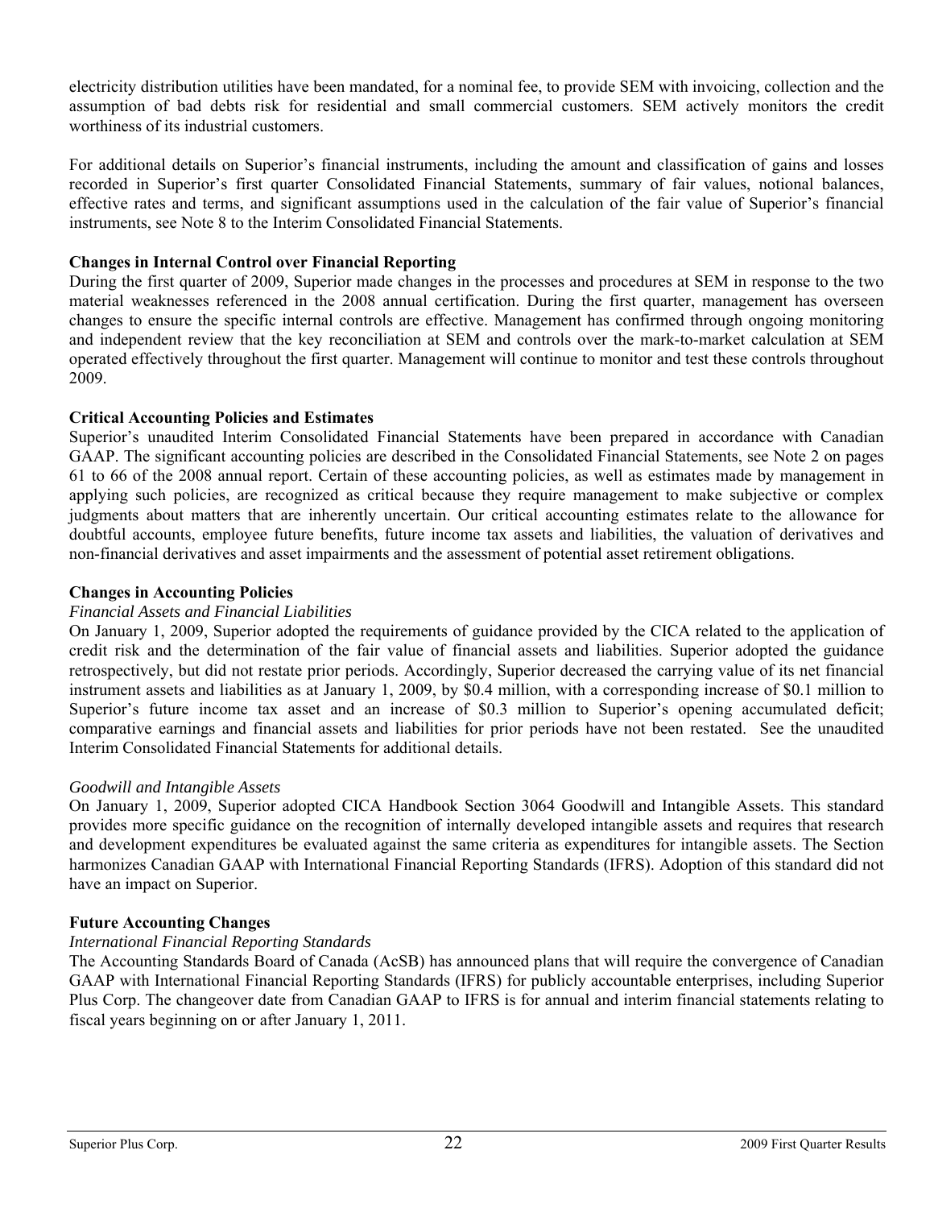electricity distribution utilities have been mandated, for a nominal fee, to provide SEM with invoicing, collection and the assumption of bad debts risk for residential and small commercial customers. SEM actively monitors the credit worthiness of its industrial customers.

For additional details on Superior's financial instruments, including the amount and classification of gains and losses recorded in Superior's first quarter Consolidated Financial Statements, summary of fair values, notional balances, effective rates and terms, and significant assumptions used in the calculation of the fair value of Superior's financial instruments, see Note 8 to the Interim Consolidated Financial Statements.

**Changes in Internal Control over Financial Reporting**

During the first quarter of 2009, Superior made changes in the processes and procedures at SEM in response to the two material weaknesses referenced in the 2008 annual certification. During the first quarter, management has overseen changes to ensure the specific internal controls are effective. Management has confirmed through ongoing monitoring and independent review that the key reconciliation at SEM and controls over the mark-to-market calculation at SEM operated effectively throughout the first quarter. Management will continue to monitor and test these controls throughout 2009.

**Critical Accounting Policies and Estimates**

Superior's unaudited Interim Consolidated Financial Statements have been prepared in accordance with Canadian GAAP. The significant accounting policies are described in the Consolidated Financial Statements, see Note 2 on pages 61 to 66 of the 2008 annual report. Certain of these accounting policies, as well as estimates made by management in applying such policies, are recognized as critical because they require management to make subjective or complex judgments about matters that are inherently uncertain. Our critical accounting estimates relate to the allowance for doubtful accounts, employee future benefits, future income tax assets and liabilities, the valuation of derivatives and non-financial derivatives and asset impairments and the assessment of potential asset retirement obligations.

**Changes in Accounting Policies**

*Financial Assets and Financial Liabilities*

On January 1, 2009, Superior adopted the requirements of guidance provided by the CICA related to the application of credit risk and the determination of the fair value of financial assets and liabilities. Superior adopted the guidance retrospectively, but did not restate prior periods. Accordingly, Superior decreased the carrying value of its net financial instrument assets and liabilities as at January 1, 2009, by $0.4 million, with a corresponding increase of $0.1 million to Superior's future income tax asset and an increase of $0.3 million to Superior's opening accumulated deficit; comparative earnings and financial assets and liabilities for prior periods have not been restated. See the unaudited Interim Consolidated Financial Statements for additional details.

*Goodwill and Intangible Assets*

On January 1, 2009, Superior adopted CICA Handbook Section 3064 Goodwill and Intangible Assets. This standard provides more specific guidance on the recognition of internally developed intangible assets and requires that research and development expenditures be evaluated against the same criteria as expenditures for intangible assets. The Section harmonizes Canadian GAAP with International Financial Reporting Standards (IFRS). Adoption of this standard did not have an impact on Superior.

**Future Accounting Changes**

*International Financial Reporting Standards*

The Accounting Standards Board of Canada (AcSB) has announced plans that will require the convergence of Canadian GAAP with International Financial Reporting Standards (IFRS) for publicly accountable enterprises, including Superior Plus Corp. The changeover date from Canadian GAAP to IFRS is for annual and interim financial statements relating to fiscal years beginning on or after January 1, 2011.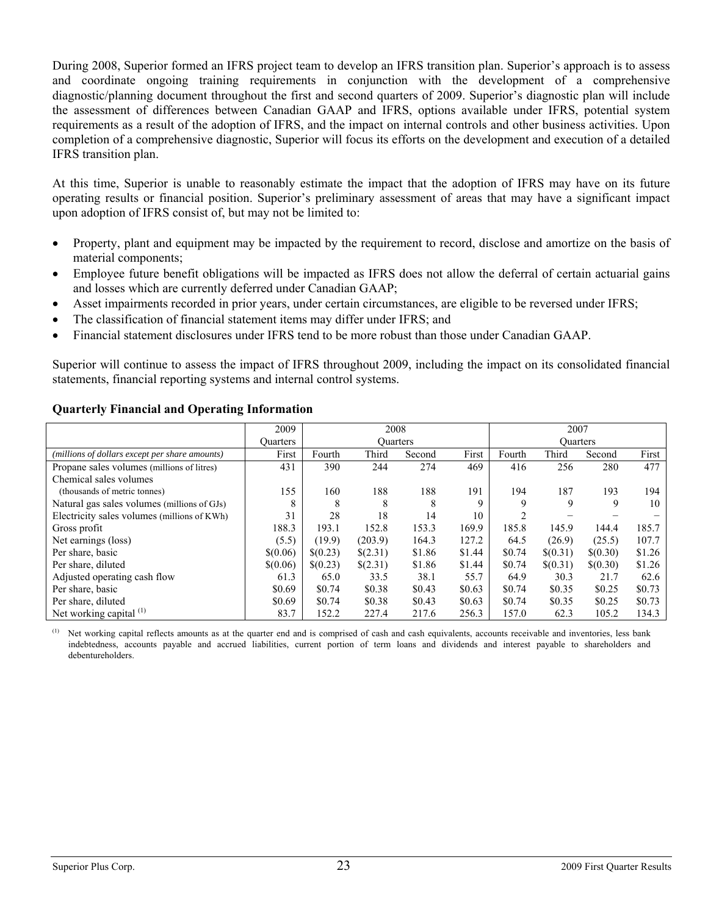During 2008, Superior formed an IFRS project team to develop an IFRS transition plan. Superior's approach is to assess and coordinate ongoing training requirements in conjunction with the development of a comprehensive diagnostic/planning document throughout the first and second quarters of 2009. Superior's diagnostic plan will include the assessment of differences between Canadian GAAP and IFRS, options available under IFRS, potential system requirements as a result of the adoption of IFRS, and the impact on internal controls and other business activities. Upon completion of a comprehensive diagnostic, Superior will focus its efforts on the development and execution of a detailed IFRS transition plan.

At this time, Superior is unable to reasonably estimate the impact that the adoption of IFRS may have on its future operating results or financial position. Superior's preliminary assessment of areas that may have a significant impact upon adoption of IFRS consist of, but may not be limited to:

- Property, plant and equipment may be impacted by the requirement to record, disclose and amortize on the basis of material components;
- Employee future benefit obligations will be impacted as IFRS does not allow the deferral of certain actuarial gains and losses which are currently deferred under Canadian GAAP;
- Asset impairments recorded in prior years, under certain circumstances, are eligible to be reversed under IFRS;
- The classification of financial statement items may differ under IFRS; and
- Financial statement disclosures under IFRS tend to be more robust than those under Canadian GAAP.

Superior will continue to assess the impact of IFRS throughout 2009, including the impact on its consolidated financial statements, financial reporting systems and internal control systems.

## Quarterly Financial and Operating Information

| | 2009 Quarters | 2008 Quarters | | | | 2007 Quarters | | | |
|---|---|---|---|---|---|---|---|---|---|
| *(millions of dollars except per share amounts)* | First | Fourth | Third | Second | First | Fourth | Third | Second | First |
| Propane sales volumes (millions of litres) | 431 | 390 | 244 | 274 | 469 | 416 | 256 | 280 | 477 |
| Chemical sales volumes (thousands of metric tonnes) | 155 | 160 | 188 | 188 | 191 | 194 | 187 | 193 | 194 |
| Natural gas sales volumes (millions of GJs) | 8 | 8 | 8 | 8 | 9 | 9 | 9 | 9 | 10 |
| Electricity sales volumes (millions of KWh) | 31 | 28 | 18 | 14 | 10 | 2 | – | – | – |
| Gross profit | 188.3 | 193.1 | 152.8 | 153.3 | 169.9 | 185.8 | 145.9 | 144.4 | 185.7 |
| Net earnings (loss) | (5.5) | (19.9) | (203.9) | 164.3 | 127.2 | 64.5 | (26.9) | (25.5) | 107.7 |
| Per share, basic | $(0.06) | $(0.23) | $(2.31) | $1.86 | $1.44 | $0.74 | $(0.31) | $(0.30) | $1.26 |
| Per share, diluted | $(0.06) | $(0.23) | $(2.31) | $1.86 | $1.44 | $0.74 | $(0.31) | $(0.30) | $1.26 |
| Adjusted operating cash flow | 61.3 | 65.0 | 33.5 | 38.1 | 55.7 | 64.9 | 30.3 | 21.7 | 62.6 |
| Per share, basic | $0.69 | $0.74 | $0.38 | $0.43 | $0.63 | $0.74 | $0.35 | $0.25 | $0.73 |
| Per share, diluted | $0.69 | $0.74 | $0.38 | $0.43 | $0.63 | $0.74 | $0.35 | $0.25 | $0.73 |
| Net working capital [(1)] | 83.7 | 152.2 | 227.4 | 217.6 | 256.3 | 157.0 | 62.3 | 105.2 | 134.3 |

[(1)] Net working capital reflects amounts as at the quarter end and is comprised of cash and cash equivalents, accounts receivable and inventories, less bank indebtedness, accounts payable and accrued liabilities, current portion of term loans and dividends and interest payable to shareholders and debentureholders.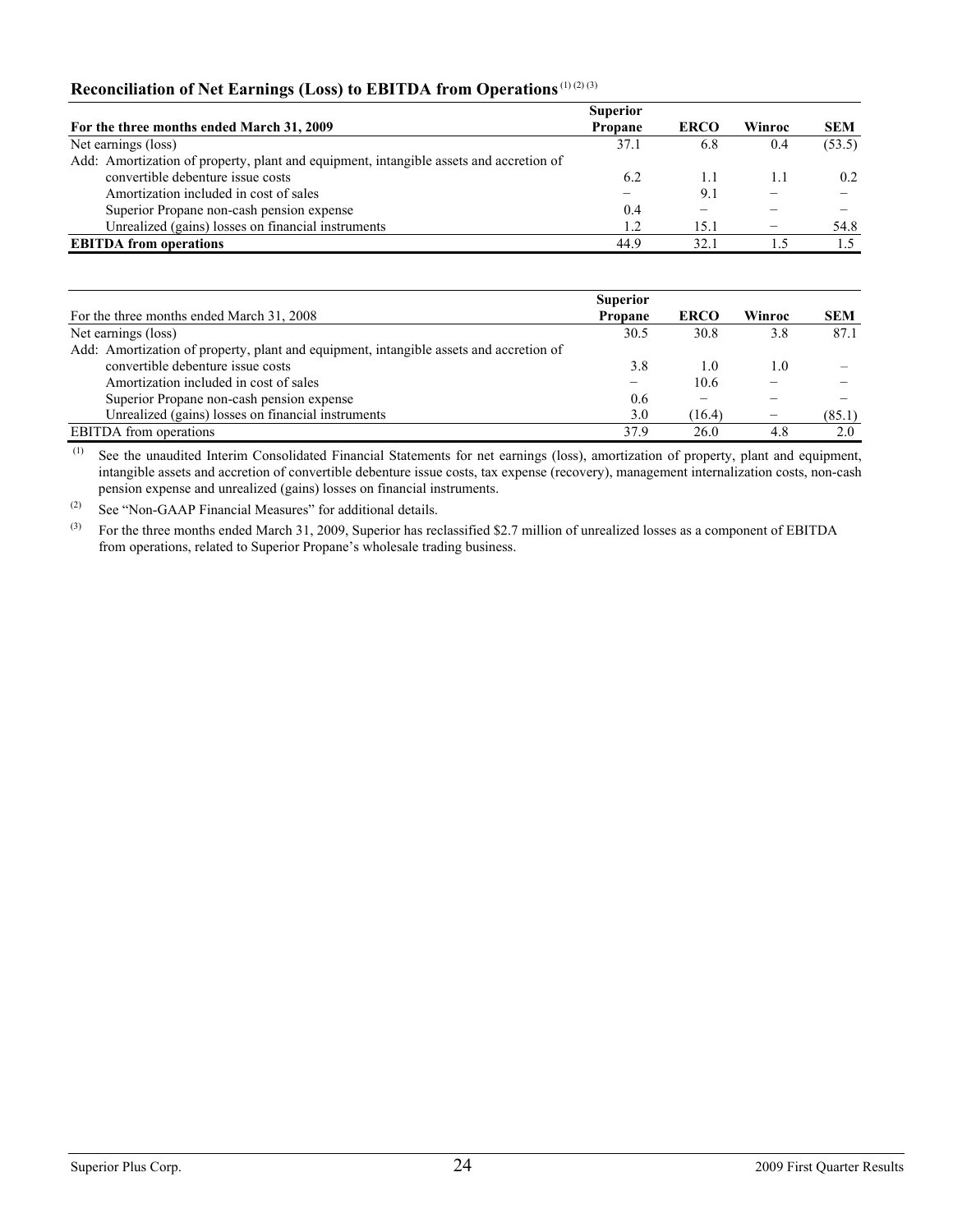## Reconciliation of Net Earnings (Loss) to EBITDA from Operations [(1) (2) (3)]

| **For the three months ended March 31, 2009** | **Superior Propane** | **ERCO** | **Winroc** | **SEM** |
|---|---|---|---|---|
| Net earnings (loss) | 37.1 | 6.8 | 0.4 | (53.5) |
| Add: Amortization of property, plant and equipment, intangible assets and accretion of convertible debenture issue costs | 6.2 | 1.1 | 1.1 | 0.2 |
| Amortization included in cost of sales | – | 9.1 | – | – |
| Superior Propane non-cash pension expense | 0.4 | – | – | – |
| Unrealized (gains) losses on financial instruments | 1.2 | 15.1 | – | 54.8 |
| **EBITDA from operations** | 44.9 | 32.1 | 1.5 | 1.5 |

| For the three months ended March 31, 2008 | **Superior Propane** | **ERCO** | **Winroc** | **SEM** |
|---|---|---|---|---|
| Net earnings (loss) | 30.5 | 30.8 | 3.8 | 87.1 |
| Add: Amortization of property, plant and equipment, intangible assets and accretion of convertible debenture issue costs | 3.8 | 1.0 | 1.0 | – |
| Amortization included in cost of sales | – | 10.6 | – | – |
| Superior Propane non-cash pension expense | 0.6 | – | – | – |
| Unrealized (gains) losses on financial instruments | 3.0 | (16.4) | – | (85.1) |
| EBITDA from operations | 37.9 | 26.0 | 4.8 | 2.0 |

(1) See the unaudited Interim Consolidated Financial Statements for net earnings (loss), amortization of property, plant and equipment, intangible assets and accretion of convertible debenture issue costs, tax expense (recovery), management internalization costs, non-cash pension expense and unrealized (gains) losses on financial instruments.

(2) See "Non-GAAP Financial Measures" for additional details.

(3) For the three months ended March 31, 2009, Superior has reclassified $2.7 million of unrealized losses as a component of EBITDA from operations, related to Superior Propane's wholesale trading business.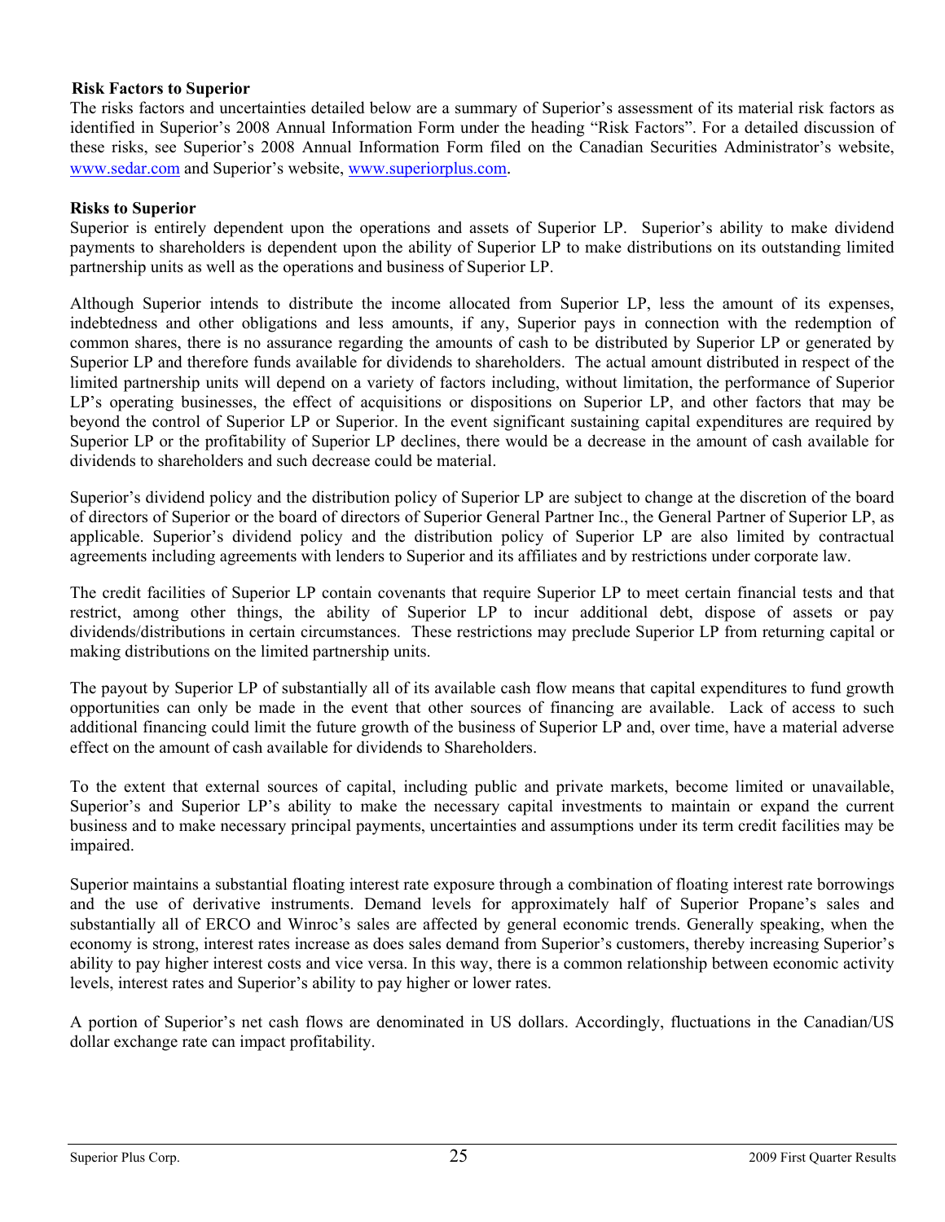## Risk Factors to Superior

The risks factors and uncertainties detailed below are a summary of Superior's assessment of its material risk factors as identified in Superior's 2008 Annual Information Form under the heading "Risk Factors". For a detailed discussion of these risks, see Superior's 2008 Annual Information Form filed on the Canadian Securities Administrator's website, www.sedar.com and Superior's website, www.superiorplus.com.

### Risks to Superior

Superior is entirely dependent upon the operations and assets of Superior LP. Superior's ability to make dividend payments to shareholders is dependent upon the ability of Superior LP to make distributions on its outstanding limited partnership units as well as the operations and business of Superior LP.

Although Superior intends to distribute the income allocated from Superior LP, less the amount of its expenses, indebtedness and other obligations and less amounts, if any, Superior pays in connection with the redemption of common shares, there is no assurance regarding the amounts of cash to be distributed by Superior LP or generated by Superior LP and therefore funds available for dividends to shareholders. The actual amount distributed in respect of the limited partnership units will depend on a variety of factors including, without limitation, the performance of Superior LP's operating businesses, the effect of acquisitions or dispositions on Superior LP, and other factors that may be beyond the control of Superior LP or Superior. In the event significant sustaining capital expenditures are required by Superior LP or the profitability of Superior LP declines, there would be a decrease in the amount of cash available for dividends to shareholders and such decrease could be material.

Superior's dividend policy and the distribution policy of Superior LP are subject to change at the discretion of the board of directors of Superior or the board of directors of Superior General Partner Inc., the General Partner of Superior LP, as applicable. Superior's dividend policy and the distribution policy of Superior LP are also limited by contractual agreements including agreements with lenders to Superior and its affiliates and by restrictions under corporate law.

The credit facilities of Superior LP contain covenants that require Superior LP to meet certain financial tests and that restrict, among other things, the ability of Superior LP to incur additional debt, dispose of assets or pay dividends/distributions in certain circumstances. These restrictions may preclude Superior LP from returning capital or making distributions on the limited partnership units.

The payout by Superior LP of substantially all of its available cash flow means that capital expenditures to fund growth opportunities can only be made in the event that other sources of financing are available. Lack of access to such additional financing could limit the future growth of the business of Superior LP and, over time, have a material adverse effect on the amount of cash available for dividends to Shareholders.

To the extent that external sources of capital, including public and private markets, become limited or unavailable, Superior's and Superior LP's ability to make the necessary capital investments to maintain or expand the current business and to make necessary principal payments, uncertainties and assumptions under its term credit facilities may be impaired.

Superior maintains a substantial floating interest rate exposure through a combination of floating interest rate borrowings and the use of derivative instruments. Demand levels for approximately half of Superior Propane's sales and substantially all of ERCO and Winroc's sales are affected by general economic trends. Generally speaking, when the economy is strong, interest rates increase as does sales demand from Superior's customers, thereby increasing Superior's ability to pay higher interest costs and vice versa. In this way, there is a common relationship between economic activity levels, interest rates and Superior's ability to pay higher or lower rates.

A portion of Superior's net cash flows are denominated in US dollars. Accordingly, fluctuations in the Canadian/US dollar exchange rate can impact profitability.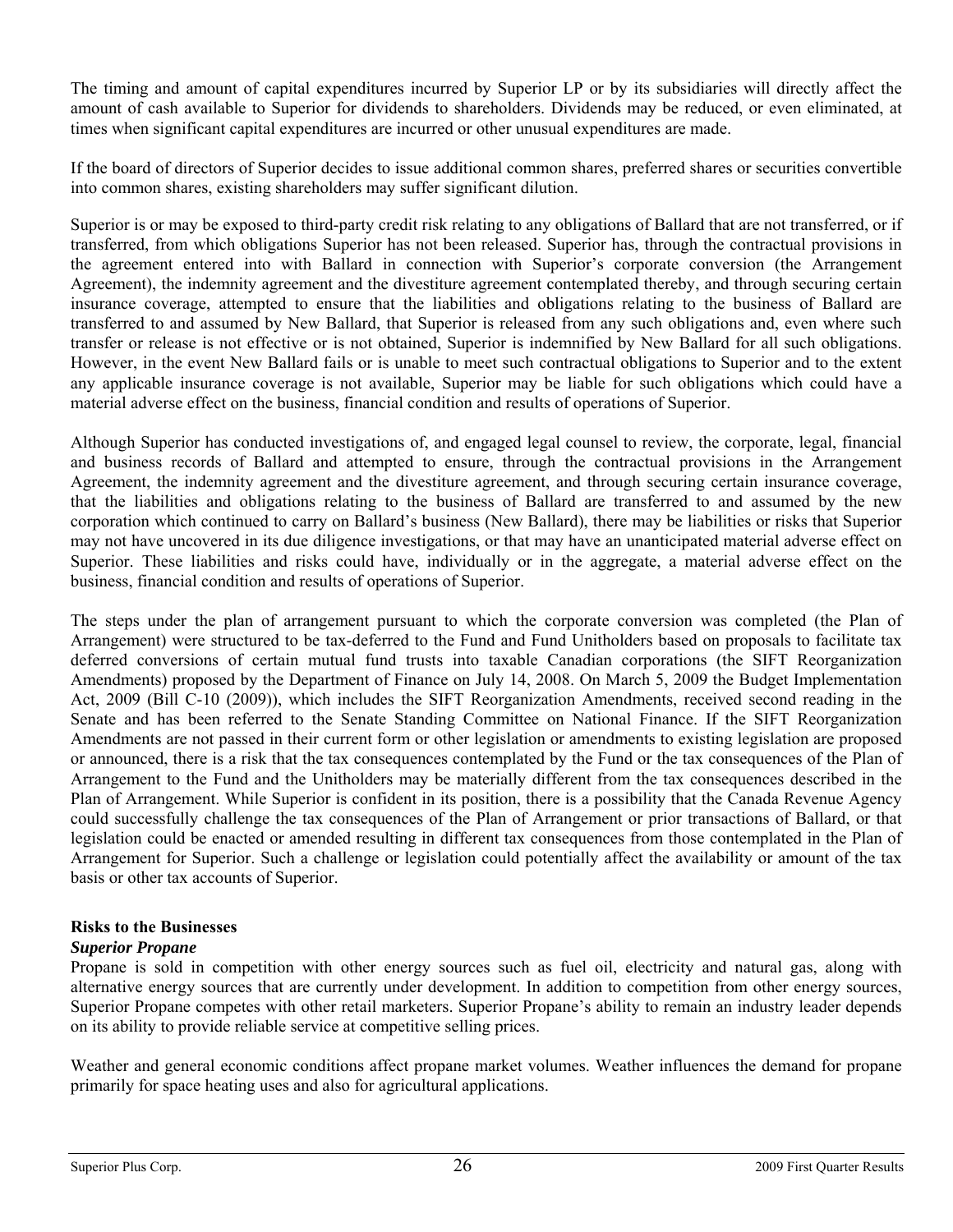The timing and amount of capital expenditures incurred by Superior LP or by its subsidiaries will directly affect the amount of cash available to Superior for dividends to shareholders. Dividends may be reduced, or even eliminated, at times when significant capital expenditures are incurred or other unusual expenditures are made.

If the board of directors of Superior decides to issue additional common shares, preferred shares or securities convertible into common shares, existing shareholders may suffer significant dilution.

Superior is or may be exposed to third-party credit risk relating to any obligations of Ballard that are not transferred, or if transferred, from which obligations Superior has not been released. Superior has, through the contractual provisions in the agreement entered into with Ballard in connection with Superior's corporate conversion (the Arrangement Agreement), the indemnity agreement and the divestiture agreement contemplated thereby, and through securing certain insurance coverage, attempted to ensure that the liabilities and obligations relating to the business of Ballard are transferred to and assumed by New Ballard, that Superior is released from any such obligations and, even where such transfer or release is not effective or is not obtained, Superior is indemnified by New Ballard for all such obligations. However, in the event New Ballard fails or is unable to meet such contractual obligations to Superior and to the extent any applicable insurance coverage is not available, Superior may be liable for such obligations which could have a material adverse effect on the business, financial condition and results of operations of Superior.

Although Superior has conducted investigations of, and engaged legal counsel to review, the corporate, legal, financial and business records of Ballard and attempted to ensure, through the contractual provisions in the Arrangement Agreement, the indemnity agreement and the divestiture agreement, and through securing certain insurance coverage, that the liabilities and obligations relating to the business of Ballard are transferred to and assumed by the new corporation which continued to carry on Ballard's business (New Ballard), there may be liabilities or risks that Superior may not have uncovered in its due diligence investigations, or that may have an unanticipated material adverse effect on Superior. These liabilities and risks could have, individually or in the aggregate, a material adverse effect on the business, financial condition and results of operations of Superior.

The steps under the plan of arrangement pursuant to which the corporate conversion was completed (the Plan of Arrangement) were structured to be tax-deferred to the Fund and Fund Unitholders based on proposals to facilitate tax deferred conversions of certain mutual fund trusts into taxable Canadian corporations (the SIFT Reorganization Amendments) proposed by the Department of Finance on July 14, 2008. On March 5, 2009 the Budget Implementation Act, 2009 (Bill C-10 (2009)), which includes the SIFT Reorganization Amendments, received second reading in the Senate and has been referred to the Senate Standing Committee on National Finance. If the SIFT Reorganization Amendments are not passed in their current form or other legislation or amendments to existing legislation are proposed or announced, there is a risk that the tax consequences contemplated by the Fund or the tax consequences of the Plan of Arrangement to the Fund and the Unitholders may be materially different from the tax consequences described in the Plan of Arrangement. While Superior is confident in its position, there is a possibility that the Canada Revenue Agency could successfully challenge the tax consequences of the Plan of Arrangement or prior transactions of Ballard, or that legislation could be enacted or amended resulting in different tax consequences from those contemplated in the Plan of Arrangement for Superior. Such a challenge or legislation could potentially affect the availability or amount of the tax basis or other tax accounts of Superior.

## Risks to the Businesses

### *Superior Propane*

Propane is sold in competition with other energy sources such as fuel oil, electricity and natural gas, along with alternative energy sources that are currently under development. In addition to competition from other energy sources, Superior Propane competes with other retail marketers. Superior Propane's ability to remain an industry leader depends on its ability to provide reliable service at competitive selling prices.

Weather and general economic conditions affect propane market volumes. Weather influences the demand for propane primarily for space heating uses and also for agricultural applications.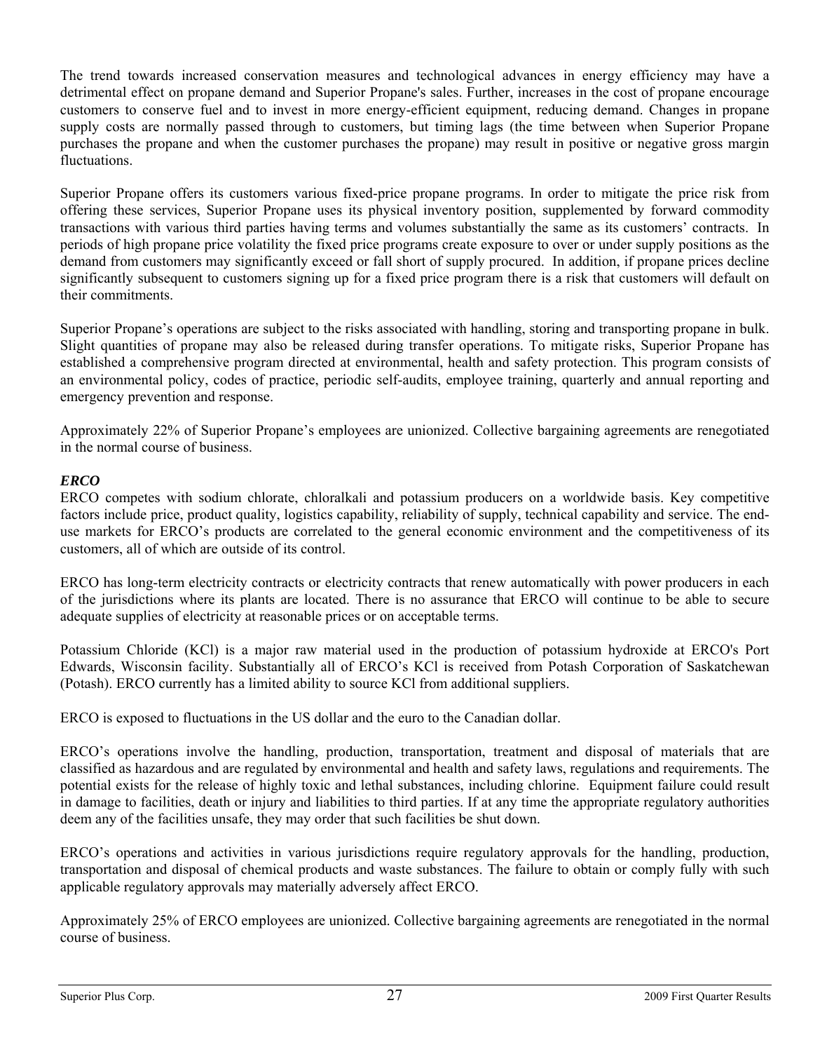The trend towards increased conservation measures and technological advances in energy efficiency may have a detrimental effect on propane demand and Superior Propane's sales. Further, increases in the cost of propane encourage customers to conserve fuel and to invest in more energy-efficient equipment, reducing demand. Changes in propane supply costs are normally passed through to customers, but timing lags (the time between when Superior Propane purchases the propane and when the customer purchases the propane) may result in positive or negative gross margin fluctuations.

Superior Propane offers its customers various fixed-price propane programs. In order to mitigate the price risk from offering these services, Superior Propane uses its physical inventory position, supplemented by forward commodity transactions with various third parties having terms and volumes substantially the same as its customers' contracts. In periods of high propane price volatility the fixed price programs create exposure to over or under supply positions as the demand from customers may significantly exceed or fall short of supply procured. In addition, if propane prices decline significantly subsequent to customers signing up for a fixed price program there is a risk that customers will default on their commitments.

Superior Propane's operations are subject to the risks associated with handling, storing and transporting propane in bulk. Slight quantities of propane may also be released during transfer operations. To mitigate risks, Superior Propane has established a comprehensive program directed at environmental, health and safety protection. This program consists of an environmental policy, codes of practice, periodic self-audits, employee training, quarterly and annual reporting and emergency prevention and response.

Approximately 22% of Superior Propane's employees are unionized. Collective bargaining agreements are renegotiated in the normal course of business.

***ERCO***

ERCO competes with sodium chlorate, chloralkali and potassium producers on a worldwide basis. Key competitive factors include price, product quality, logistics capability, reliability of supply, technical capability and service. The end-use markets for ERCO's products are correlated to the general economic environment and the competitiveness of its customers, all of which are outside of its control.

ERCO has long-term electricity contracts or electricity contracts that renew automatically with power producers in each of the jurisdictions where its plants are located. There is no assurance that ERCO will continue to be able to secure adequate supplies of electricity at reasonable prices or on acceptable terms.

Potassium Chloride (KCl) is a major raw material used in the production of potassium hydroxide at ERCO's Port Edwards, Wisconsin facility. Substantially all of ERCO's KCl is received from Potash Corporation of Saskatchewan (Potash). ERCO currently has a limited ability to source KCl from additional suppliers.

ERCO is exposed to fluctuations in the US dollar and the euro to the Canadian dollar.

ERCO's operations involve the handling, production, transportation, treatment and disposal of materials that are classified as hazardous and are regulated by environmental and health and safety laws, regulations and requirements. The potential exists for the release of highly toxic and lethal substances, including chlorine. Equipment failure could result in damage to facilities, death or injury and liabilities to third parties. If at any time the appropriate regulatory authorities deem any of the facilities unsafe, they may order that such facilities be shut down.

ERCO's operations and activities in various jurisdictions require regulatory approvals for the handling, production, transportation and disposal of chemical products and waste substances. The failure to obtain or comply fully with such applicable regulatory approvals may materially adversely affect ERCO.

Approximately 25% of ERCO employees are unionized. Collective bargaining agreements are renegotiated in the normal course of business.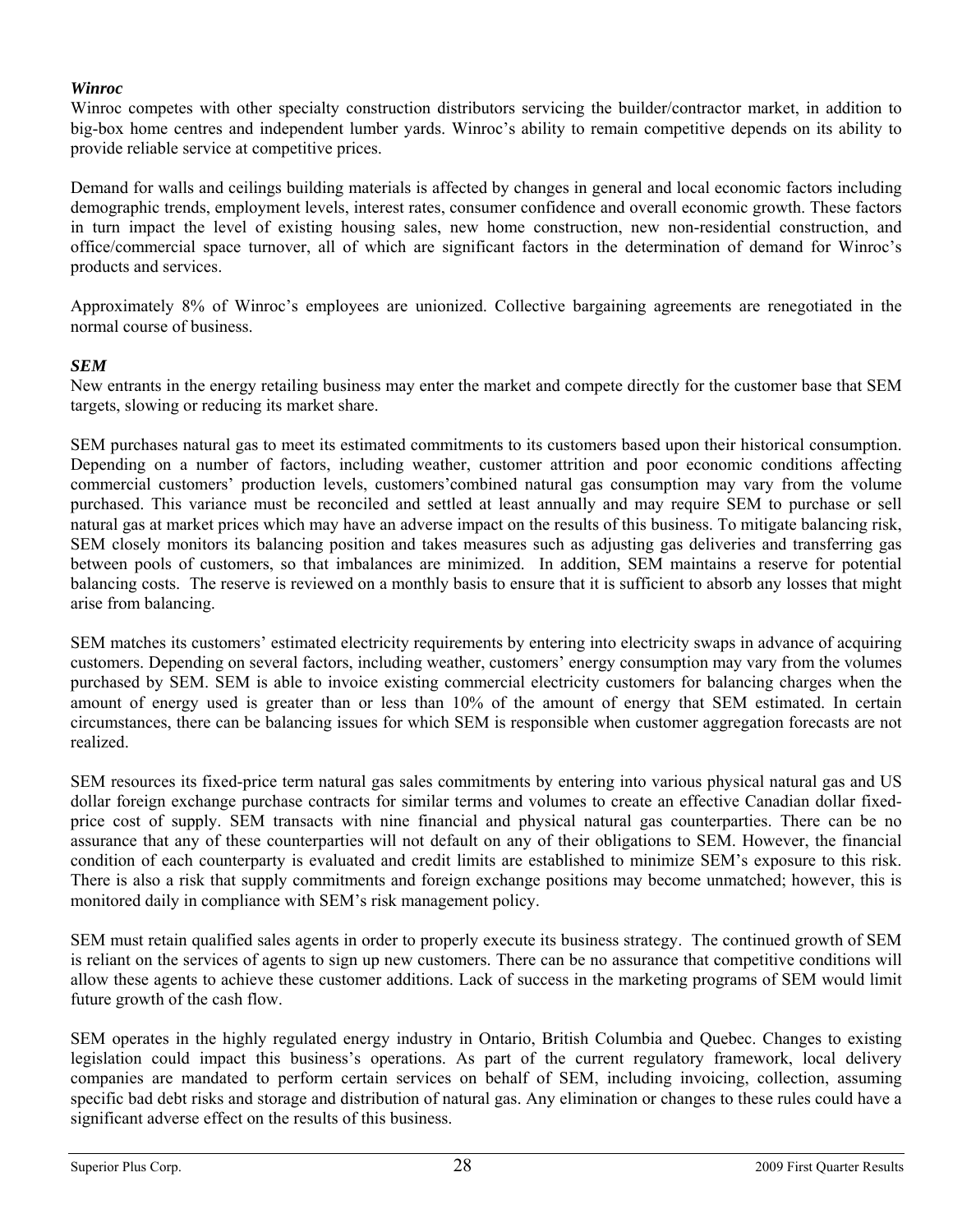***Winroc***

Winroc competes with other specialty construction distributors servicing the builder/contractor market, in addition to big-box home centres and independent lumber yards. Winroc's ability to remain competitive depends on its ability to provide reliable service at competitive prices.

Demand for walls and ceilings building materials is affected by changes in general and local economic factors including demographic trends, employment levels, interest rates, consumer confidence and overall economic growth. These factors in turn impact the level of existing housing sales, new home construction, new non-residential construction, and office/commercial space turnover, all of which are significant factors in the determination of demand for Winroc's products and services.

Approximately 8% of Winroc's employees are unionized. Collective bargaining agreements are renegotiated in the normal course of business.

***SEM***

New entrants in the energy retailing business may enter the market and compete directly for the customer base that SEM targets, slowing or reducing its market share.

SEM purchases natural gas to meet its estimated commitments to its customers based upon their historical consumption. Depending on a number of factors, including weather, customer attrition and poor economic conditions affecting commercial customers' production levels, customers'combined natural gas consumption may vary from the volume purchased. This variance must be reconciled and settled at least annually and may require SEM to purchase or sell natural gas at market prices which may have an adverse impact on the results of this business. To mitigate balancing risk, SEM closely monitors its balancing position and takes measures such as adjusting gas deliveries and transferring gas between pools of customers, so that imbalances are minimized. In addition, SEM maintains a reserve for potential balancing costs. The reserve is reviewed on a monthly basis to ensure that it is sufficient to absorb any losses that might arise from balancing.

SEM matches its customers' estimated electricity requirements by entering into electricity swaps in advance of acquiring customers. Depending on several factors, including weather, customers' energy consumption may vary from the volumes purchased by SEM. SEM is able to invoice existing commercial electricity customers for balancing charges when the amount of energy used is greater than or less than 10% of the amount of energy that SEM estimated. In certain circumstances, there can be balancing issues for which SEM is responsible when customer aggregation forecasts are not realized.

SEM resources its fixed-price term natural gas sales commitments by entering into various physical natural gas and US dollar foreign exchange purchase contracts for similar terms and volumes to create an effective Canadian dollar fixed-price cost of supply. SEM transacts with nine financial and physical natural gas counterparties. There can be no assurance that any of these counterparties will not default on any of their obligations to SEM. However, the financial condition of each counterparty is evaluated and credit limits are established to minimize SEM's exposure to this risk. There is also a risk that supply commitments and foreign exchange positions may become unmatched; however, this is monitored daily in compliance with SEM's risk management policy.

SEM must retain qualified sales agents in order to properly execute its business strategy. The continued growth of SEM is reliant on the services of agents to sign up new customers. There can be no assurance that competitive conditions will allow these agents to achieve these customer additions. Lack of success in the marketing programs of SEM would limit future growth of the cash flow.

SEM operates in the highly regulated energy industry in Ontario, British Columbia and Quebec. Changes to existing legislation could impact this business's operations. As part of the current regulatory framework, local delivery companies are mandated to perform certain services on behalf of SEM, including invoicing, collection, assuming specific bad debt risks and storage and distribution of natural gas. Any elimination or changes to these rules could have a significant adverse effect on the results of this business.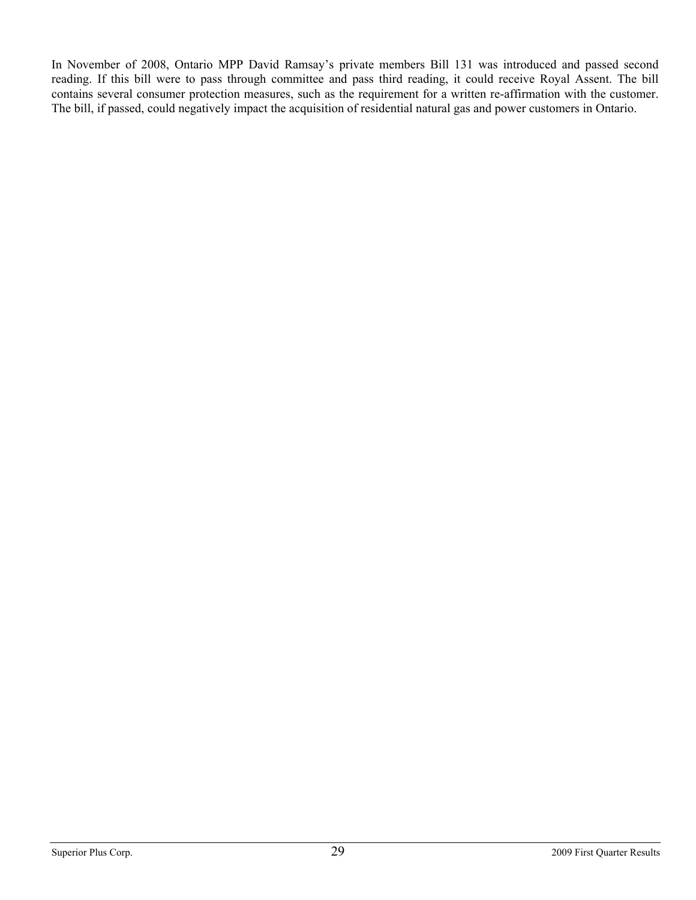In November of 2008, Ontario MPP David Ramsay's private members Bill 131 was introduced and passed second reading. If this bill were to pass through committee and pass third reading, it could receive Royal Assent. The bill contains several consumer protection measures, such as the requirement for a written re-affirmation with the customer. The bill, if passed, could negatively impact the acquisition of residential natural gas and power customers in Ontario.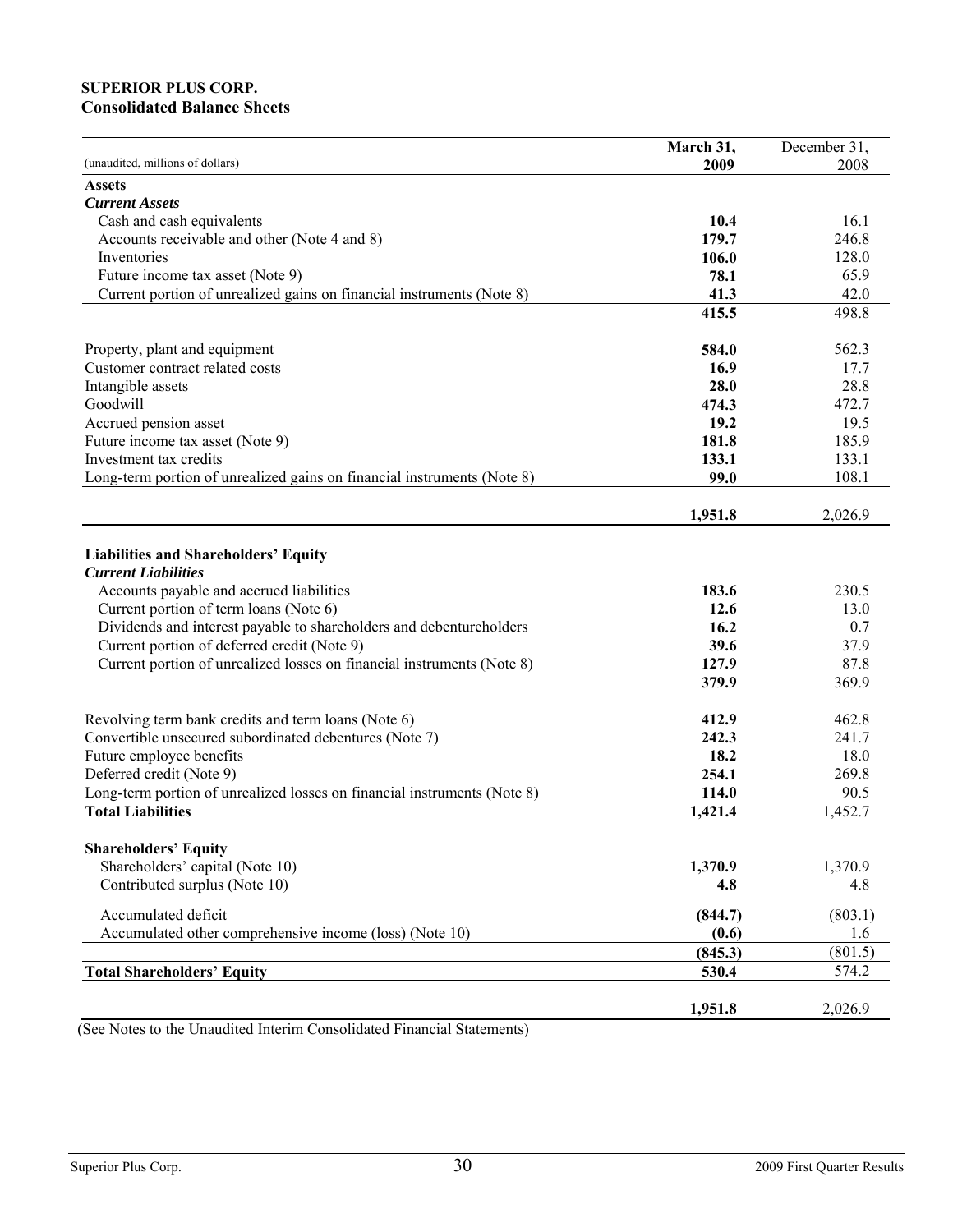**SUPERIOR PLUS CORP.**
**Consolidated Balance Sheets**

| (unaudited, millions of dollars) | **March 31, 2009** | December 31, 2008 |
|---|---|---|
| **Assets** | | |
| ***Current Assets*** | | |
| Cash and cash equivalents | **10.4** | 16.1 |
| Accounts receivable and other (Note 4 and 8) | **179.7** | 246.8 |
| Inventories | **106.0** | 128.0 |
| Future income tax asset (Note 9) | **78.1** | 65.9 |
| Current portion of unrealized gains on financial instruments (Note 8) | **41.3** | 42.0 |
| | **415.5** | 498.8 |
| Property, plant and equipment | **584.0** | 562.3 |
| Customer contract related costs | **16.9** | 17.7 |
| Intangible assets | **28.0** | 28.8 |
| Goodwill | **474.3** | 472.7 |
| Accrued pension asset | **19.2** | 19.5 |
| Future income tax asset (Note 9) | **181.8** | 185.9 |
| Investment tax credits | **133.1** | 133.1 |
| Long-term portion of unrealized gains on financial instruments (Note 8) | **99.0** | 108.1 |
| | **1,951.8** | 2,026.9 |
| **Liabilities and Shareholders' Equity** | | |
| ***Current Liabilities*** | | |
| Accounts payable and accrued liabilities | **183.6** | 230.5 |
| Current portion of term loans (Note 6) | **12.6** | 13.0 |
| Dividends and interest payable to shareholders and debentureholders | **16.2** | 0.7 |
| Current portion of deferred credit (Note 9) | **39.6** | 37.9 |
| Current portion of unrealized losses on financial instruments (Note 8) | **127.9** | 87.8 |
| | **379.9** | 369.9 |
| Revolving term bank credits and term loans (Note 6) | **412.9** | 462.8 |
| Convertible unsecured subordinated debentures (Note 7) | **242.3** | 241.7 |
| Future employee benefits | **18.2** | 18.0 |
| Deferred credit (Note 9) | **254.1** | 269.8 |
| Long-term portion of unrealized losses on financial instruments (Note 8) | **114.0** | 90.5 |
| **Total Liabilities** | **1,421.4** | 1,452.7 |
| **Shareholders' Equity** | | |
| Shareholders' capital (Note 10) | **1,370.9** | 1,370.9 |
| Contributed surplus (Note 10) | **4.8** | 4.8 |
| Accumulated deficit | **(844.7)** | (803.1) |
| Accumulated other comprehensive income (loss) (Note 10) | **(0.6)** | 1.6 |
| | **(845.3)** | (801.5) |
| **Total Shareholders' Equity** | **530.4** | 574.2 |
| | **1,951.8** | 2,026.9 |

(See Notes to the Unaudited Interim Consolidated Financial Statements)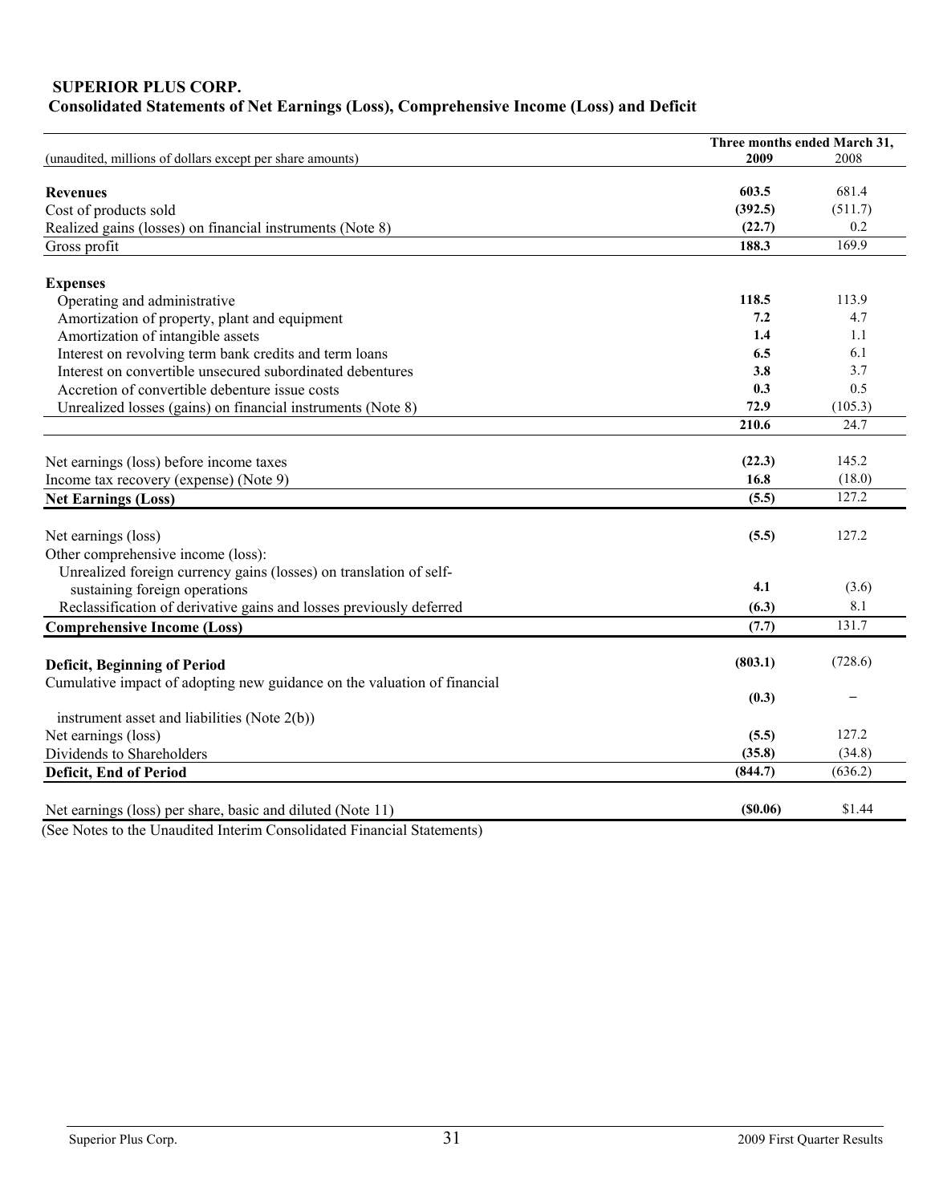**SUPERIOR PLUS CORP.**
**Consolidated Statements of Net Earnings (Loss), Comprehensive Income (Loss) and Deficit**

| (unaudited, millions of dollars except per share amounts) | Three months ended March 31, 2009 | 2008 |
|---|---|---|
| **Revenues** | **603.5** | 681.4 |
| Cost of products sold | **(392.5)** | (511.7) |
| Realized gains (losses) on financial instruments (Note 8) | **(22.7)** | 0.2 |
| Gross profit | **188.3** | 169.9 |
| **Expenses** | | |
| Operating and administrative | **118.5** | 113.9 |
| Amortization of property, plant and equipment | **7.2** | 4.7 |
| Amortization of intangible assets | **1.4** | 1.1 |
| Interest on revolving term bank credits and term loans | **6.5** | 6.1 |
| Interest on convertible unsecured subordinated debentures | **3.8** | 3.7 |
| Accretion of convertible debenture issue costs | **0.3** | 0.5 |
| Unrealized losses (gains) on financial instruments (Note 8) | **72.9** | (105.3) |
| | **210.6** | 24.7 |
| Net earnings (loss) before income taxes | **(22.3)** | 145.2 |
| Income tax recovery (expense) (Note 9) | **16.8** | (18.0) |
| **Net Earnings (Loss)** | **(5.5)** | 127.2 |
| Net earnings (loss) | **(5.5)** | 127.2 |
| Other comprehensive income (loss): | | |
| Unrealized foreign currency gains (losses) on translation of self-sustaining foreign operations | **4.1** | (3.6) |
| Reclassification of derivative gains and losses previously deferred | **(6.3)** | 8.1 |
| **Comprehensive Income (Loss)** | **(7.7)** | 131.7 |
| **Deficit, Beginning of Period** | **(803.1)** | (728.6) |
| Cumulative impact of adopting new guidance on the valuation of financial instrument asset and liabilities (Note 2(b)) | **(0.3)** | – |
| Net earnings (loss) | **(5.5)** | 127.2 |
| Dividends to Shareholders | **(35.8)** | (34.8) |
| **Deficit, End of Period** | **(844.7)** | (636.2) |
| Net earnings (loss) per share, basic and diluted (Note 11) | **($0.06)** | $1.44 |

(See Notes to the Unaudited Interim Consolidated Financial Statements)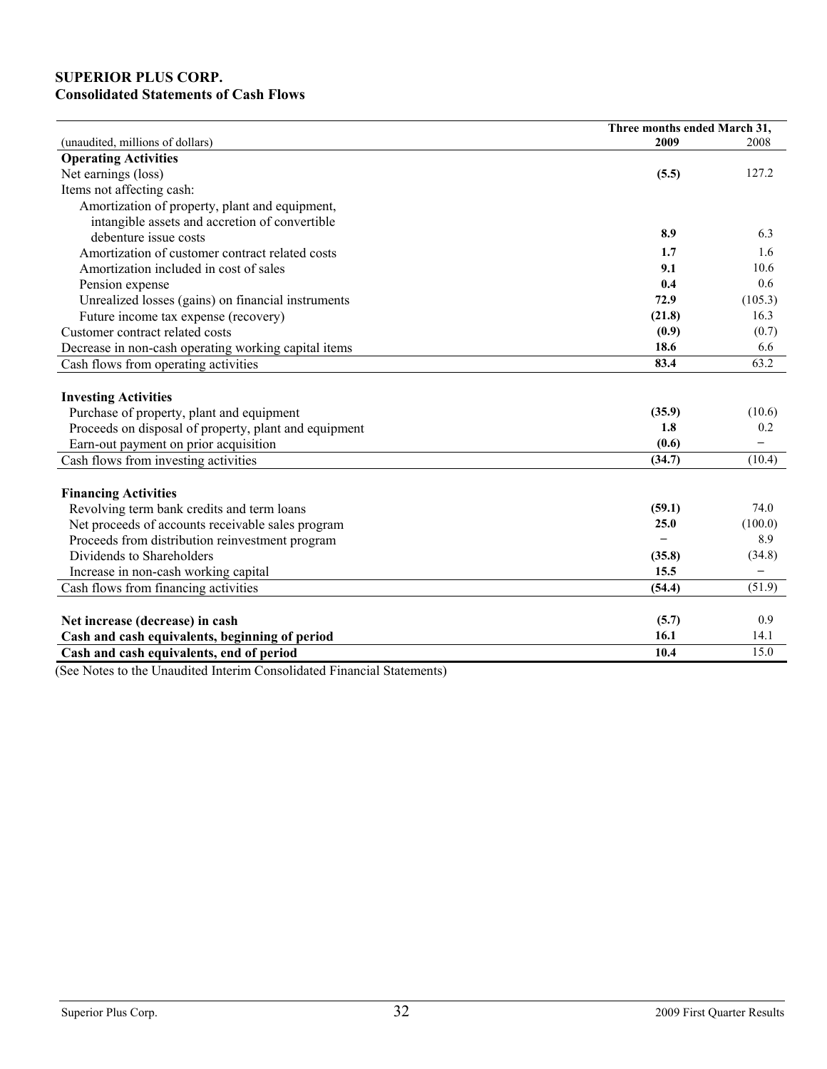**SUPERIOR PLUS CORP.**
**Consolidated Statements of Cash Flows**

| | Three months ended March 31, | |
|---|---|---|
| (unaudited, millions of dollars) | **2009** | 2008 |
| **Operating Activities** | | |
| Net earnings (loss) | **(5.5)** | 127.2 |
| Items not affecting cash: | | |
| Amortization of property, plant and equipment, intangible assets and accretion of convertible debenture issue costs | **8.9** | 6.3 |
| Amortization of customer contract related costs | **1.7** | 1.6 |
| Amortization included in cost of sales | **9.1** | 10.6 |
| Pension expense | **0.4** | 0.6 |
| Unrealized losses (gains) on financial instruments | **72.9** | (105.3) |
| Future income tax expense (recovery) | **(21.8)** | 16.3 |
| Customer contract related costs | **(0.9)** | (0.7) |
| Decrease in non-cash operating working capital items | **18.6** | 6.6 |
| Cash flows from operating activities | **83.4** | 63.2 |
| | | |
| **Investing Activities** | | |
| Purchase of property, plant and equipment | **(35.9)** | (10.6) |
| Proceeds on disposal of property, plant and equipment | **1.8** | 0.2 |
| Earn-out payment on prior acquisition | **(0.6)** | – |
| Cash flows from investing activities | **(34.7)** | (10.4) |
| | | |
| **Financing Activities** | | |
| Revolving term bank credits and term loans | **(59.1)** | 74.0 |
| Net proceeds of accounts receivable sales program | **25.0** | (100.0) |
| Proceeds from distribution reinvestment program | **–** | 8.9 |
| Dividends to Shareholders | **(35.8)** | (34.8) |
| Increase in non-cash working capital | **15.5** | – |
| Cash flows from financing activities | **(54.4)** | (51.9) |
| | | |
| **Net increase (decrease) in cash** | **(5.7)** | 0.9 |
| **Cash and cash equivalents, beginning of period** | **16.1** | 14.1 |
| **Cash and cash equivalents, end of period** | **10.4** | 15.0 |

(See Notes to the Unaudited Interim Consolidated Financial Statements)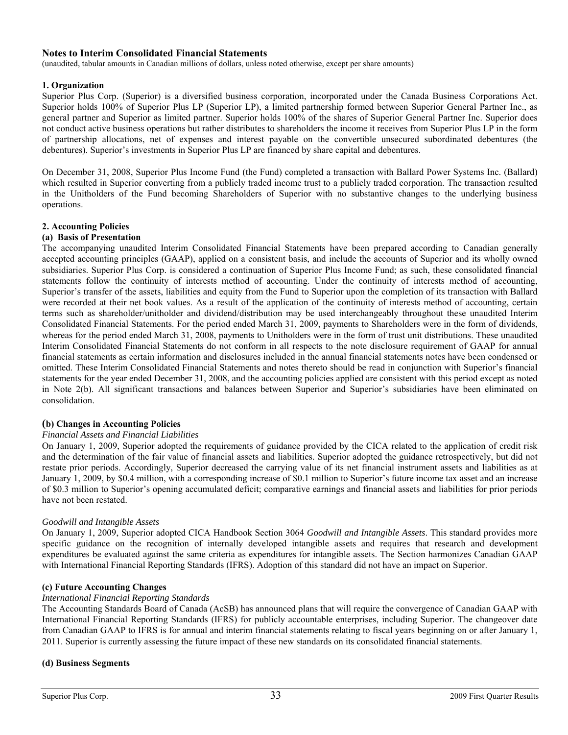## Notes to Interim Consolidated Financial Statements

(unaudited, tabular amounts in Canadian millions of dollars, unless noted otherwise, except per share amounts)

### 1. Organization

Superior Plus Corp. (Superior) is a diversified business corporation, incorporated under the Canada Business Corporations Act. Superior holds 100% of Superior Plus LP (Superior LP), a limited partnership formed between Superior General Partner Inc., as general partner and Superior as limited partner. Superior holds 100% of the shares of Superior General Partner Inc. Superior does not conduct active business operations but rather distributes to shareholders the income it receives from Superior Plus LP in the form of partnership allocations, net of expenses and interest payable on the convertible unsecured subordinated debentures (the debentures). Superior's investments in Superior Plus LP are financed by share capital and debentures.

On December 31, 2008, Superior Plus Income Fund (the Fund) completed a transaction with Ballard Power Systems Inc. (Ballard) which resulted in Superior converting from a publicly traded income trust to a publicly traded corporation. The transaction resulted in the Unitholders of the Fund becoming Shareholders of Superior with no substantive changes to the underlying business operations.

### 2. Accounting Policies

#### (a) Basis of Presentation

The accompanying unaudited Interim Consolidated Financial Statements have been prepared according to Canadian generally accepted accounting principles (GAAP), applied on a consistent basis, and include the accounts of Superior and its wholly owned subsidiaries. Superior Plus Corp. is considered a continuation of Superior Plus Income Fund; as such, these consolidated financial statements follow the continuity of interests method of accounting. Under the continuity of interests method of accounting, Superior's transfer of the assets, liabilities and equity from the Fund to Superior upon the completion of its transaction with Ballard were recorded at their net book values. As a result of the application of the continuity of interests method of accounting, certain terms such as shareholder/unitholder and dividend/distribution may be used interchangeably throughout these unaudited Interim Consolidated Financial Statements. For the period ended March 31, 2009, payments to Shareholders were in the form of dividends, whereas for the period ended March 31, 2008, payments to Unitholders were in the form of trust unit distributions. These unaudited Interim Consolidated Financial Statements do not conform in all respects to the note disclosure requirement of GAAP for annual financial statements as certain information and disclosures included in the annual financial statements notes have been condensed or omitted. These Interim Consolidated Financial Statements and notes thereto should be read in conjunction with Superior's financial statements for the year ended December 31, 2008, and the accounting policies applied are consistent with this period except as noted in Note 2(b). All significant transactions and balances between Superior and Superior's subsidiaries have been eliminated on consolidation.

#### (b) Changes in Accounting Policies

*Financial Assets and Financial Liabilities*

On January 1, 2009, Superior adopted the requirements of guidance provided by the CICA related to the application of credit risk and the determination of the fair value of financial assets and liabilities. Superior adopted the guidance retrospectively, but did not restate prior periods. Accordingly, Superior decreased the carrying value of its net financial instrument assets and liabilities as at January 1, 2009, by \$0.4 million, with a corresponding increase of \$0.1 million to Superior's future income tax asset and an increase of \$0.3 million to Superior's opening accumulated deficit; comparative earnings and financial assets and liabilities for prior periods have not been restated.

*Goodwill and Intangible Assets*

On January 1, 2009, Superior adopted CICA Handbook Section 3064 *Goodwill and Intangible Assets*. This standard provides more specific guidance on the recognition of internally developed intangible assets and requires that research and development expenditures be evaluated against the same criteria as expenditures for intangible assets. The Section harmonizes Canadian GAAP with International Financial Reporting Standards (IFRS). Adoption of this standard did not have an impact on Superior.

#### (c) Future Accounting Changes

*International Financial Reporting Standards*

The Accounting Standards Board of Canada (AcSB) has announced plans that will require the convergence of Canadian GAAP with International Financial Reporting Standards (IFRS) for publicly accountable enterprises, including Superior. The changeover date from Canadian GAAP to IFRS is for annual and interim financial statements relating to fiscal years beginning on or after January 1, 2011. Superior is currently assessing the future impact of these new standards on its consolidated financial statements.

#### (d) Business Segments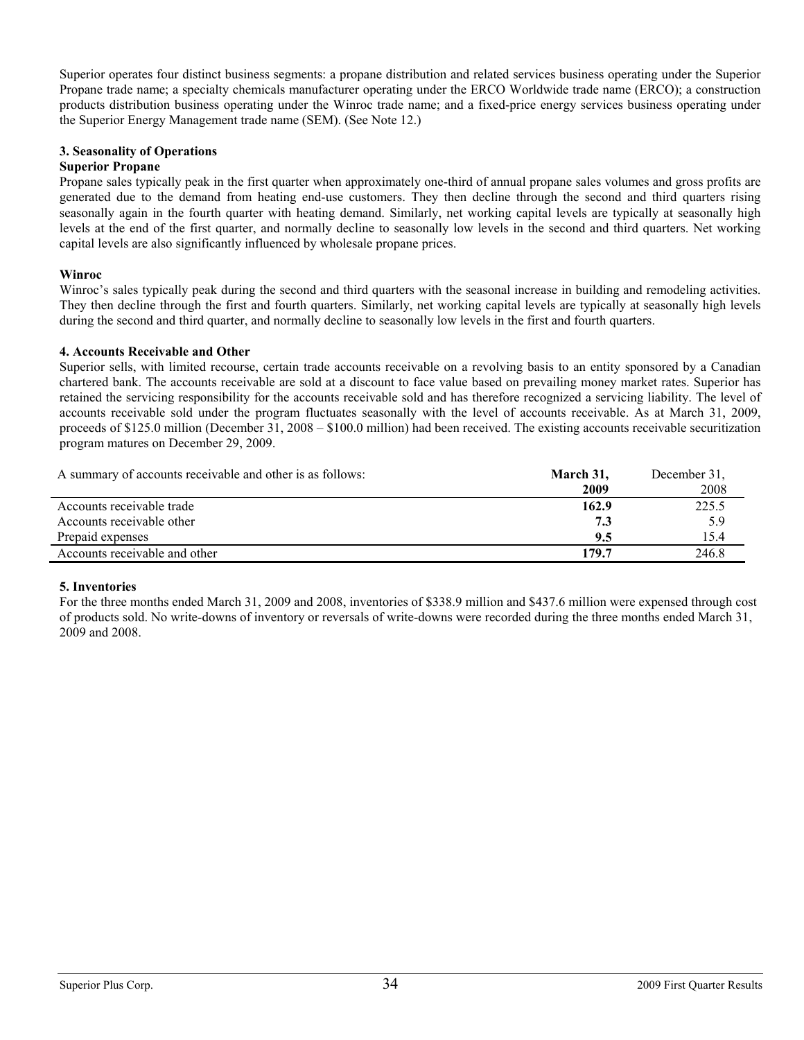Superior operates four distinct business segments: a propane distribution and related services business operating under the Superior Propane trade name; a specialty chemicals manufacturer operating under the ERCO Worldwide trade name (ERCO); a construction products distribution business operating under the Winroc trade name; and a fixed-price energy services business operating under the Superior Energy Management trade name (SEM). (See Note 12.)

### 3. Seasonality of Operations

**Superior Propane**

Propane sales typically peak in the first quarter when approximately one-third of annual propane sales volumes and gross profits are generated due to the demand from heating end-use customers. They then decline through the second and third quarters rising seasonally again in the fourth quarter with heating demand. Similarly, net working capital levels are typically at seasonally high levels at the end of the first quarter, and normally decline to seasonally low levels in the second and third quarters. Net working capital levels are also significantly influenced by wholesale propane prices.

**Winroc**

Winroc's sales typically peak during the second and third quarters with the seasonal increase in building and remodeling activities. They then decline through the first and fourth quarters. Similarly, net working capital levels are typically at seasonally high levels during the second and third quarter, and normally decline to seasonally low levels in the first and fourth quarters.

### 4. Accounts Receivable and Other

Superior sells, with limited recourse, certain trade accounts receivable on a revolving basis to an entity sponsored by a Canadian chartered bank. The accounts receivable are sold at a discount to face value based on prevailing money market rates. Superior has retained the servicing responsibility for the accounts receivable sold and has therefore recognized a servicing liability. The level of accounts receivable sold under the program fluctuates seasonally with the level of accounts receivable. As at March 31, 2009, proceeds of $125.0 million (December 31, 2008 – $100.0 million) had been received. The existing accounts receivable securitization program matures on December 29, 2009.

| A summary of accounts receivable and other is as follows: | **March 31, 2009** | December 31, 2008 |
|---|---|---|
| Accounts receivable trade | **162.9** | 225.5 |
| Accounts receivable other | **7.3** | 5.9 |
| Prepaid expenses | **9.5** | 15.4 |
| Accounts receivable and other | **179.7** | 246.8 |

### 5. Inventories

For the three months ended March 31, 2009 and 2008, inventories of $338.9 million and $437.6 million were expensed through cost of products sold. No write-downs of inventory or reversals of write-downs were recorded during the three months ended March 31, 2009 and 2008.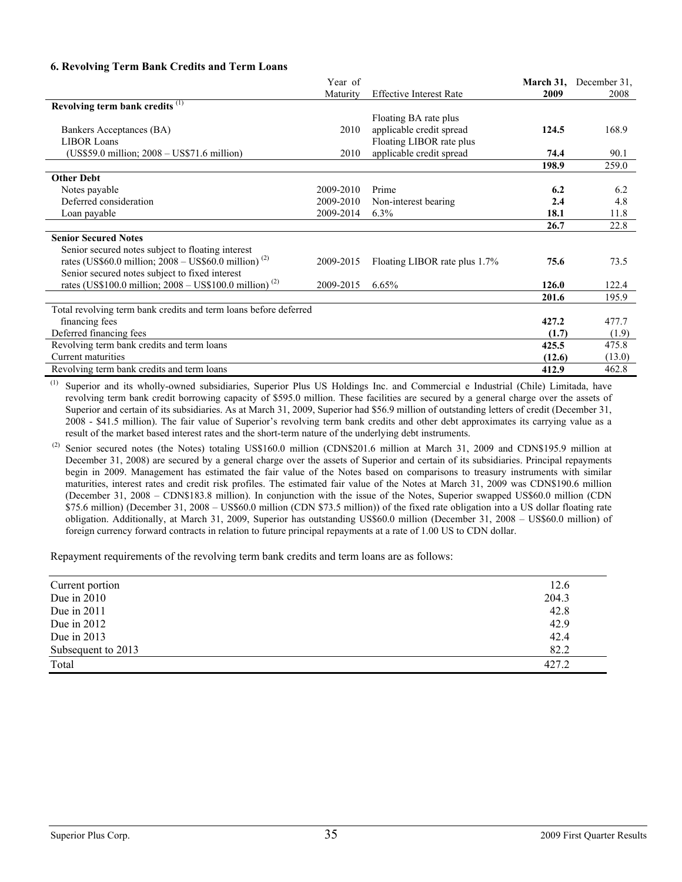### 6. Revolving Term Bank Credits and Term Loans

| | Year of Maturity | Effective Interest Rate | **March 31, 2009** | December 31, 2008 |
|---|---|---|---|---|
| **Revolving term bank credits** [1] | | | | |
| Bankers Acceptances (BA) | 2010 | Floating BA rate plus applicable credit spread | **124.5** | 168.9 |
| LIBOR Loans (US$59.0 million; 2008 – US$71.6 million) | 2010 | Floating LIBOR rate plus applicable credit spread | **74.4** | 90.1 |
| | | | **198.9** | 259.0 |
| **Other Debt** | | | | |
| Notes payable | 2009-2010 | Prime | **6.2** | 6.2 |
| Deferred consideration | 2009-2010 | Non-interest bearing | **2.4** | 4.8 |
| Loan payable | 2009-2014 | 6.3% | **18.1** | 11.8 |
| | | | **26.7** | 22.8 |
| **Senior Secured Notes** | | | | |
| Senior secured notes subject to floating interest rates (US$60.0 million; 2008 – US$60.0 million) [2] | 2009-2015 | Floating LIBOR rate plus 1.7% | **75.6** | 73.5 |
| Senior secured notes subject to fixed interest rates (US$100.0 million; 2008 – US$100.0 million) [2] | 2009-2015 | 6.65% | **126.0** | 122.4 |
| | | | **201.6** | 195.9 |
| Total revolving term bank credits and term loans before deferred financing fees | | | **427.2** | 477.7 |
| Deferred financing fees | | | **(1.7)** | (1.9) |
| Revolving term bank credits and term loans | | | **425.5** | 475.8 |
| Current maturities | | | **(12.6)** | (13.0) |
| Revolving term bank credits and term loans | | | **412.9** | 462.8 |

[1] Superior and its wholly-owned subsidiaries, Superior Plus US Holdings Inc. and Commercial e Industrial (Chile) Limitada, have revolving term bank credit borrowing capacity of $595.0 million. These facilities are secured by a general charge over the assets of Superior and certain of its subsidiaries. As at March 31, 2009, Superior had $56.9 million of outstanding letters of credit (December 31, 2008 - $41.5 million). The fair value of Superior's revolving term bank credits and other debt approximates its carrying value as a result of the market based interest rates and the short-term nature of the underlying debt instruments.

[2] Senior secured notes (the Notes) totaling US$160.0 million (CDN$201.6 million at March 31, 2009 and CDN$195.9 million at December 31, 2008) are secured by a general charge over the assets of Superior and certain of its subsidiaries. Principal repayments begin in 2009. Management has estimated the fair value of the Notes based on comparisons to treasury instruments with similar maturities, interest rates and credit risk profiles. The estimated fair value of the Notes at March 31, 2009 was CDN$190.6 million (December 31, 2008 – CDN$183.8 million). In conjunction with the issue of the Notes, Superior swapped US$60.0 million (CDN $75.6 million) (December 31, 2008 – US$60.0 million (CDN $73.5 million)) of the fixed rate obligation into a US dollar floating rate obligation. Additionally, at March 31, 2009, Superior has outstanding US$60.0 million (December 31, 2008 – US$60.0 million) of foreign currency forward contracts in relation to future principal repayments at a rate of 1.00 US to CDN dollar.

Repayment requirements of the revolving term bank credits and term loans are as follows:

| | |
|---|---|
| Current portion | 12.6 |
| Due in 2010 | 204.3 |
| Due in 2011 | 42.8 |
| Due in 2012 | 42.9 |
| Due in 2013 | 42.4 |
| Subsequent to 2013 | 82.2 |
| Total | 427.2 |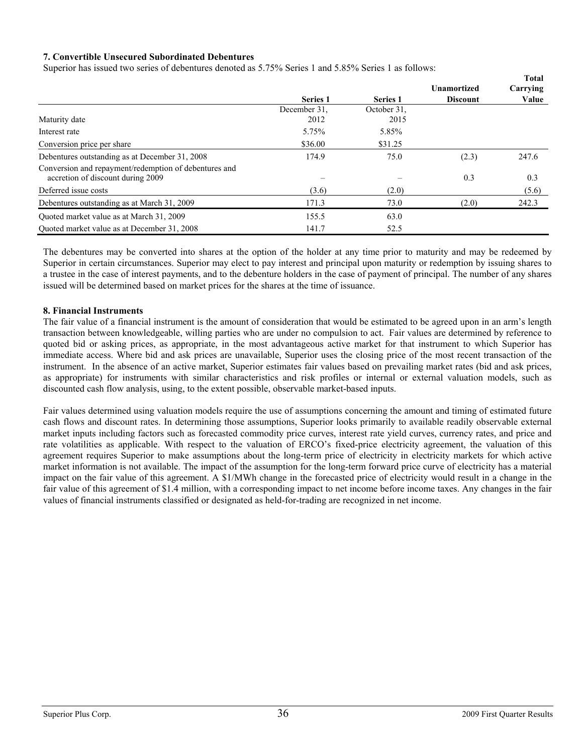**7. Convertible Unsecured Subordinated Debentures**

Superior has issued two series of debentures denoted as 5.75% Series 1 and 5.85% Series 1 as follows:

| | Series 1 | Series 1 | Unamortized Discount | Total Carrying Value |
|---|---|---|---|---|
| Maturity date | December 31, 2012 | October 31, 2015 | | |
| Interest rate | 5.75% | 5.85% | | |
| Conversion price per share | \$36.00 | \$31.25 | | |
| Debentures outstanding as at December 31, 2008 | 174.9 | 75.0 | (2.3) | 247.6 |
| Conversion and repayment/redemption of debentures and accretion of discount during 2009 | – | – | 0.3 | 0.3 |
| Deferred issue costs | (3.6) | (2.0) | | (5.6) |
| Debentures outstanding as at March 31, 2009 | 171.3 | 73.0 | (2.0) | 242.3 |
| Quoted market value as at March 31, 2009 | 155.5 | 63.0 | | |
| Quoted market value as at December 31, 2008 | 141.7 | 52.5 | | |

The debentures may be converted into shares at the option of the holder at any time prior to maturity and may be redeemed by Superior in certain circumstances. Superior may elect to pay interest and principal upon maturity or redemption by issuing shares to a trustee in the case of interest payments, and to the debenture holders in the case of payment of principal. The number of any shares issued will be determined based on market prices for the shares at the time of issuance.

**8. Financial Instruments**

The fair value of a financial instrument is the amount of consideration that would be estimated to be agreed upon in an arm's length transaction between knowledgeable, willing parties who are under no compulsion to act. Fair values are determined by reference to quoted bid or asking prices, as appropriate, in the most advantageous active market for that instrument to which Superior has immediate access. Where bid and ask prices are unavailable, Superior uses the closing price of the most recent transaction of the instrument. In the absence of an active market, Superior estimates fair values based on prevailing market rates (bid and ask prices, as appropriate) for instruments with similar characteristics and risk profiles or internal or external valuation models, such as discounted cash flow analysis, using, to the extent possible, observable market-based inputs.

Fair values determined using valuation models require the use of assumptions concerning the amount and timing of estimated future cash flows and discount rates. In determining those assumptions, Superior looks primarily to available readily observable external market inputs including factors such as forecasted commodity price curves, interest rate yield curves, currency rates, and price and rate volatilities as applicable. With respect to the valuation of ERCO's fixed-price electricity agreement, the valuation of this agreement requires Superior to make assumptions about the long-term price of electricity in electricity markets for which active market information is not available. The impact of the assumption for the long-term forward price curve of electricity has a material impact on the fair value of this agreement. A \$1/MWh change in the forecasted price of electricity would result in a change in the fair value of this agreement of \$1.4 million, with a corresponding impact to net income before income taxes. Any changes in the fair values of financial instruments classified or designated as held-for-trading are recognized in net income.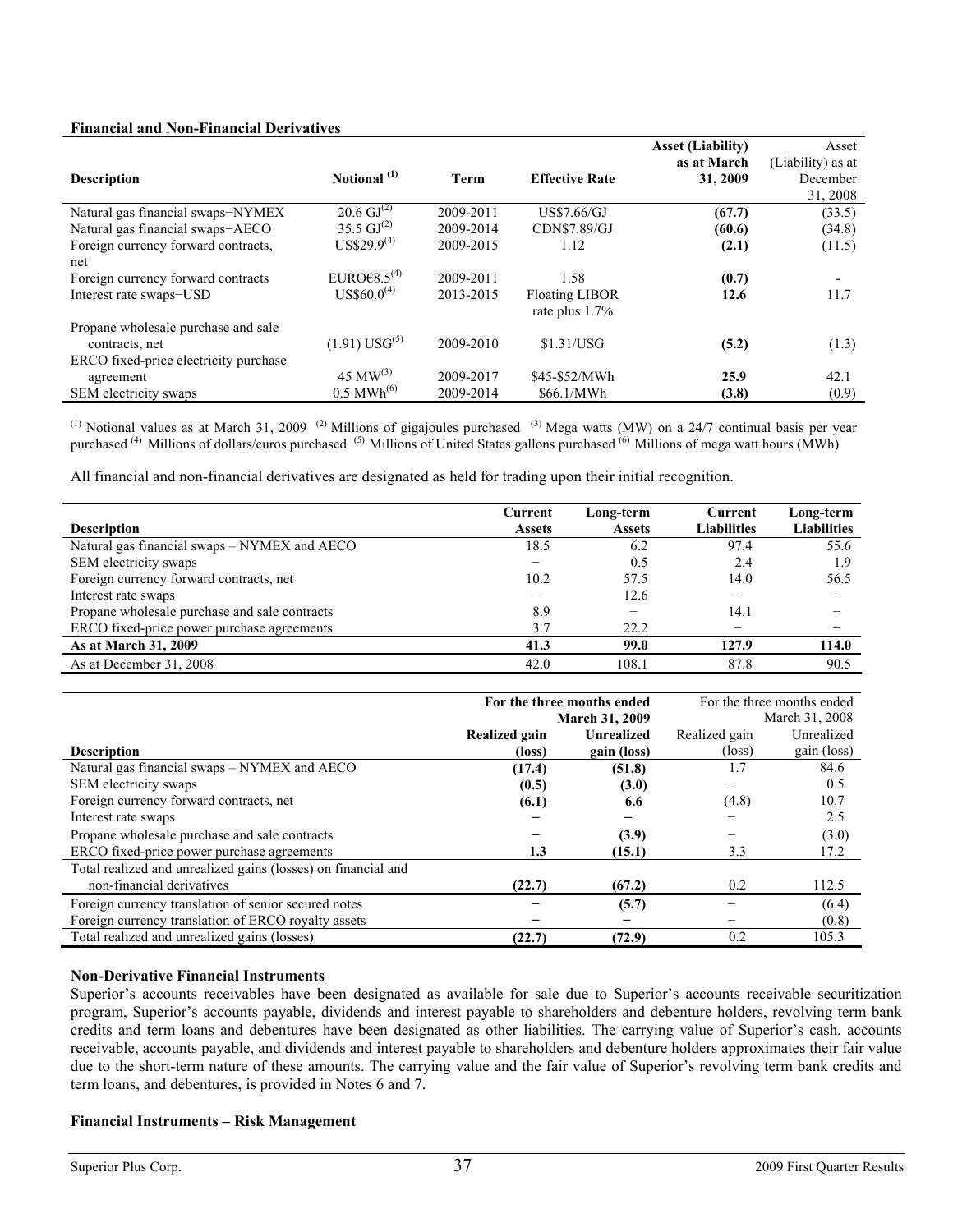**Financial and Non-Financial Derivatives**

| Description | Notional [(1)] | Term | Effective Rate | Asset (Liability) as at March 31, 2009 | Asset (Liability) as at December 31, 2008 |
|---|---|---|---|---|---|
| Natural gas financial swaps−NYMEX | 20.6 GJ[(2)] | 2009-2011 | US$7.66/GJ | **(67.7)** | (33.5) |
| Natural gas financial swaps−AECO | 35.5 GJ[(2)] | 2009-2014 | CDN$7.89/GJ | **(60.6)** | (34.8) |
| Foreign currency forward contracts, net | US$29.9[(4)] | 2009-2015 | 1.12 | **(2.1)** | (11.5) |
| Foreign currency forward contracts | EURO€8.5[(4)] | 2009-2011 | 1.58 | **(0.7)** | - |
| Interest rate swaps−USD | US$60.0[(4)] | 2013-2015 | Floating LIBOR rate plus 1.7% | **12.6** | 11.7 |
| Propane wholesale purchase and sale contracts, net | (1.91) USG[(5)] | 2009-2010 | $1.31/USG | **(5.2)** | (1.3) |
| ERCO fixed-price electricity purchase agreement | 45 MW[(3)] | 2009-2017 | $45-$52/MWh | **25.9** | 42.1 |
| SEM electricity swaps | 0.5 MWh[(6)] | 2009-2014 | $66.1/MWh | **(3.8)** | (0.9) |

[(1)] Notional values as at March 31, 2009 [(2)] Millions of gigajoules purchased [(3)] Mega watts (MW) on a 24/7 continual basis per year purchased [(4)] Millions of dollars/euros purchased [(5)] Millions of United States gallons purchased [(6)] Millions of mega watt hours (MWh)

All financial and non-financial derivatives are designated as held for trading upon their initial recognition.

| Description | Current Assets | Long-term Assets | Current Liabilities | Long-term Liabilities |
|---|---|---|---|---|
| Natural gas financial swaps – NYMEX and AECO | 18.5 | 6.2 | 97.4 | 55.6 |
| SEM electricity swaps | − | 0.5 | 2.4 | 1.9 |
| Foreign currency forward contracts, net | 10.2 | 57.5 | 14.0 | 56.5 |
| Interest rate swaps | − | 12.6 | − | − |
| Propane wholesale purchase and sale contracts | 8.9 | − | 14.1 | − |
| ERCO fixed-price power purchase agreements | 3.7 | 22.2 | − | − |
| **As at March 31, 2009** | **41.3** | **99.0** | **127.9** | **114.0** |
| As at December 31, 2008 | 42.0 | 108.1 | 87.8 | 90.5 |

| | For the three months ended March 31, 2009 | | For the three months ended March 31, 2008 | |
|---|---|---|---|---|
| **Description** | **Realized gain (loss)** | **Unrealized gain (loss)** | Realized gain (loss) | Unrealized gain (loss) |
| Natural gas financial swaps – NYMEX and AECO | **(17.4)** | **(51.8)** | 1.7 | 84.6 |
| SEM electricity swaps | **(0.5)** | **(3.0)** | − | 0.5 |
| Foreign currency forward contracts, net | **(6.1)** | **6.6** | (4.8) | 10.7 |
| Interest rate swaps | **−** | **−** | − | 2.5 |
| Propane wholesale purchase and sale contracts | **−** | **(3.9)** | − | (3.0) |
| ERCO fixed-price power purchase agreements | **1.3** | **(15.1)** | 3.3 | 17.2 |
| Total realized and unrealized gains (losses) on financial and non-financial derivatives | **(22.7)** | **(67.2)** | 0.2 | 112.5 |
| Foreign currency translation of senior secured notes | **−** | **(5.7)** | − | (6.4) |
| Foreign currency translation of ERCO royalty assets | **−** | **−** | − | (0.8) |
| Total realized and unrealized gains (losses) | **(22.7)** | **(72.9)** | 0.2 | 105.3 |

**Non-Derivative Financial Instruments**

Superior's accounts receivables have been designated as available for sale due to Superior's accounts receivable securitization program, Superior's accounts payable, dividends and interest payable to shareholders and debenture holders, revolving term bank credits and term loans and debentures have been designated as other liabilities. The carrying value of Superior's cash, accounts receivable, accounts payable, and dividends and interest payable to shareholders and debenture holders approximates their fair value due to the short-term nature of these amounts. The carrying value and the fair value of Superior's revolving term bank credits and term loans, and debentures, is provided in Notes 6 and 7.

**Financial Instruments – Risk Management**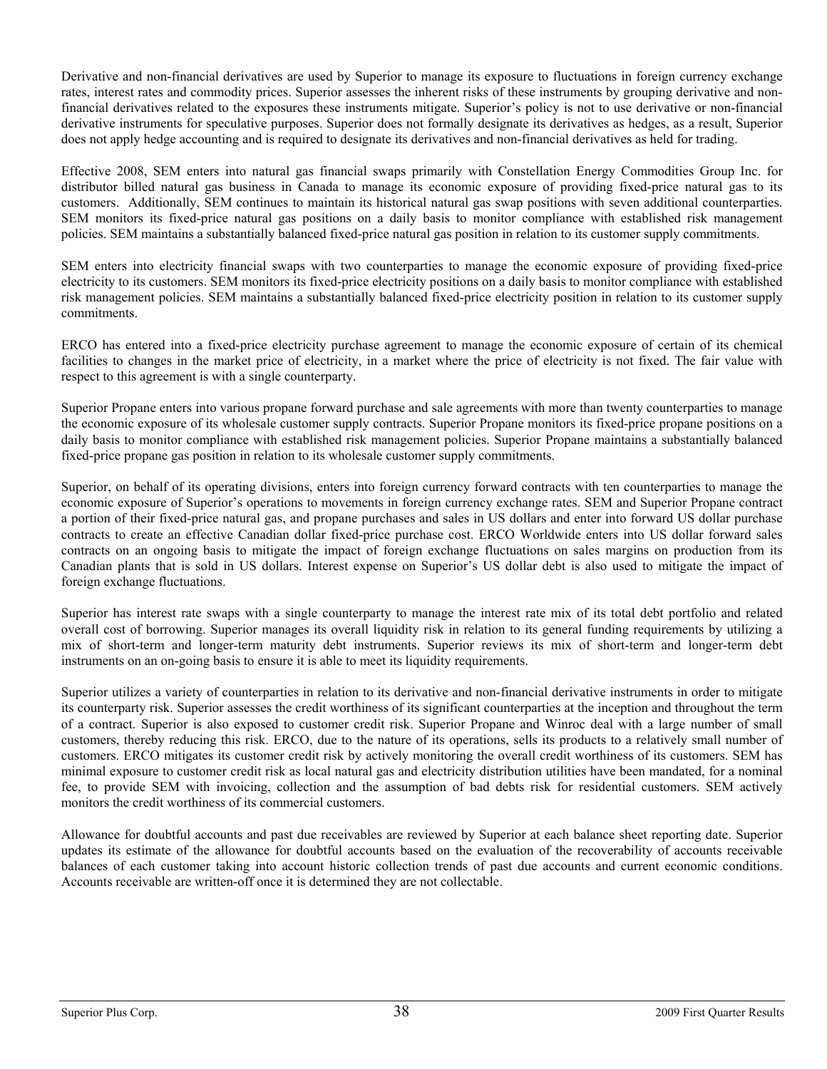Derivative and non-financial derivatives are used by Superior to manage its exposure to fluctuations in foreign currency exchange rates, interest rates and commodity prices. Superior assesses the inherent risks of these instruments by grouping derivative and non-financial derivatives related to the exposures these instruments mitigate. Superior's policy is not to use derivative or non-financial derivative instruments for speculative purposes. Superior does not formally designate its derivatives as hedges, as a result, Superior does not apply hedge accounting and is required to designate its derivatives and non-financial derivatives as held for trading.

Effective 2008, SEM enters into natural gas financial swaps primarily with Constellation Energy Commodities Group Inc. for distributor billed natural gas business in Canada to manage its economic exposure of providing fixed-price natural gas to its customers. Additionally, SEM continues to maintain its historical natural gas swap positions with seven additional counterparties. SEM monitors its fixed-price natural gas positions on a daily basis to monitor compliance with established risk management policies. SEM maintains a substantially balanced fixed-price natural gas position in relation to its customer supply commitments.

SEM enters into electricity financial swaps with two counterparties to manage the economic exposure of providing fixed-price electricity to its customers. SEM monitors its fixed-price electricity positions on a daily basis to monitor compliance with established risk management policies. SEM maintains a substantially balanced fixed-price electricity position in relation to its customer supply commitments.

ERCO has entered into a fixed-price electricity purchase agreement to manage the economic exposure of certain of its chemical facilities to changes in the market price of electricity, in a market where the price of electricity is not fixed. The fair value with respect to this agreement is with a single counterparty.

Superior Propane enters into various propane forward purchase and sale agreements with more than twenty counterparties to manage the economic exposure of its wholesale customer supply contracts. Superior Propane monitors its fixed-price propane positions on a daily basis to monitor compliance with established risk management policies. Superior Propane maintains a substantially balanced fixed-price propane gas position in relation to its wholesale customer supply commitments.

Superior, on behalf of its operating divisions, enters into foreign currency forward contracts with ten counterparties to manage the economic exposure of Superior's operations to movements in foreign currency exchange rates. SEM and Superior Propane contract a portion of their fixed-price natural gas, and propane purchases and sales in US dollars and enter into forward US dollar purchase contracts to create an effective Canadian dollar fixed-price purchase cost. ERCO Worldwide enters into US dollar forward sales contracts on an ongoing basis to mitigate the impact of foreign exchange fluctuations on sales margins on production from its Canadian plants that is sold in US dollars. Interest expense on Superior's US dollar debt is also used to mitigate the impact of foreign exchange fluctuations.

Superior has interest rate swaps with a single counterparty to manage the interest rate mix of its total debt portfolio and related overall cost of borrowing. Superior manages its overall liquidity risk in relation to its general funding requirements by utilizing a mix of short-term and longer-term maturity debt instruments. Superior reviews its mix of short-term and longer-term debt instruments on an on-going basis to ensure it is able to meet its liquidity requirements.

Superior utilizes a variety of counterparties in relation to its derivative and non-financial derivative instruments in order to mitigate its counterparty risk. Superior assesses the credit worthiness of its significant counterparties at the inception and throughout the term of a contract. Superior is also exposed to customer credit risk. Superior Propane and Winroc deal with a large number of small customers, thereby reducing this risk. ERCO, due to the nature of its operations, sells its products to a relatively small number of customers. ERCO mitigates its customer credit risk by actively monitoring the overall credit worthiness of its customers. SEM has minimal exposure to customer credit risk as local natural gas and electricity distribution utilities have been mandated, for a nominal fee, to provide SEM with invoicing, collection and the assumption of bad debts risk for residential customers. SEM actively monitors the credit worthiness of its commercial customers.

Allowance for doubtful accounts and past due receivables are reviewed by Superior at each balance sheet reporting date. Superior updates its estimate of the allowance for doubtful accounts based on the evaluation of the recoverability of accounts receivable balances of each customer taking into account historic collection trends of past due accounts and current economic conditions. Accounts receivable are written-off once it is determined they are not collectable.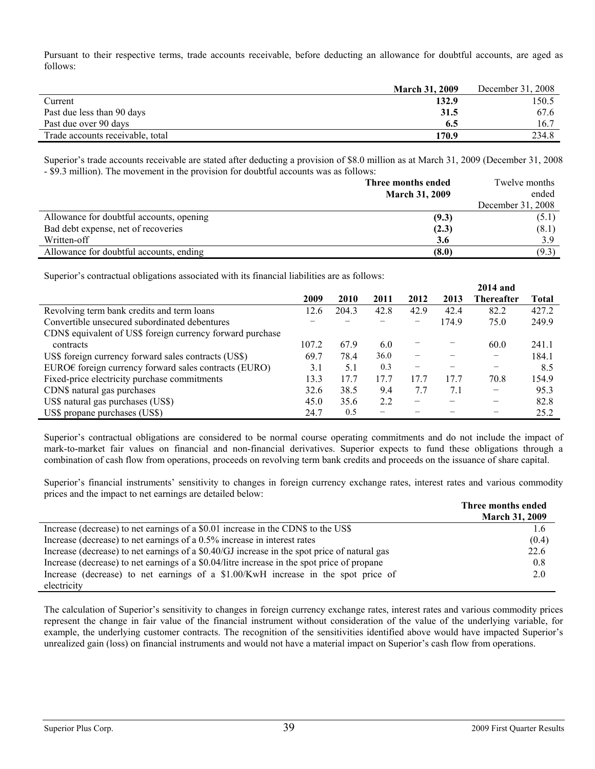Pursuant to their respective terms, trade accounts receivable, before deducting an allowance for doubtful accounts, are aged as follows:

| | **March 31, 2009** | December 31, 2008 |
|---|---|---|
| Current | **132.9** | 150.5 |
| Past due less than 90 days | **31.5** | 67.6 |
| Past due over 90 days | **6.5** | 16.7 |
| Trade accounts receivable, total | **170.9** | 234.8 |

Superior's trade accounts receivable are stated after deducting a provision of $8.0 million as at March 31, 2009 (December 31, 2008 - $9.3 million). The movement in the provision for doubtful accounts was as follows:

| | **Three months ended March 31, 2009** | Twelve months ended December 31, 2008 |
|---|---|---|
| Allowance for doubtful accounts, opening | **(9.3)** | (5.1) |
| Bad debt expense, net of recoveries | **(2.3)** | (8.1) |
| Written-off | **3.6** | 3.9 |
| Allowance for doubtful accounts, ending | **(8.0)** | (9.3) |

Superior's contractual obligations associated with its financial liabilities are as follows:

| | **2009** | **2010** | **2011** | **2012** | **2013** | **2014 and Thereafter** | **Total** |
|---|---|---|---|---|---|---|---|
| Revolving term bank credits and term loans | 12.6 | 204.3 | 42.8 | 42.9 | 42.4 | 82.2 | 427.2 |
| Convertible unsecured subordinated debentures | − | − | − | − | 174.9 | 75.0 | 249.9 |
| CDN$ equivalent of US$ foreign currency forward purchase contracts | 107.2 | 67.9 | 6.0 | − | − | 60.0 | 241.1 |
| US$ foreign currency forward sales contracts (US$) | 69.7 | 78.4 | 36.0 | − | − | − | 184.1 |
| EURO€ foreign currency forward sales contracts (EURO) | 3.1 | 5.1 | 0.3 | − | − | − | 8.5 |
| Fixed-price electricity purchase commitments | 13.3 | 17.7 | 17.7 | 17.7 | 17.7 | 70.8 | 154.9 |
| CDN$ natural gas purchases | 32.6 | 38.5 | 9.4 | 7.7 | 7.1 | − | 95.3 |
| US$ natural gas purchases (US$) | 45.0 | 35.6 | 2.2 | − | − | − | 82.8 |
| US$ propane purchases (US$) | 24.7 | 0.5 | − | − | − | − | 25.2 |

Superior's contractual obligations are considered to be normal course operating commitments and do not include the impact of mark-to-market fair values on financial and non-financial derivatives. Superior expects to fund these obligations through a combination of cash flow from operations, proceeds on revolving term bank credits and proceeds on the issuance of share capital.

Superior's financial instruments' sensitivity to changes in foreign currency exchange rates, interest rates and various commodity prices and the impact to net earnings are detailed below:

| | **Three months ended March 31, 2009** |
|---|---|
| Increase (decrease) to net earnings of a $0.01 increase in the CDN$ to the US$ | 1.6 |
| Increase (decrease) to net earnings of a 0.5% increase in interest rates | (0.4) |
| Increase (decrease) to net earnings of a $0.40/GJ increase in the spot price of natural gas | 22.6 |
| Increase (decrease) to net earnings of a $0.04/litre increase in the spot price of propane | 0.8 |
| Increase (decrease) to net earnings of a $1.00/KwH increase in the spot price of electricity | 2.0 |

The calculation of Superior's sensitivity to changes in foreign currency exchange rates, interest rates and various commodity prices represent the change in fair value of the financial instrument without consideration of the value of the underlying variable, for example, the underlying customer contracts. The recognition of the sensitivities identified above would have impacted Superior's unrealized gain (loss) on financial instruments and would not have a material impact on Superior's cash flow from operations.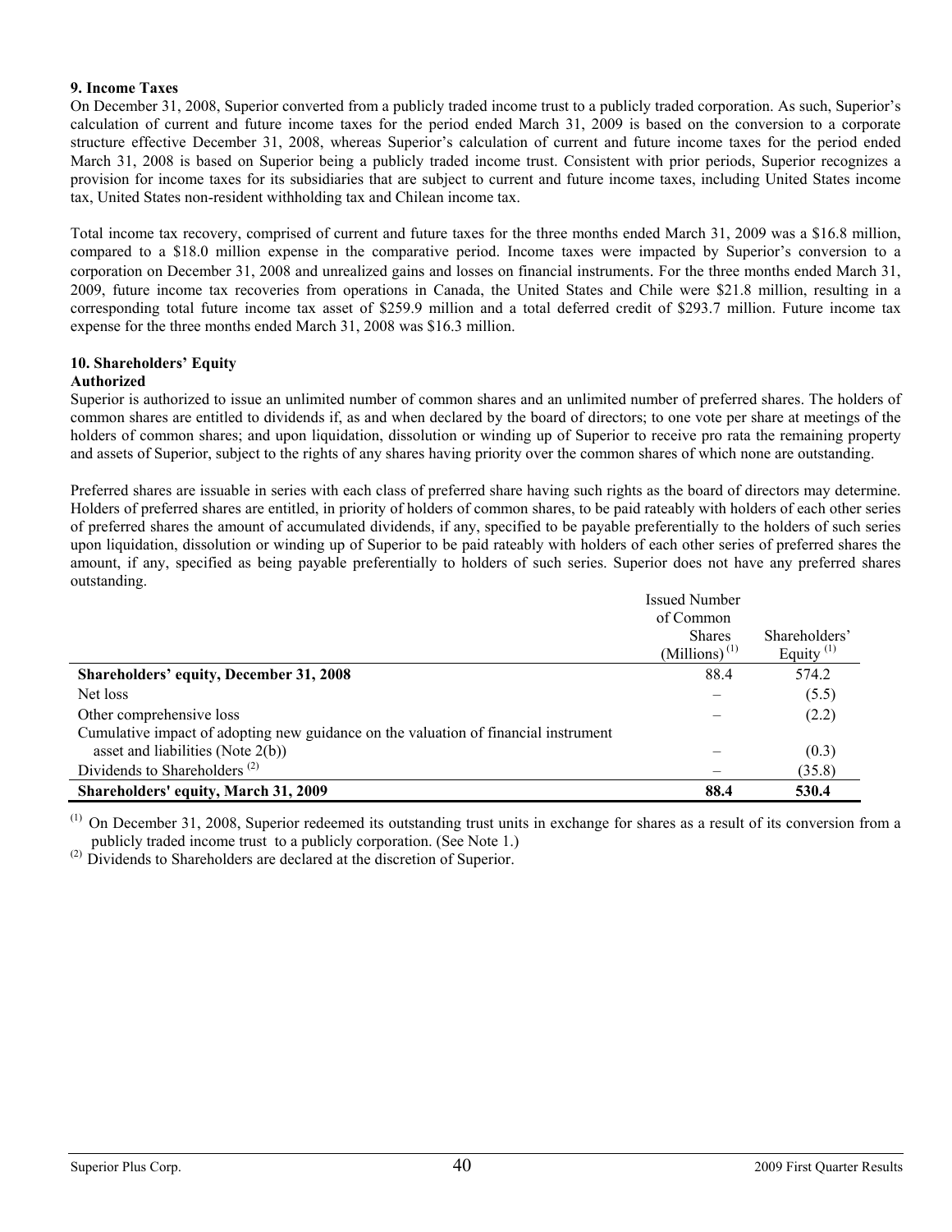### 9. Income Taxes

On December 31, 2008, Superior converted from a publicly traded income trust to a publicly traded corporation. As such, Superior's calculation of current and future income taxes for the period ended March 31, 2009 is based on the conversion to a corporate structure effective December 31, 2008, whereas Superior's calculation of current and future income taxes for the period ended March 31, 2008 is based on Superior being a publicly traded income trust. Consistent with prior periods, Superior recognizes a provision for income taxes for its subsidiaries that are subject to current and future income taxes, including United States income tax, United States non-resident withholding tax and Chilean income tax.

Total income tax recovery, comprised of current and future taxes for the three months ended March 31, 2009 was a $16.8 million, compared to a $18.0 million expense in the comparative period. Income taxes were impacted by Superior's conversion to a corporation on December 31, 2008 and unrealized gains and losses on financial instruments. For the three months ended March 31, 2009, future income tax recoveries from operations in Canada, the United States and Chile were $21.8 million, resulting in a corresponding total future income tax asset of $259.9 million and a total deferred credit of $293.7 million. Future income tax expense for the three months ended March 31, 2008 was $16.3 million.

### 10. Shareholders' Equity

**Authorized**

Superior is authorized to issue an unlimited number of common shares and an unlimited number of preferred shares. The holders of common shares are entitled to dividends if, as and when declared by the board of directors; to one vote per share at meetings of the holders of common shares; and upon liquidation, dissolution or winding up of Superior to receive pro rata the remaining property and assets of Superior, subject to the rights of any shares having priority over the common shares of which none are outstanding.

Preferred shares are issuable in series with each class of preferred share having such rights as the board of directors may determine. Holders of preferred shares are entitled, in priority of holders of common shares, to be paid rateably with holders of each other series of preferred shares the amount of accumulated dividends, if any, specified to be payable preferentially to the holders of such series upon liquidation, dissolution or winding up of Superior to be paid rateably with holders of each other series of preferred shares the amount, if any, specified as being payable preferentially to holders of such series. Superior does not have any preferred shares outstanding.

| | Issued Number of Common Shares (Millions) [(1)] | Shareholders' Equity [(1)] |
|---|---|---|
| **Shareholders' equity, December 31, 2008** | 88.4 | 574.2 |
| Net loss | – | (5.5) |
| Other comprehensive loss | – | (2.2) |
| Cumulative impact of adopting new guidance on the valuation of financial instrument asset and liabilities (Note 2(b)) | – | (0.3) |
| Dividends to Shareholders [(2)] | – | (35.8) |
| **Shareholders' equity, March 31, 2009** | **88.4** | **530.4** |

(1) On December 31, 2008, Superior redeemed its outstanding trust units in exchange for shares as a result of its conversion from a publicly traded income trust to a publicly corporation. (See Note 1.)

(2) Dividends to Shareholders are declared at the discretion of Superior.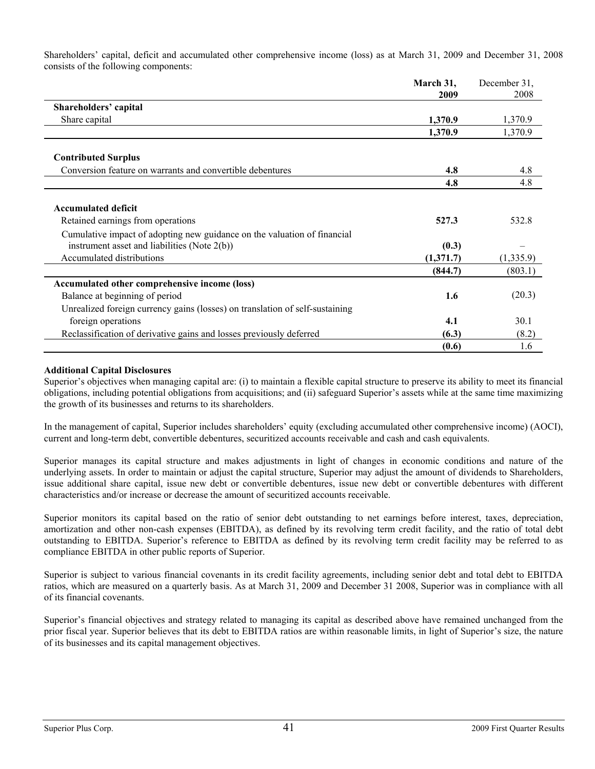Shareholders' capital, deficit and accumulated other comprehensive income (loss) as at March 31, 2009 and December 31, 2008 consists of the following components:

| | March 31, 2009 | December 31, 2008 |
|---|---|---|
| **Shareholders' capital** | | |
| Share capital | **1,370.9** | 1,370.9 |
| | **1,370.9** | 1,370.9 |
| **Contributed Surplus** | | |
| Conversion feature on warrants and convertible debentures | **4.8** | 4.8 |
| | **4.8** | 4.8 |
| **Accumulated deficit** | | |
| Retained earnings from operations | **527.3** | 532.8 |
| Cumulative impact of adopting new guidance on the valuation of financial instrument asset and liabilities (Note 2(b)) | **(0.3)** | – |
| Accumulated distributions | **(1,371.7)** | (1,335.9) |
| | **(844.7)** | (803.1) |
| **Accumulated other comprehensive income (loss)** | | |
| Balance at beginning of period | **1.6** | (20.3) |
| Unrealized foreign currency gains (losses) on translation of self-sustaining foreign operations | **4.1** | 30.1 |
| Reclassification of derivative gains and losses previously deferred | **(6.3)** | (8.2) |
| | **(0.6)** | 1.6 |

**Additional Capital Disclosures**

Superior's objectives when managing capital are: (i) to maintain a flexible capital structure to preserve its ability to meet its financial obligations, including potential obligations from acquisitions; and (ii) safeguard Superior's assets while at the same time maximizing the growth of its businesses and returns to its shareholders.

In the management of capital, Superior includes shareholders' equity (excluding accumulated other comprehensive income) (AOCI), current and long-term debt, convertible debentures, securitized accounts receivable and cash and cash equivalents.

Superior manages its capital structure and makes adjustments in light of changes in economic conditions and nature of the underlying assets. In order to maintain or adjust the capital structure, Superior may adjust the amount of dividends to Shareholders, issue additional share capital, issue new debt or convertible debentures, issue new debt or convertible debentures with different characteristics and/or increase or decrease the amount of securitized accounts receivable.

Superior monitors its capital based on the ratio of senior debt outstanding to net earnings before interest, taxes, depreciation, amortization and other non-cash expenses (EBITDA), as defined by its revolving term credit facility, and the ratio of total debt outstanding to EBITDA. Superior's reference to EBITDA as defined by its revolving term credit facility may be referred to as compliance EBITDA in other public reports of Superior.

Superior is subject to various financial covenants in its credit facility agreements, including senior debt and total debt to EBITDA ratios, which are measured on a quarterly basis. As at March 31, 2009 and December 31 2008, Superior was in compliance with all of its financial covenants.

Superior's financial objectives and strategy related to managing its capital as described above have remained unchanged from the prior fiscal year. Superior believes that its debt to EBITDA ratios are within reasonable limits, in light of Superior's size, the nature of its businesses and its capital management objectives.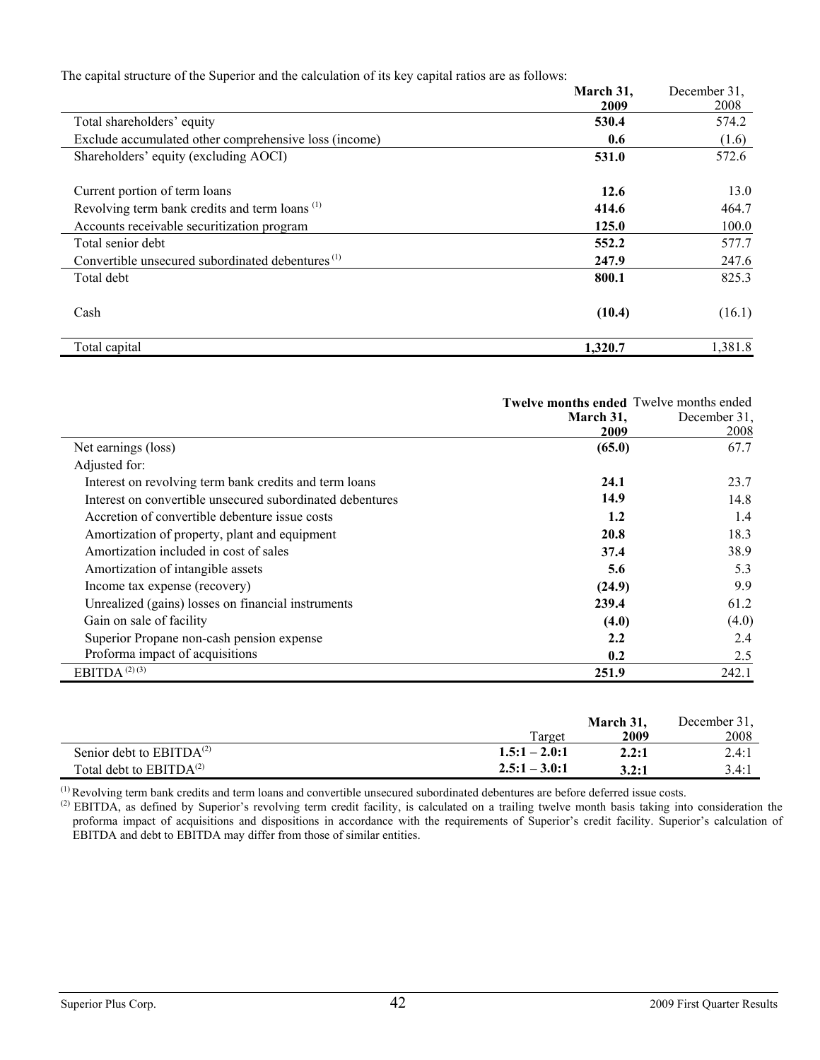The capital structure of the Superior and the calculation of its key capital ratios are as follows:

| | **March 31, 2009** | December 31, 2008 |
|---|---|---|
| Total shareholders' equity | **530.4** | 574.2 |
| Exclude accumulated other comprehensive loss (income) | **0.6** | (1.6) |
| Shareholders' equity (excluding AOCI) | **531.0** | 572.6 |
| | | |
| Current portion of term loans | **12.6** | 13.0 |
| Revolving term bank credits and term loans [1] | **414.6** | 464.7 |
| Accounts receivable securitization program | **125.0** | 100.0 |
| Total senior debt | **552.2** | 577.7 |
| Convertible unsecured subordinated debentures [1] | **247.9** | 247.6 |
| Total debt | **800.1** | 825.3 |
| | | |
| Cash | **(10.4)** | (16.1) |
| | | |
| Total capital | **1,320.7** | 1,381.8 |

| | **Twelve months ended March 31, 2009** | Twelve months ended December 31, 2008 |
|---|---|---|
| Net earnings (loss) | **(65.0)** | 67.7 |
| Adjusted for: | | |
| Interest on revolving term bank credits and term loans | **24.1** | 23.7 |
| Interest on convertible unsecured subordinated debentures | **14.9** | 14.8 |
| Accretion of convertible debenture issue costs | **1.2** | 1.4 |
| Amortization of property, plant and equipment | **20.8** | 18.3 |
| Amortization included in cost of sales | **37.4** | 38.9 |
| Amortization of intangible assets | **5.6** | 5.3 |
| Income tax expense (recovery) | **(24.9)** | 9.9 |
| Unrealized (gains) losses on financial instruments | **239.4** | 61.2 |
| Gain on sale of facility | **(4.0)** | (4.0) |
| Superior Propane non-cash pension expense | **2.2** | 2.4 |
| Proforma impact of acquisitions | **0.2** | 2.5 |
| EBITDA [2] [3] | **251.9** | 242.1 |

| | Target | **March 31, 2009** | December 31, 2008 |
|---|---|---|---|
| Senior debt to EBITDA[2] | **1.5:1 – 2.0:1** | **2.2:1** | 2.4:1 |
| Total debt to EBITDA[2] | **2.5:1 – 3.0:1** | **3.2:1** | 3.4:1 |

[1] Revolving term bank credits and term loans and convertible unsecured subordinated debentures are before deferred issue costs.

[2] EBITDA, as defined by Superior's revolving term credit facility, is calculated on a trailing twelve month basis taking into consideration the proforma impact of acquisitions and dispositions in accordance with the requirements of Superior's credit facility. Superior's calculation of EBITDA and debt to EBITDA may differ from those of similar entities.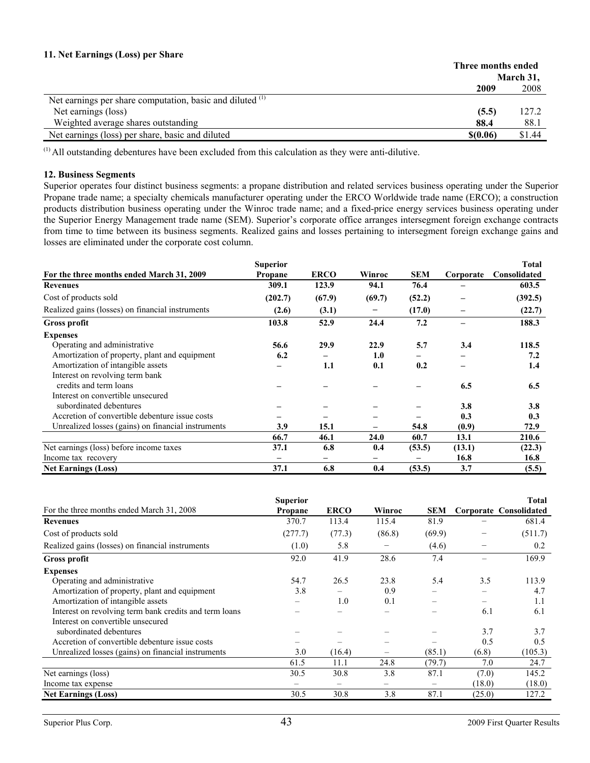### 11. Net Earnings (Loss) per Share

| | Three months ended March 31, 2009 | 2008 |
|---|---|---|
| Net earnings per share computation, basic and diluted [(1)] | | |
| Net earnings (loss) | **(5.5)** | 127.2 |
| Weighted average shares outstanding | **88.4** | 88.1 |
| Net earnings (loss) per share, basic and diluted | **$(0.06)** | $1.44 |

[(1)] All outstanding debentures have been excluded from this calculation as they were anti-dilutive.

### 12. Business Segments

Superior operates four distinct business segments: a propane distribution and related services business operating under the Superior Propane trade name; a specialty chemicals manufacturer operating under the ERCO Worldwide trade name (ERCO); a construction products distribution business operating under the Winroc trade name; and a fixed-price energy services business operating under the Superior Energy Management trade name (SEM). Superior's corporate office arranges intersegment foreign exchange contracts from time to time between its business segments. Realized gains and losses pertaining to intersegment foreign exchange gains and losses are eliminated under the corporate cost column.

| For the three months ended March 31, 2009 | Superior Propane | ERCO | Winroc | SEM | Corporate | Total Consolidated |
|---|---|---|---|---|---|---|
| **Revenues** | **309.1** | **123.9** | **94.1** | **76.4** | **–** | **603.5** |
| Cost of products sold | **(202.7)** | **(67.9)** | **(69.7)** | **(52.2)** | **–** | **(392.5)** |
| Realized gains (losses) on financial instruments | **(2.6)** | **(3.1)** | **–** | **(17.0)** | **–** | **(22.7)** |
| **Gross profit** | **103.8** | **52.9** | **24.4** | **7.2** | **–** | **188.3** |
| **Expenses** | | | | | | |
| Operating and administrative | **56.6** | **29.9** | **22.9** | **5.7** | **3.4** | **118.5** |
| Amortization of property, plant and equipment | **6.2** | **–** | **1.0** | **–** | **–** | **7.2** |
| Amortization of intangible assets | **–** | **1.1** | **0.1** | **0.2** | **–** | **1.4** |
| Interest on revolving term bank credits and term loans | **–** | **–** | **–** | **–** | **6.5** | **6.5** |
| Interest on convertible unsecured subordinated debentures | **–** | **–** | **–** | **–** | **3.8** | **3.8** |
| Accretion of convertible debenture issue costs | **–** | **–** | **–** | **–** | **0.3** | **0.3** |
| Unrealized losses (gains) on financial instruments | **3.9** | **15.1** | **–** | **54.8** | **(0.9)** | **72.9** |
| | **66.7** | **46.1** | **24.0** | **60.7** | **13.1** | **210.6** |
| Net earnings (loss) before income taxes | **37.1** | **6.8** | **0.4** | **(53.5)** | **(13.1)** | **(22.3)** |
| Income tax recovery | **–** | **–** | **–** | **–** | **16.8** | **16.8** |
| **Net Earnings (Loss)** | **37.1** | **6.8** | **0.4** | **(53.5)** | **3.7** | **(5.5)** |

| For the three months ended March 31, 2008 | Superior Propane | ERCO | Winroc | SEM | Corporate | Total Consolidated |
|---|---|---|---|---|---|---|
| **Revenues** | 370.7 | 113.4 | 115.4 | 81.9 | – | 681.4 |
| Cost of products sold | (277.7) | (77.3) | (86.8) | (69.9) | – | (511.7) |
| Realized gains (losses) on financial instruments | (1.0) | 5.8 | – | (4.6) | – | 0.2 |
| **Gross profit** | 92.0 | 41.9 | 28.6 | 7.4 | – | 169.9 |
| **Expenses** | | | | | | |
| Operating and administrative | 54.7 | 26.5 | 23.8 | 5.4 | 3.5 | 113.9 |
| Amortization of property, plant and equipment | 3.8 | – | 0.9 | – | – | 4.7 |
| Amortization of intangible assets | – | 1.0 | 0.1 | – | – | 1.1 |
| Interest on revolving term bank credits and term loans | – | – | – | – | 6.1 | 6.1 |
| Interest on convertible unsecured subordinated debentures | – | – | – | – | 3.7 | 3.7 |
| Accretion of convertible debenture issue costs | – | – | – | – | 0.5 | 0.5 |
| Unrealized losses (gains) on financial instruments | 3.0 | (16.4) | – | (85.1) | (6.8) | (105.3) |
| | 61.5 | 11.1 | 24.8 | (79.7) | 7.0 | 24.7 |
| Net earnings (loss) | 30.5 | 30.8 | 3.8 | 87.1 | (7.0) | 145.2 |
| Income tax expense | – | – | – | – | (18.0) | (18.0) |
| **Net Earnings (Loss)** | 30.5 | 30.8 | 3.8 | 87.1 | (25.0) | 127.2 |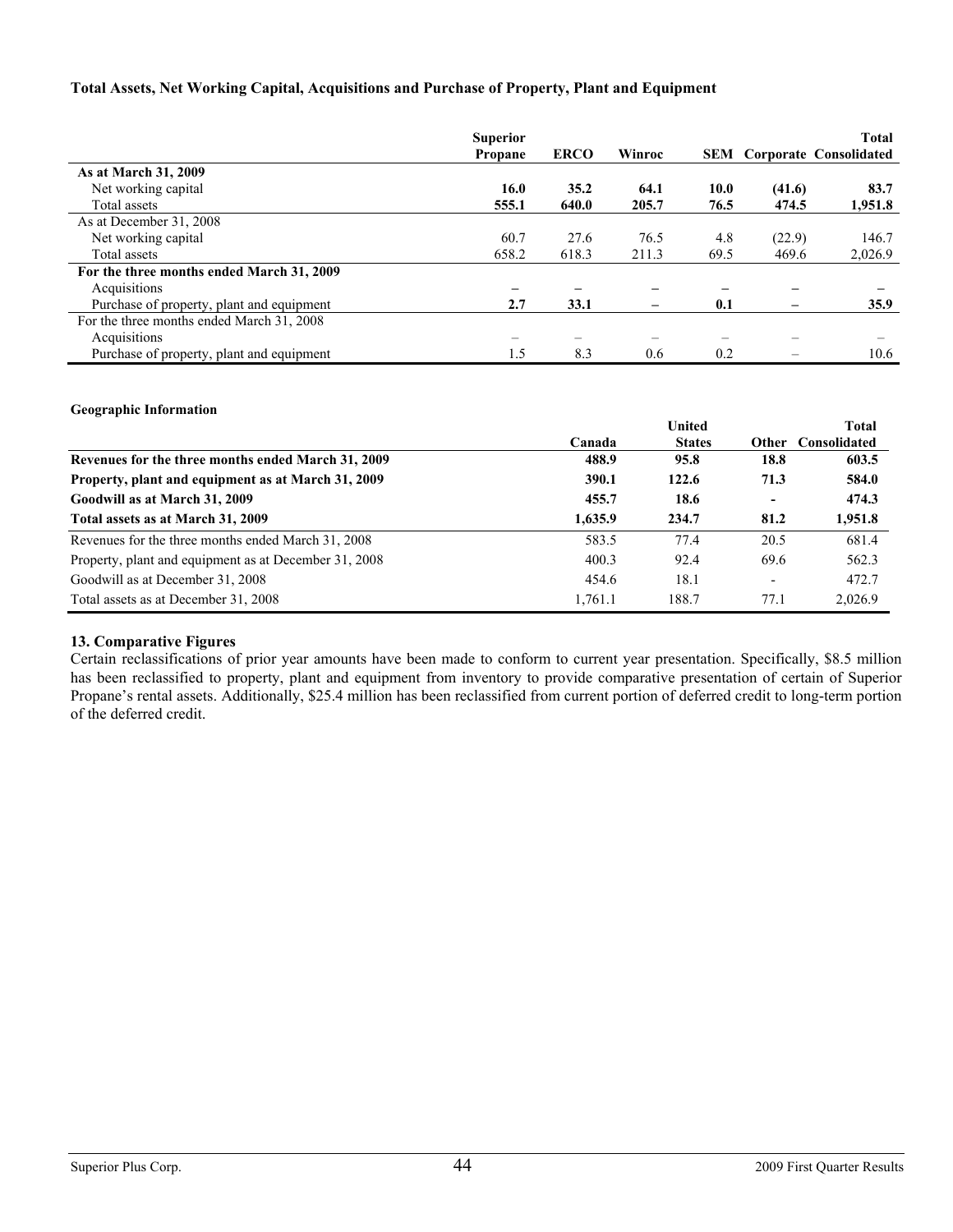**Total Assets, Net Working Capital, Acquisitions and Purchase of Property, Plant and Equipment**

| | Superior Propane | ERCO | Winroc | SEM | Corporate | Total Consolidated |
|---|---|---|---|---|---|---|
| **As at March 31, 2009** | | | | | | |
| Net working capital | **16.0** | **35.2** | **64.1** | **10.0** | **(41.6)** | **83.7** |
| Total assets | **555.1** | **640.0** | **205.7** | **76.5** | **474.5** | **1,951.8** |
| As at December 31, 2008 | | | | | | |
| Net working capital | 60.7 | 27.6 | 76.5 | 4.8 | (22.9) | 146.7 |
| Total assets | 658.2 | 618.3 | 211.3 | 69.5 | 469.6 | 2,026.9 |
| **For the three months ended March 31, 2009** | | | | | | |
| Acquisitions | **–** | **–** | **–** | **–** | **–** | **–** |
| Purchase of property, plant and equipment | **2.7** | **33.1** | **–** | **0.1** | **–** | **35.9** |
| For the three months ended March 31, 2008 | | | | | | |
| Acquisitions | – | – | – | – | – | – |
| Purchase of property, plant and equipment | 1.5 | 8.3 | 0.6 | 0.2 | – | 10.6 |

**Geographic Information**

| | Canada | United States | Other | Total Consolidated |
|---|---|---|---|---|
| **Revenues for the three months ended March 31, 2009** | **488.9** | **95.8** | **18.8** | **603.5** |
| **Property, plant and equipment as at March 31, 2009** | **390.1** | **122.6** | **71.3** | **584.0** |
| **Goodwill as at March 31, 2009** | **455.7** | **18.6** | **-** | **474.3** |
| **Total assets as at March 31, 2009** | **1,635.9** | **234.7** | **81.2** | **1,951.8** |
| Revenues for the three months ended March 31, 2008 | 583.5 | 77.4 | 20.5 | 681.4 |
| Property, plant and equipment as at December 31, 2008 | 400.3 | 92.4 | 69.6 | 562.3 |
| Goodwill as at December 31, 2008 | 454.6 | 18.1 | - | 472.7 |
| Total assets as at December 31, 2008 | 1,761.1 | 188.7 | 77.1 | 2,026.9 |

**13. Comparative Figures**

Certain reclassifications of prior year amounts have been made to conform to current year presentation. Specifically, $8.5 million has been reclassified to property, plant and equipment from inventory to provide comparative presentation of certain of Superior Propane's rental assets. Additionally, $25.4 million has been reclassified from current portion of deferred credit to long-term portion of the deferred credit.